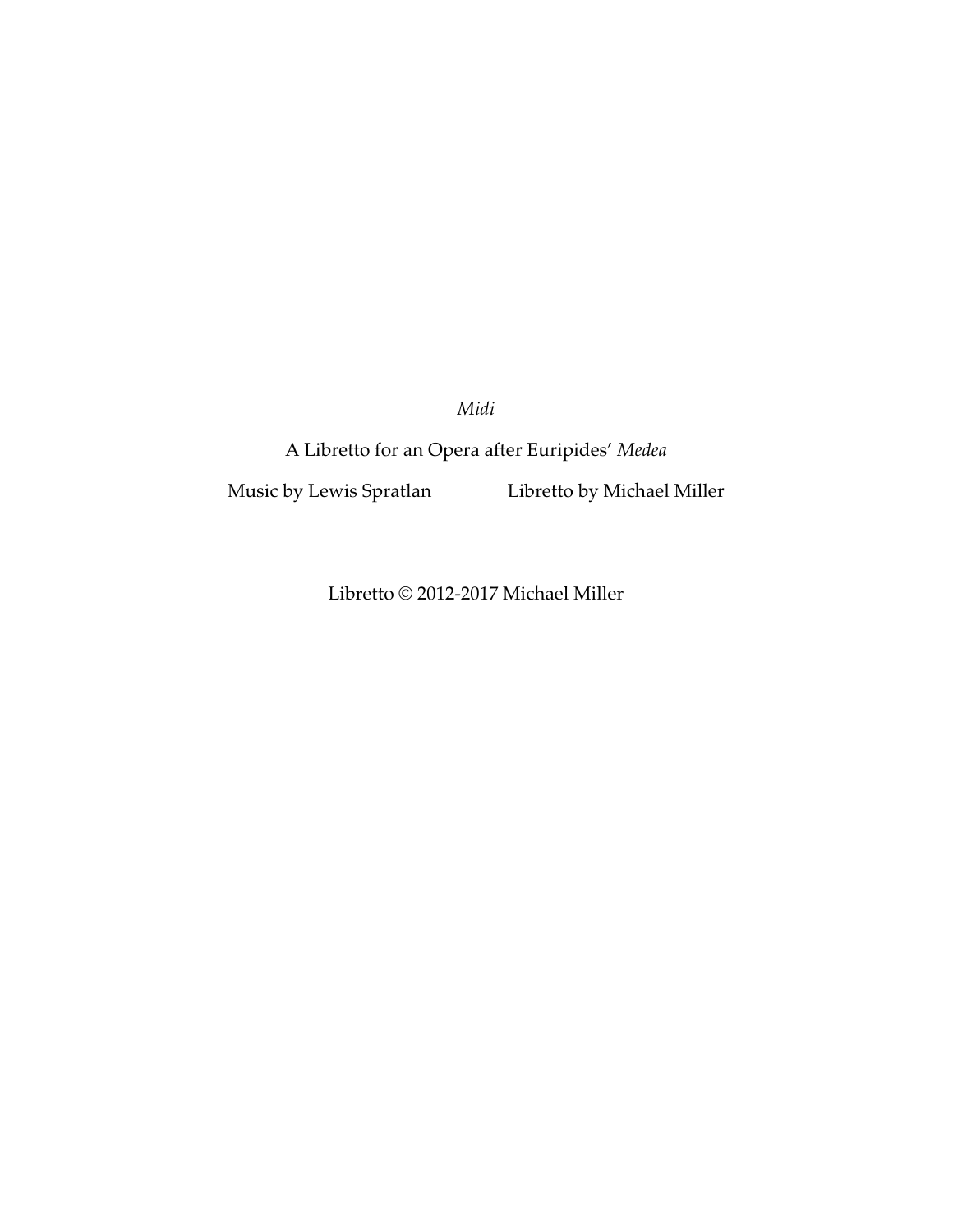# *Midi*

A Libretto for an Opera after Euripides' *Medea*

Music by Lewis Spratlan Libretto by Michael Miller

Libretto © 2012-2017 Michael Miller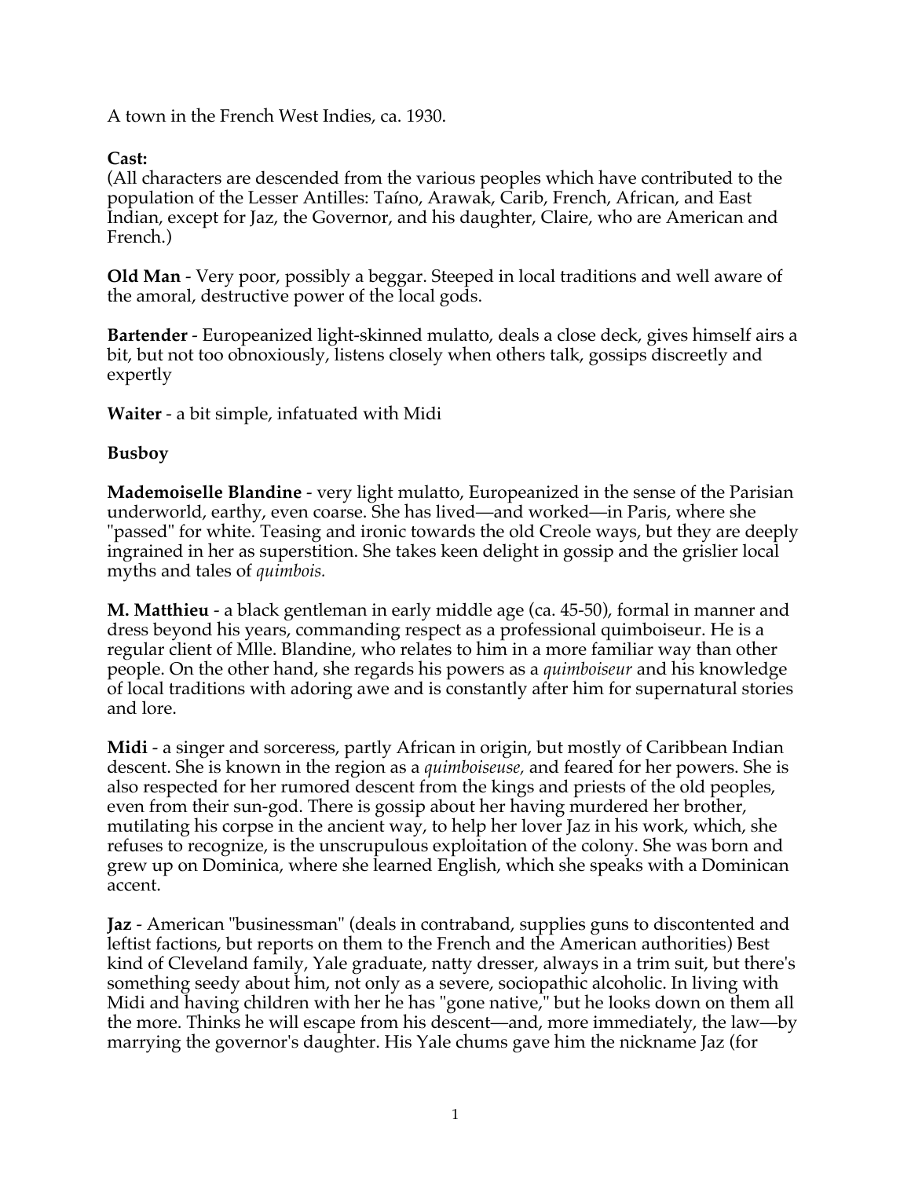A town in the French West Indies, ca. 1930.

**Cast:**
(All characters are descended from the various peoples which have contributed to the population of the Lesser Antilles: Taíno, Arawak, Carib, French, African, and East Indian, except for Jaz, the Governor, and his daughter, Claire, who are American and French.)

**Old Man** - Very poor, possibly a beggar. Steeped in local traditions and well aware of the amoral, destructive power of the local gods.

**Bartender** - Europeanized light-skinned mulatto, deals a close deck, gives himself airs a bit, but not too obnoxiously, listens closely when others talk, gossips discreetly and expertly

**Waiter** - a bit simple, infatuated with Midi

**Busboy**

**Mademoiselle Blandine** - very light mulatto, Europeanized in the sense of the Parisian underworld, earthy, even coarse. She has lived—and worked—in Paris, where she "passed" for white. Teasing and ironic towards the old Creole ways, but they are deeply ingrained in her as superstition. She takes keen delight in gossip and the grislier local myths and tales of *quimbois.*

**M. Matthieu** - a black gentleman in early middle age (ca. 45-50), formal in manner and dress beyond his years, commanding respect as a professional quimboiseur. He is a regular client of Mlle. Blandine, who relates to him in a more familiar way than other people. On the other hand, she regards his powers as a *quimboiseur* and his knowledge of local traditions with adoring awe and is constantly after him for supernatural stories and lore.

**Midi** - a singer and sorceress, partly African in origin, but mostly of Caribbean Indian descent. She is known in the region as a *quimboiseuse,* and feared for her powers. She is also respected for her rumored descent from the kings and priests of the old peoples, even from their sun-god. There is gossip about her having murdered her brother, mutilating his corpse in the ancient way, to help her lover Jaz in his work, which, she refuses to recognize, is the unscrupulous exploitation of the colony. She was born and grew up on Dominica, where she learned English, which she speaks with a Dominican accent.

**Jaz** - American "businessman" (deals in contraband, supplies guns to discontented and leftist factions, but reports on them to the French and the American authorities) Best kind of Cleveland family, Yale graduate, natty dresser, always in a trim suit, but there's something seedy about him, not only as a severe, sociopathic alcoholic. In living with Midi and having children with her he has "gone native," but he looks down on them all the more. Thinks he will escape from his descent—and, more immediately, the law—by marrying the governor's daughter. His Yale chums gave him the nickname Jaz (for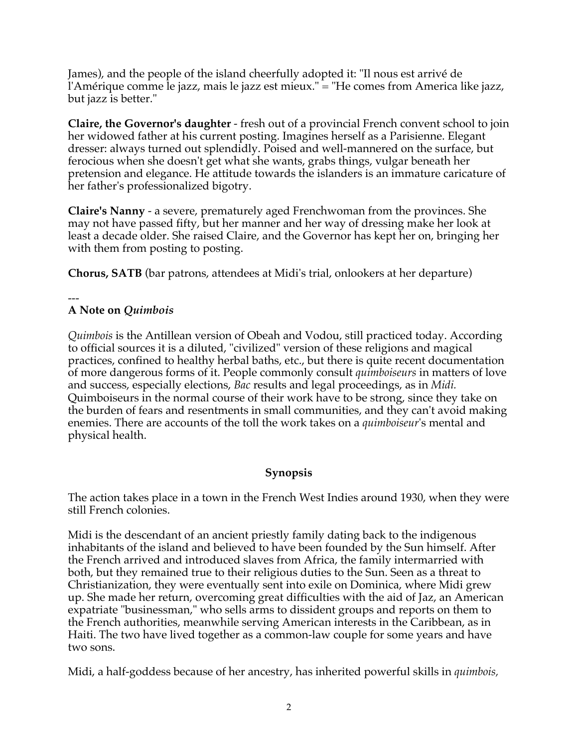James), and the people of the island cheerfully adopted it: "Il nous est arrivé de l'Amérique comme le jazz, mais le jazz est mieux." = "He comes from America like jazz, but jazz is better."

**Claire, the Governor's daughter** - fresh out of a provincial French convent school to join her widowed father at his current posting. Imagines herself as a Parisienne. Elegant dresser: always turned out splendidly. Poised and well-mannered on the surface, but ferocious when she doesn't get what she wants, grabs things, vulgar beneath her pretension and elegance. He attitude towards the islanders is an immature caricature of her father's professionalized bigotry.

**Claire's Nanny** - a severe, prematurely aged Frenchwoman from the provinces. She may not have passed fifty, but her manner and her way of dressing make her look at least a decade older. She raised Claire, and the Governor has kept her on, bringing her with them from posting to posting.

**Chorus, SATB** (bar patrons, attendees at Midi's trial, onlookers at her departure)

---

### A Note on *Quimbois*

*Quimbois* is the Antillean version of Obeah and Vodou, still practiced today. According to official sources it is a diluted, "civilized" version of these religions and magical practices, confined to healthy herbal baths, etc., but there is quite recent documentation of more dangerous forms of it. People commonly consult *quimboiseurs* in matters of love and success, especially elections, *Bac* results and legal proceedings, as in *Midi.* Quimboiseurs in the normal course of their work have to be strong, since they take on the burden of fears and resentments in small communities, and they can't avoid making enemies. There are accounts of the toll the work takes on a *quimboiseur*'s mental and physical health.

## Synopsis

The action takes place in a town in the French West Indies around 1930, when they were still French colonies.

Midi is the descendant of an ancient priestly family dating back to the indigenous inhabitants of the island and believed to have been founded by the Sun himself. After the French arrived and introduced slaves from Africa, the family intermarried with both, but they remained true to their religious duties to the Sun. Seen as a threat to Christianization, they were eventually sent into exile on Dominica, where Midi grew up. She made her return, overcoming great difficulties with the aid of Jaz, an American expatriate "businessman," who sells arms to dissident groups and reports on them to the French authorities, meanwhile serving American interests in the Caribbean, as in Haiti. The two have lived together as a common-law couple for some years and have two sons.

Midi, a half-goddess because of her ancestry, has inherited powerful skills in *quimbois,*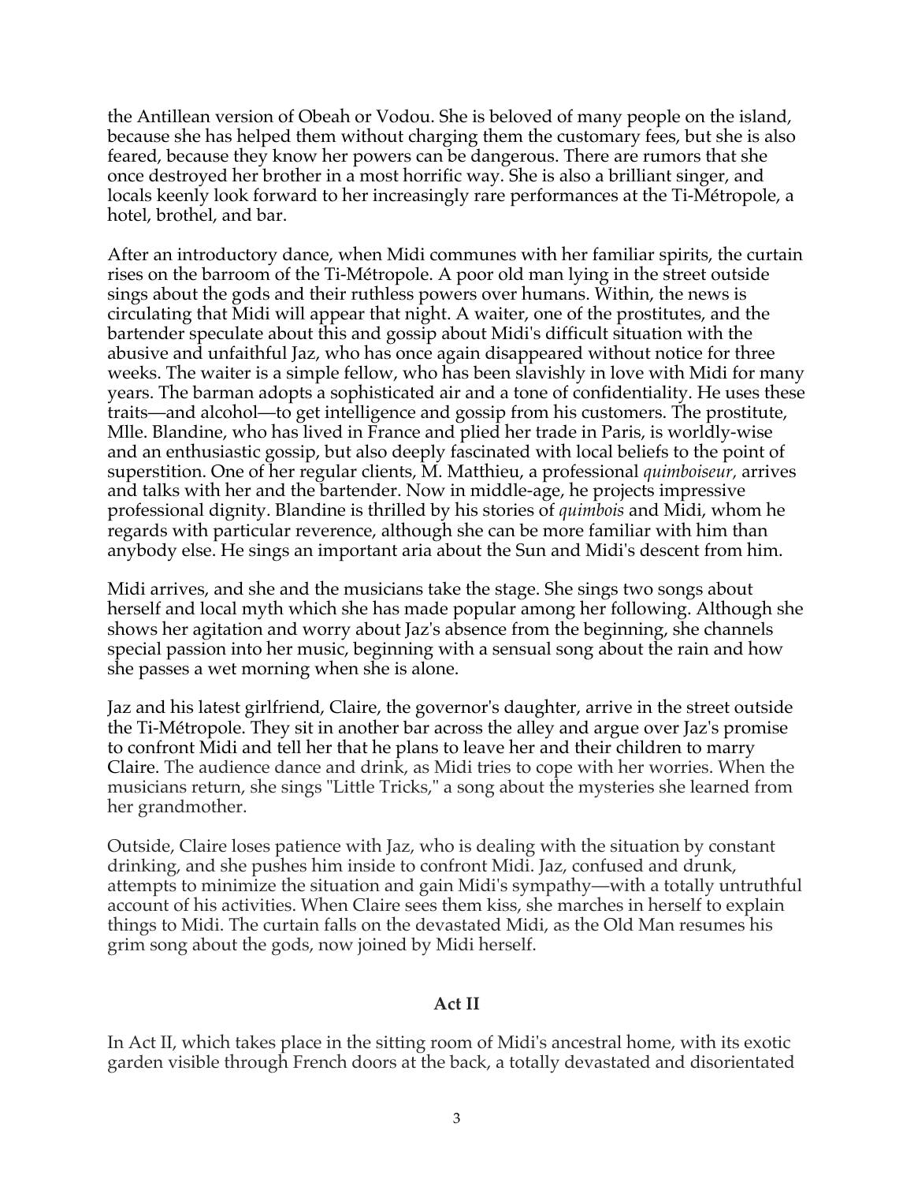the Antillean version of Obeah or Vodou. She is beloved of many people on the island, because she has helped them without charging them the customary fees, but she is also feared, because they know her powers can be dangerous. There are rumors that she once destroyed her brother in a most horrific way. She is also a brilliant singer, and locals keenly look forward to her increasingly rare performances at the Ti-Métropole, a hotel, brothel, and bar.

After an introductory dance, when Midi communes with her familiar spirits, the curtain rises on the barroom of the Ti-Métropole. A poor old man lying in the street outside sings about the gods and their ruthless powers over humans. Within, the news is circulating that Midi will appear that night. A waiter, one of the prostitutes, and the bartender speculate about this and gossip about Midi's difficult situation with the abusive and unfaithful Jaz, who has once again disappeared without notice for three weeks. The waiter is a simple fellow, who has been slavishly in love with Midi for many years. The barman adopts a sophisticated air and a tone of confidentiality. He uses these traits—and alcohol—to get intelligence and gossip from his customers. The prostitute, Mlle. Blandine, who has lived in France and plied her trade in Paris, is worldly-wise and an enthusiastic gossip, but also deeply fascinated with local beliefs to the point of superstition. One of her regular clients, M. Matthieu, a professional *quimboiseur*, arrives and talks with her and the bartender. Now in middle-age, he projects impressive professional dignity. Blandine is thrilled by his stories of *quimbois* and Midi, whom he regards with particular reverence, although she can be more familiar with him than anybody else. He sings an important aria about the Sun and Midi's descent from him.

Midi arrives, and she and the musicians take the stage. She sings two songs about herself and local myth which she has made popular among her following. Although she shows her agitation and worry about Jaz's absence from the beginning, she channels special passion into her music, beginning with a sensual song about the rain and how she passes a wet morning when she is alone.

Jaz and his latest girlfriend, Claire, the governor's daughter, arrive in the street outside the Ti-Métropole. They sit in another bar across the alley and argue over Jaz's promise to confront Midi and tell her that he plans to leave her and their children to marry Claire. The audience dance and drink, as Midi tries to cope with her worries. When the musicians return, she sings "Little Tricks," a song about the mysteries she learned from her grandmother.

Outside, Claire loses patience with Jaz, who is dealing with the situation by constant drinking, and she pushes him inside to confront Midi. Jaz, confused and drunk, attempts to minimize the situation and gain Midi's sympathy—with a totally untruthful account of his activities. When Claire sees them kiss, she marches in herself to explain things to Midi. The curtain falls on the devastated Midi, as the Old Man resumes his grim song about the gods, now joined by Midi herself.

### Act II

In Act II, which takes place in the sitting room of Midi's ancestral home, with its exotic garden visible through French doors at the back, a totally devastated and disorientated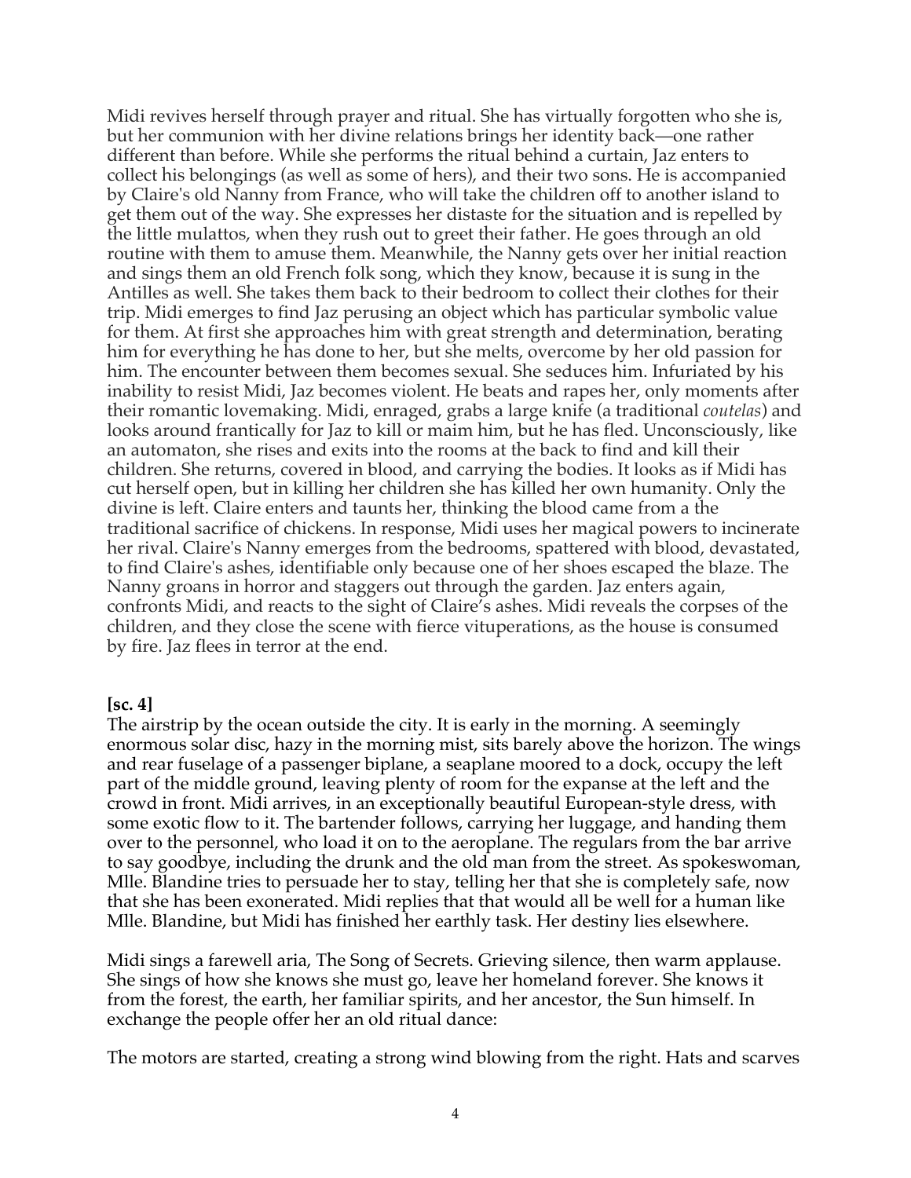Midi revives herself through prayer and ritual. She has virtually forgotten who she is, but her communion with her divine relations brings her identity back—one rather different than before. While she performs the ritual behind a curtain, Jaz enters to collect his belongings (as well as some of hers), and their two sons. He is accompanied by Claire's old Nanny from France, who will take the children off to another island to get them out of the way. She expresses her distaste for the situation and is repelled by the little mulattos, when they rush out to greet their father. He goes through an old routine with them to amuse them. Meanwhile, the Nanny gets over her initial reaction and sings them an old French folk song, which they know, because it is sung in the Antilles as well. She takes them back to their bedroom to collect their clothes for their trip. Midi emerges to find Jaz perusing an object which has particular symbolic value for them. At first she approaches him with great strength and determination, berating him for everything he has done to her, but she melts, overcome by her old passion for him. The encounter between them becomes sexual. She seduces him. Infuriated by his inability to resist Midi, Jaz becomes violent. He beats and rapes her, only moments after their romantic lovemaking. Midi, enraged, grabs a large knife (a traditional *coutelas*) and looks around frantically for Jaz to kill or maim him, but he has fled. Unconsciously, like an automaton, she rises and exits into the rooms at the back to find and kill their children. She returns, covered in blood, and carrying the bodies. It looks as if Midi has cut herself open, but in killing her children she has killed her own humanity. Only the divine is left. Claire enters and taunts her, thinking the blood came from a the traditional sacrifice of chickens. In response, Midi uses her magical powers to incinerate her rival. Claire's Nanny emerges from the bedrooms, spattered with blood, devastated, to find Claire's ashes, identifiable only because one of her shoes escaped the blaze. The Nanny groans in horror and staggers out through the garden. Jaz enters again, confronts Midi, and reacts to the sight of Claire's ashes. Midi reveals the corpses of the children, and they close the scene with fierce vituperations, as the house is consumed by fire. Jaz flees in terror at the end.

**[sc. 4]**

The airstrip by the ocean outside the city. It is early in the morning. A seemingly enormous solar disc, hazy in the morning mist, sits barely above the horizon. The wings and rear fuselage of a passenger biplane, a seaplane moored to a dock, occupy the left part of the middle ground, leaving plenty of room for the expanse at the left and the crowd in front. Midi arrives, in an exceptionally beautiful European-style dress, with some exotic flow to it. The bartender follows, carrying her luggage, and handing them over to the personnel, who load it on to the aeroplane. The regulars from the bar arrive to say goodbye, including the drunk and the old man from the street. As spokeswoman, Mlle. Blandine tries to persuade her to stay, telling her that she is completely safe, now that she has been exonerated. Midi replies that that would all be well for a human like Mlle. Blandine, but Midi has finished her earthly task. Her destiny lies elsewhere.

Midi sings a farewell aria, The Song of Secrets. Grieving silence, then warm applause. She sings of how she knows she must go, leave her homeland forever. She knows it from the forest, the earth, her familiar spirits, and her ancestor, the Sun himself. In exchange the people offer her an old ritual dance:

The motors are started, creating a strong wind blowing from the right. Hats and scarves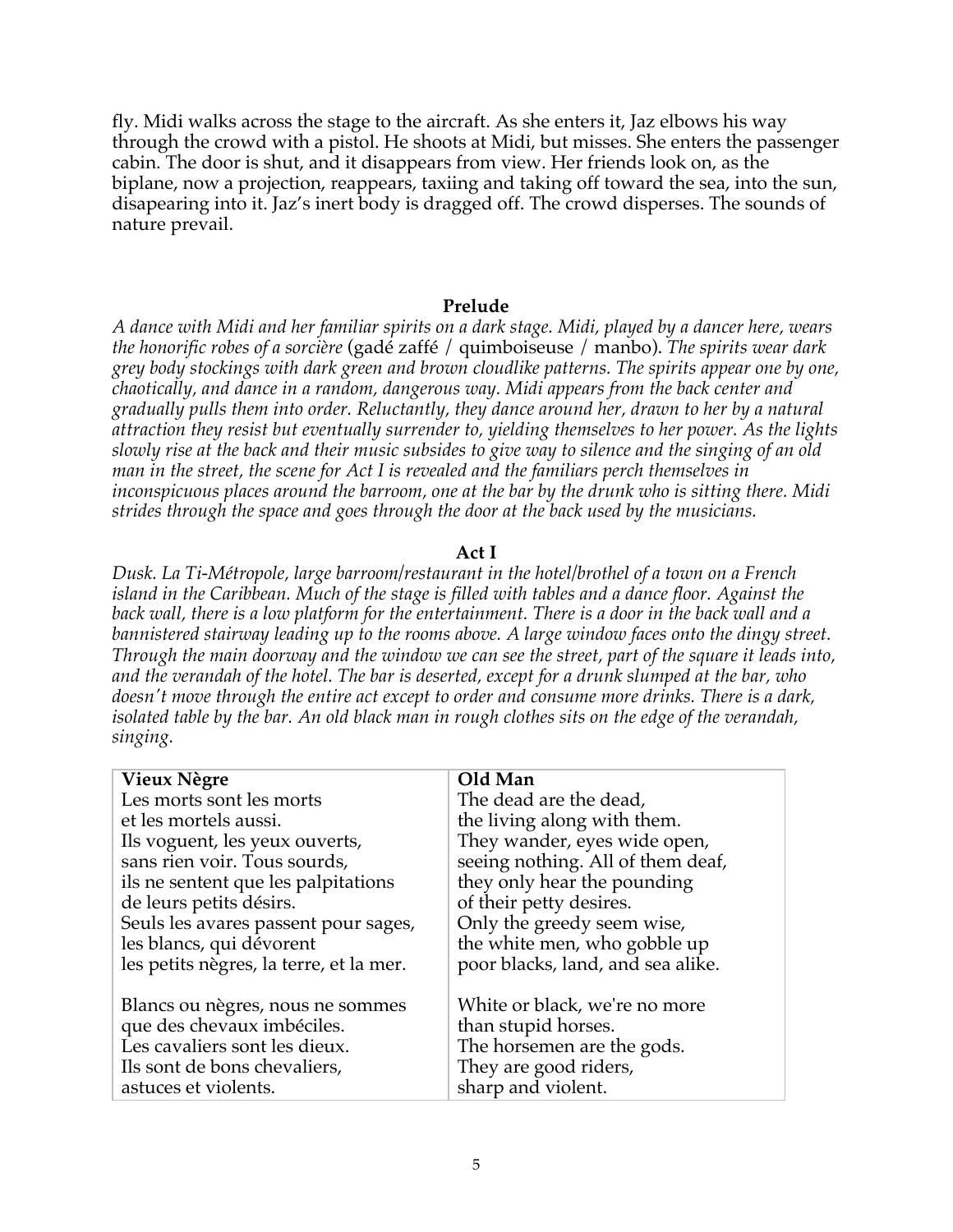fly. Midi walks across the stage to the aircraft. As she enters it, Jaz elbows his way through the crowd with a pistol. He shoots at Midi, but misses. She enters the passenger cabin. The door is shut, and it disappears from view. Her friends look on, as the biplane, now a projection, reappears, taxiing and taking off toward the sea, into the sun, disapearing into it. Jaz's inert body is dragged off. The crowd disperses. The sounds of nature prevail.

## Prelude

*A dance with Midi and her familiar spirits on a dark stage. Midi, played by a dancer here, wears the honorific robes of a sorcière* (gadé zaffé / quimboiseuse / manbo). *The spirits wear dark grey body stockings with dark green and brown cloudlike patterns. The spirits appear one by one, chaotically, and dance in a random, dangerous way. Midi appears from the back center and gradually pulls them into order. Reluctantly, they dance around her, drawn to her by a natural attraction they resist but eventually surrender to, yielding themselves to her power. As the lights slowly rise at the back and their music subsides to give way to silence and the singing of an old man in the street, the scene for Act I is revealed and the familiars perch themselves in inconspicuous places around the barroom, one at the bar by the drunk who is sitting there. Midi strides through the space and goes through the door at the back used by the musicians.*

## Act I

*Dusk. La Ti-Métropole, large barroom/restaurant in the hotel/brothel of a town on a French island in the Caribbean. Much of the stage is filled with tables and a dance floor. Against the back wall, there is a low platform for the entertainment. There is a door in the back wall and a bannistered stairway leading up to the rooms above. A large window faces onto the dingy street. Through the main doorway and the window we can see the street, part of the square it leads into, and the verandah of the hotel. The bar is deserted, except for a drunk slumped at the bar, who doesn't move through the entire act except to order and consume more drinks. There is a dark, isolated table by the bar. An old black man in rough clothes sits on the edge of the verandah, singing.*

| **Vieux Nègre** | **Old Man** |
| --- | --- |
| Les morts sont les morts | The dead are the dead, |
| et les mortels aussi. | the living along with them. |
| Ils voguent, les yeux ouverts, | They wander, eyes wide open, |
| sans rien voir. Tous sourds, | seeing nothing. All of them deaf, |
| ils ne sentent que les palpitations | they only hear the pounding |
| de leurs petits désirs. | of their petty desires. |
| Seuls les avares passent pour sages, | Only the greedy seem wise, |
| les blancs, qui dévorent | the white men, who gobble up |
| les petits nègres, la terre, et la mer. | poor blacks, land, and sea alike. |
| | |
| Blancs ou nègres, nous ne sommes | White or black, we're no more |
| que des chevaux imbéciles. | than stupid horses. |
| Les cavaliers sont les dieux. | The horsemen are the gods. |
| Ils sont de bons chevaliers, | They are good riders, |
| astuces et violents. | sharp and violent. |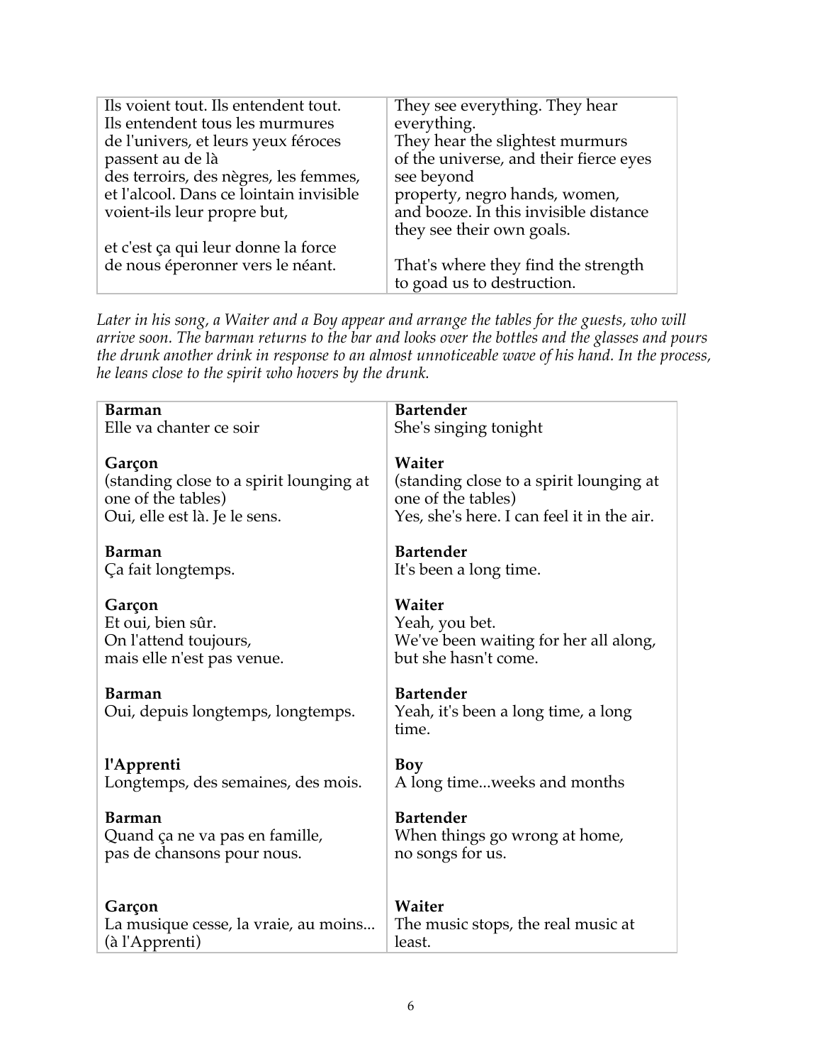| Ils voient tout. Ils entendent tout.<br>Ils entendent tous les murmures<br>de l'univers, et leurs yeux féroces<br>passent au de là<br>des terroirs, des nègres, les femmes,<br>et l'alcool. Dans ce lointain invisible<br>voient-ils leur propre but,<br><br>et c'est ça qui leur donne la force<br>de nous éperonner vers le néant. | They see everything. They hear<br>everything.<br>They hear the slightest murmurs<br>of the universe, and their fierce eyes<br>see beyond<br>property, negro hands, women,<br>and booze. In this invisible distance<br>they see their own goals.<br><br>That's where they find the strength<br>to goad us to destruction. |
|---|---|

*Later in his song, a Waiter and a Boy appear and arrange the tables for the guests, who will arrive soon. The barman returns to the bar and looks over the bottles and the glasses and pours the drunk another drink in response to an almost unnoticeable wave of his hand. In the process, he leans close to the spirit who hovers by the drunk.*

| **Barman**<br>Elle va chanter ce soir | **Bartender**<br>She's singing tonight |
|---|---|
| **Garçon**<br>(standing close to a spirit lounging at one of the tables)<br>Oui, elle est là. Je le sens. | **Waiter**<br>(standing close to a spirit lounging at one of the tables)<br>Yes, she's here. I can feel it in the air. |
| **Barman**<br>Ça fait longtemps. | **Bartender**<br>It's been a long time. |
| **Garçon**<br>Et oui, bien sûr.<br>On l'attend toujours,<br>mais elle n'est pas venue. | **Waiter**<br>Yeah, you bet.<br>We've been waiting for her all along,<br>but she hasn't come. |
| **Barman**<br>Oui, depuis longtemps, longtemps. | **Bartender**<br>Yeah, it's been a long time, a long time. |
| **l'Apprenti**<br>Longtemps, des semaines, des mois. | **Boy**<br>A long time...weeks and months |
| **Barman**<br>Quand ça ne va pas en famille,<br>pas de chansons pour nous. | **Bartender**<br>When things go wrong at home,<br>no songs for us. |
| **Garçon**<br>La musique cesse, la vraie, au moins...<br>(à l'Apprenti) | **Waiter**<br>The music stops, the real music at least. |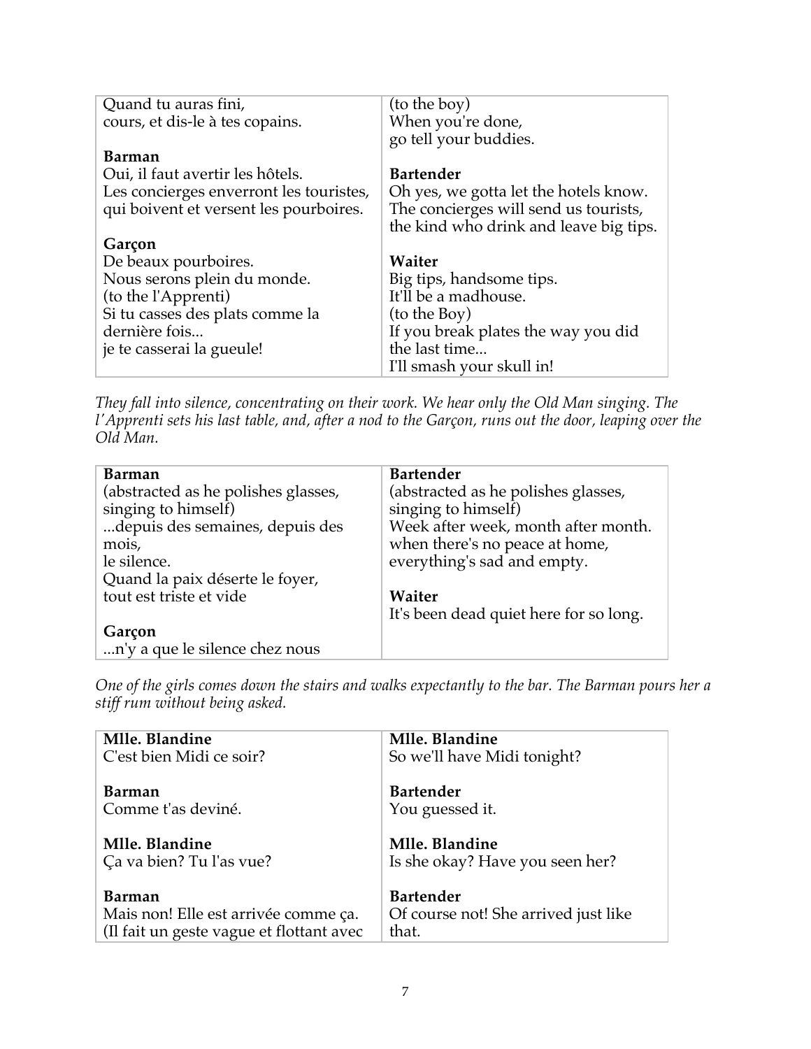| | |
|---|---|
| Quand tu auras fini,<br>cours, et dis-le à tes copains.<br><br>**Barman**<br>Oui, il faut avertir les hôtels.<br>Les concierges enverront les touristes,<br>qui boivent et versent les pourboires.<br><br>**Garçon**<br>De beaux pourboires.<br>Nous serons plein du monde.<br>(to the l'Apprenti)<br>Si tu casses des plats comme la dernière fois...<br>je te casserai la gueule! | (to the boy)<br>When you're done,<br>go tell your buddies.<br><br>**Bartender**<br>Oh yes, we gotta let the hotels know.<br>The concierges will send us tourists,<br>the kind who drink and leave big tips.<br><br>**Waiter**<br>Big tips, handsome tips.<br>It'll be a madhouse.<br>(to the Boy)<br>If you break plates the way you did the last time...<br>I'll smash your skull in! |

*They fall into silence, concentrating on their work. We hear only the Old Man singing. The l'Apprenti sets his last table, and, after a nod to the Garçon, runs out the door, leaping over the Old Man.*

| | |
|---|---|
| **Barman**<br>(abstracted as he polishes glasses, singing to himself)<br>...depuis des semaines, depuis des mois,<br>le silence.<br>Quand la paix déserte le foyer,<br>tout est triste et vide<br><br>**Garçon**<br>...n'y a que le silence chez nous | **Bartender**<br>(abstracted as he polishes glasses, singing to himself)<br>Week after week, month after month.<br>when there's no peace at home,<br>everything's sad and empty.<br><br>**Waiter**<br>It's been dead quiet here for so long. |

*One of the girls comes down the stairs and walks expectantly to the bar. The Barman pours her a stiff rum without being asked.*

| | |
|---|---|
| **Mlle. Blandine**<br>C'est bien Midi ce soir?<br><br>**Barman**<br>Comme t'as deviné.<br><br>**Mlle. Blandine**<br>Ça va bien? Tu l'as vue?<br><br>**Barman**<br>Mais non! Elle est arrivée comme ça.<br>(Il fait un geste vague et flottant avec | **Mlle. Blandine**<br>So we'll have Midi tonight?<br><br>**Bartender**<br>You guessed it.<br><br>**Mlle. Blandine**<br>Is she okay? Have you seen her?<br><br>**Bartender**<br>Of course not! She arrived just like that. |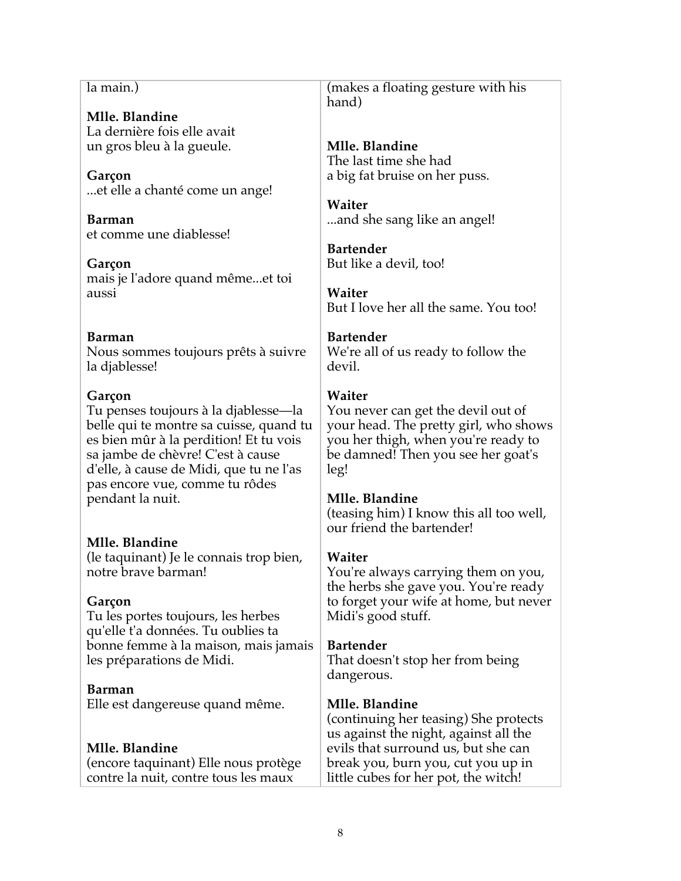| | |
|---|---|
| la main.) | (makes a floating gesture with his hand) |
| **Mlle. Blandine**<br>La dernière fois elle avait un gros bleu à la gueule. | **Mlle. Blandine**<br>The last time she had a big fat bruise on her puss. |
| **Garçon**<br>...et elle a chanté come un ange! | **Waiter**<br>...and she sang like an angel! |
| **Barman**<br>et comme une diablesse! | **Bartender**<br>But like a devil, too! |
| **Garçon**<br>mais je l'adore quand même...et toi aussi | **Waiter**<br>But I love her all the same. You too! |
| **Barman**<br>Nous sommes toujours prêts à suivre la djablesse! | **Bartender**<br>We're all of us ready to follow the devil. |
| **Garçon**<br>Tu penses toujours à la djablesse—la belle qui te montre sa cuisse, quand tu es bien mûr à la perdition! Et tu vois sa jambe de chèvre! C'est à cause d'elle, à cause de Midi, que tu ne l'as pas encore vue, comme tu rôdes pendant la nuit. | **Waiter**<br>You never can get the devil out of your head. The pretty girl, who shows you her thigh, when you're ready to be damned! Then you see her goat's leg! |
| **Mlle. Blandine**<br>(le taquinant) Je le connais trop bien, notre brave barman! | **Mlle. Blandine**<br>(teasing him) I know this all too well, our friend the bartender! |
| **Garçon**<br>Tu les portes toujours, les herbes qu'elle t'a données. Tu oublies ta bonne femme à la maison, mais jamais les préparations de Midi. | **Waiter**<br>You're always carrying them on you, the herbs she gave you. You're ready to forget your wife at home, but never Midi's good stuff. |
| **Barman**<br>Elle est dangereuse quand même. | **Bartender**<br>That doesn't stop her from being dangerous. |
| **Mlle. Blandine**<br>(encore taquinant) Elle nous protège contre la nuit, contre tous les maux | **Mlle. Blandine**<br>(continuing her teasing) She protects us against the night, against all the evils that surround us, but she can break you, burn you, cut you up in little cubes for her pot, the witch! |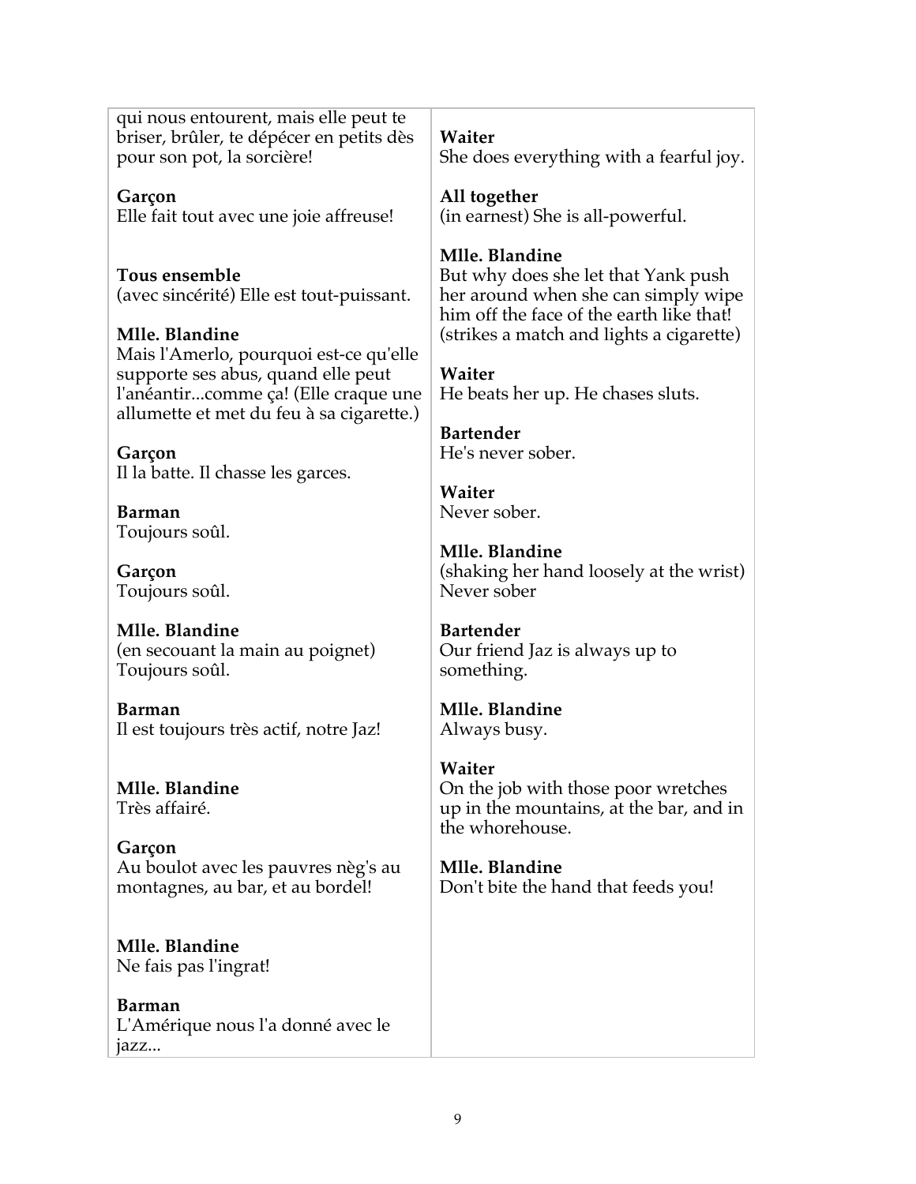qui nous entourent, mais elle peut te briser, brûler, te dépécer en petits dès pour son pot, la sorcière!

**Garçon**
Elle fait tout avec une joie affreuse!

**Tous ensemble**
(avec sincérité) Elle est tout-puissant.

**Mlle. Blandine**
Mais l'Amerlo, pourquoi est-ce qu'elle supporte ses abus, quand elle peut l'anéantir...comme ça! (Elle craque une allumette et met du feu à sa cigarette.)

**Garçon**
Il la batte. Il chasse les garces.

**Barman**
Toujours soûl.

**Garçon**
Toujours soûl.

**Mlle. Blandine**
(en secouant la main au poignet) Toujours soûl.

**Barman**
Il est toujours très actif, notre Jaz!

**Mlle. Blandine**
Très affairé.

**Garçon**
Au boulot avec les pauvres nèg's au montagnes, au bar, et au bordel!

**Mlle. Blandine**
Ne fais pas l'ingrat!

**Barman**
L'Amérique nous l'a donné avec le jazz...

**Waiter**
She does everything with a fearful joy.

**All together**
(in earnest) She is all-powerful.

**Mlle. Blandine**
But why does she let that Yank push her around when she can simply wipe him off the face of the earth like that! (strikes a match and lights a cigarette)

**Waiter**
He beats her up. He chases sluts.

**Bartender**
He's never sober.

**Waiter**
Never sober.

**Mlle. Blandine**
(shaking her hand loosely at the wrist) Never sober

**Bartender**
Our friend Jaz is always up to something.

**Mlle. Blandine**
Always busy.

**Waiter**
On the job with those poor wretches up in the mountains, at the bar, and in the whorehouse.

**Mlle. Blandine**
Don't bite the hand that feeds you!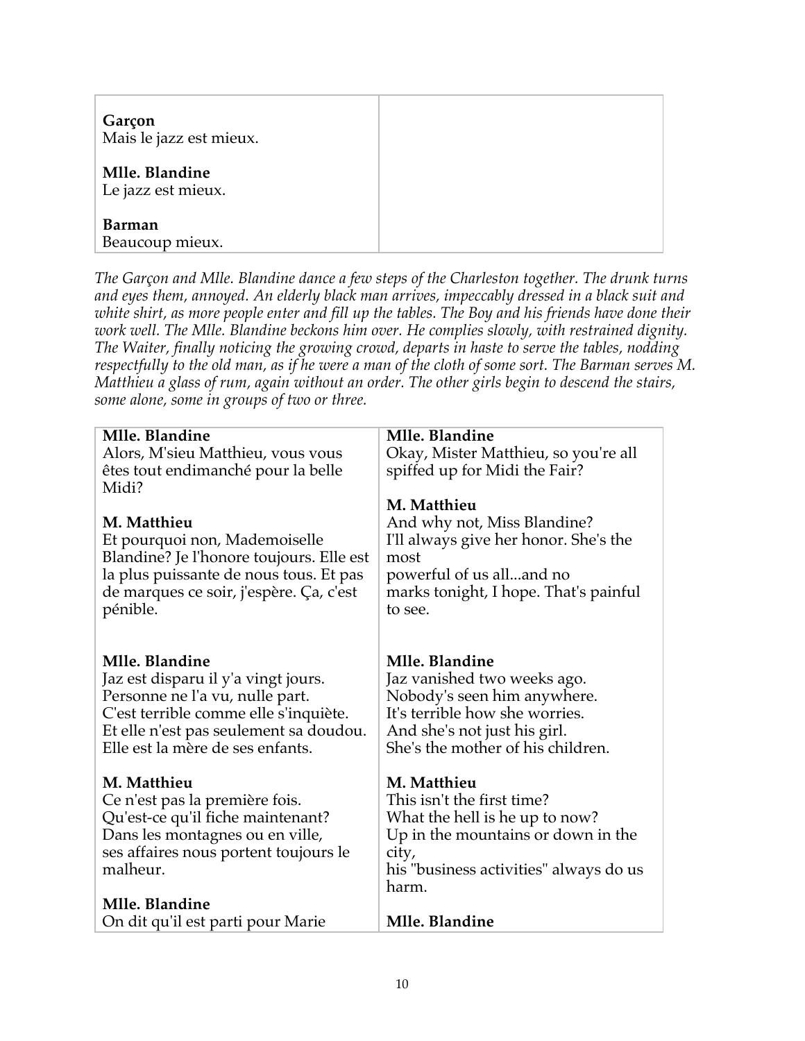| | |
|---|---|
| **Garçon**<br>Mais le jazz est mieux.<br><br>**Mlle. Blandine**<br>Le jazz est mieux.<br><br>**Barman**<br>Beaucoup mieux. | |

*The Garçon and Mlle. Blandine dance a few steps of the Charleston together. The drunk turns and eyes them, annoyed. An elderly black man arrives, impeccably dressed in a black suit and white shirt, as more people enter and fill up the tables. The Boy and his friends have done their work well. The Mlle. Blandine beckons him over. He complies slowly, with restrained dignity. The Waiter, finally noticing the growing crowd, departs in haste to serve the tables, nodding respectfully to the old man, as if he were a man of the cloth of some sort. The Barman serves M. Matthieu a glass of rum, again without an order. The other girls begin to descend the stairs, some alone, some in groups of two or three.*

| | |
|---|---|
| **Mlle. Blandine**<br>Alors, M'sieu Matthieu, vous vous êtes tout endimanché pour la belle Midi?<br><br>**M. Matthieu**<br>Et pourquoi non, Mademoiselle Blandine? Je l'honore toujours. Elle est la plus puissante de nous tous. Et pas de marques ce soir, j'espère. Ça, c'est pénible. | **Mlle. Blandine**<br>Okay, Mister Matthieu, so you're all spiffed up for Midi the Fair?<br><br>**M. Matthieu**<br>And why not, Miss Blandine?<br>I'll always give her honor. She's the most<br>powerful of us all...and no<br>marks tonight, I hope. That's painful to see. |
| **Mlle. Blandine**<br>Jaz est disparu il y'a vingt jours.<br>Personne ne l'a vu, nulle part.<br>C'est terrible comme elle s'inquiète.<br>Et elle n'est pas seulement sa doudou.<br>Elle est la mère de ses enfants.<br><br>**M. Matthieu**<br>Ce n'est pas la première fois.<br>Qu'est-ce qu'il fiche maintenant?<br>Dans les montagnes ou en ville,<br>ses affaires nous portent toujours le malheur.<br><br>**Mlle. Blandine**<br>On dit qu'il est parti pour Marie | **Mlle. Blandine**<br>Jaz vanished two weeks ago.<br>Nobody's seen him anywhere.<br>It's terrible how she worries.<br>And she's not just his girl.<br>She's the mother of his children.<br><br>**M. Matthieu**<br>This isn't the first time?<br>What the hell is he up to now?<br>Up in the mountains or down in the city,<br>his "business activities" always do us harm.<br><br>**Mlle. Blandine** |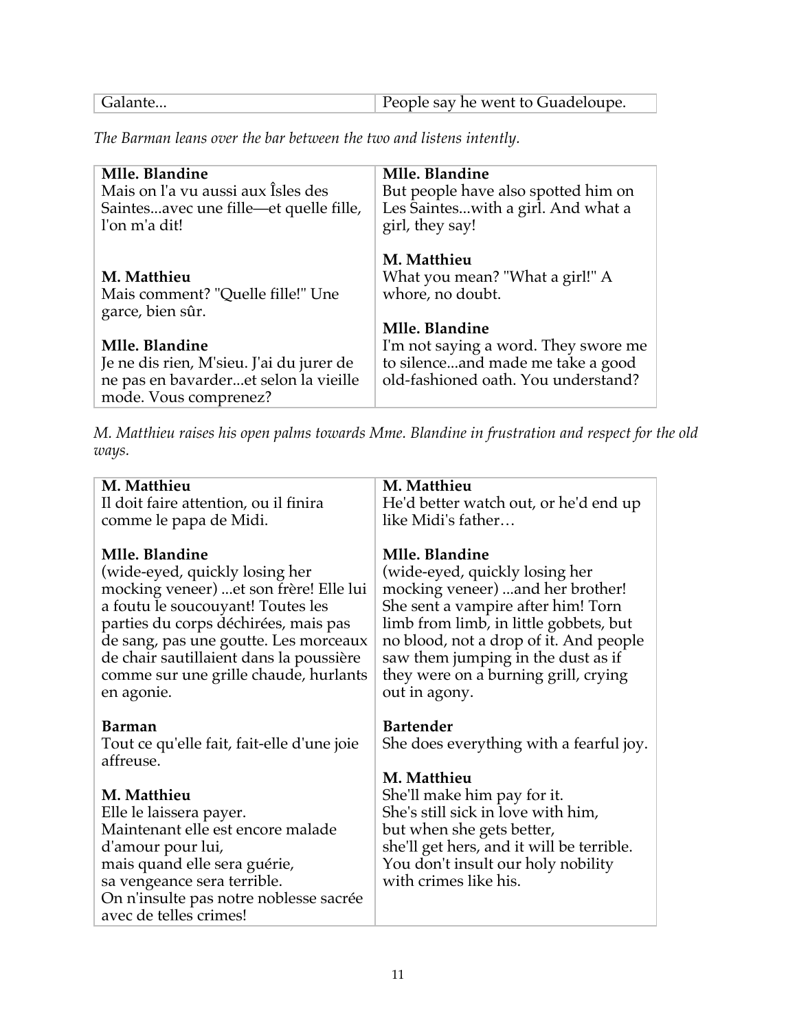| Galante... | People say he went to Guadeloupe. |
|---|---|

*The Barman leans over the bar between the two and listens intently.*

| | |
|---|---|
| **Mlle. Blandine**<br>Mais on l'a vu aussi aux Îsles des Saintes...avec une fille—et quelle fille, l'on m'a dit! | **Mlle. Blandine**<br>But people have also spotted him on Les Saintes...with a girl. And what a girl, they say! |
| **M. Matthieu**<br>Mais comment? "Quelle fille!" Une garce, bien sûr. | **M. Matthieu**<br>What you mean? "What a girl!" A whore, no doubt. |
| **Mlle. Blandine**<br>Je ne dis rien, M'sieu. J'ai du jurer de ne pas en bavarder...et selon la vieille mode. Vous comprenez? | **Mlle. Blandine**<br>I'm not saying a word. They swore me to silence...and made me take a good old-fashioned oath. You understand? |

*M. Matthieu raises his open palms towards Mme. Blandine in frustration and respect for the old ways.*

| | |
|---|---|
| **M. Matthieu**<br>Il doit faire attention, ou il finira comme le papa de Midi. | **M. Matthieu**<br>He'd better watch out, or he'd end up like Midi's father… |
| **Mlle. Blandine**<br>(wide-eyed, quickly losing her mocking veneer) ...et son frère! Elle lui a foutu le soucouyant! Toutes les parties du corps déchirées, mais pas de sang, pas une goutte. Les morceaux de chair sautillaient dans la poussière comme sur une grille chaude, hurlants en agonie. | **Mlle. Blandine**<br>(wide-eyed, quickly losing her mocking veneer) ...and her brother! She sent a vampire after him! Torn limb from limb, in little gobbets, but no blood, not a drop of it. And people saw them jumping in the dust as if they were on a burning grill, crying out in agony. |
| **Barman**<br>Tout ce qu'elle fait, fait-elle d'une joie affreuse. | **Bartender**<br>She does everything with a fearful joy. |
| **M. Matthieu**<br>Elle le laissera payer.<br>Maintenant elle est encore malade d'amour pour lui,<br>mais quand elle sera guérie,<br>sa vengeance sera terrible.<br>On n'insulte pas notre noblesse sacrée avec de telles crimes! | **M. Matthieu**<br>She'll make him pay for it.<br>She's still sick in love with him,<br>but when she gets better,<br>she'll get hers, and it will be terrible.<br>You don't insult our holy nobility with crimes like his. |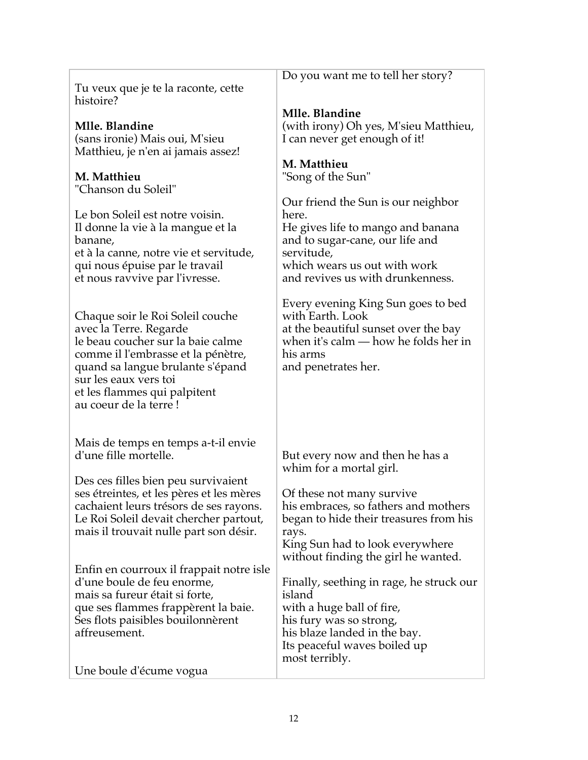| | |
|---|---|
| Tu veux que je te la raconte, cette histoire?<br><br>**Mlle. Blandine**<br>(sans ironie) Mais oui, M'sieu Matthieu, je n'en ai jamais assez!<br><br>**M. Matthieu**<br>"Chanson du Soleil"<br><br>Le bon Soleil est notre voisin.<br>Il donne la vie à la mangue et la banane,<br>et à la canne, notre vie et servitude,<br>qui nous épuise par le travail<br>et nous ravvive par l'ivresse.<br><br>Chaque soir le Roi Soleil couche avec la Terre. Regarde<br>le beau coucher sur la baie calme<br>comme il l'embrasse et la pénètre,<br>quand sa langue brulante s'épand<br>sur les eaux vers toi<br>et les flammes qui palpitent<br>au coeur de la terre !<br><br>Mais de temps en temps a-t-il envie d'une fille mortelle.<br><br>Des ces filles bien peu survivaient ses étreintes, et les pères et les mères cachaient leurs trésors de ses rayons.<br>Le Roi Soleil devait chercher partout,<br>mais il trouvait nulle part son désir.<br><br>Enfin en courroux il frappait notre isle<br>d'une boule de feu enorme,<br>mais sa fureur était si forte,<br>que ses flammes frappèrent la baie.<br>Ses flots paisibles bouilonnèrent affreusement.<br><br>Une boule d'écume vogua | Do you want me to tell her story?<br><br>**Mlle. Blandine**<br>(with irony) Oh yes, M'sieu Matthieu, I can never get enough of it!<br><br>**M. Matthieu**<br>"Song of the Sun"<br><br>Our friend the Sun is our neighbor here.<br>He gives life to mango and banana<br>and to sugar-cane, our life and servitude,<br>which wears us out with work<br>and revives us with drunkenness.<br><br>Every evening King Sun goes to bed with Earth. Look<br>at the beautiful sunset over the bay<br>when it's calm — how he folds her in his arms<br>and penetrates her.<br><br>But every now and then he has a whim for a mortal girl.<br><br>Of these not many survive<br>his embraces, so fathers and mothers<br>began to hide their treasures from his rays.<br>King Sun had to look everywhere<br>without finding the girl he wanted.<br><br>Finally, seething in rage, he struck our island<br>with a huge ball of fire,<br>his fury was so strong,<br>his blaze landed in the bay.<br>Its peaceful waves boiled up<br>most terribly. |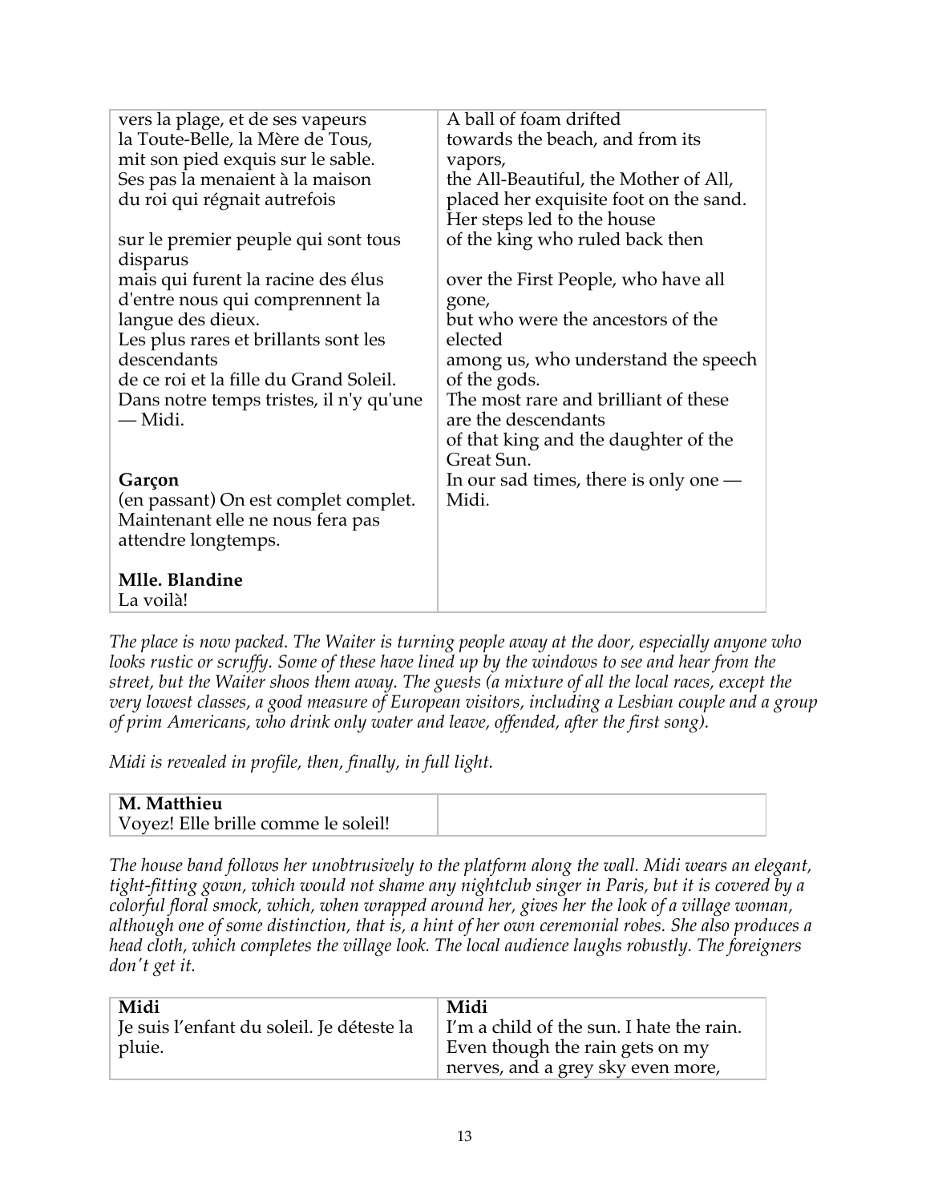| | |
|---|---|
| vers la plage, et de ses vapeurs<br>la Toute-Belle, la Mère de Tous,<br>mit son pied exquis sur le sable.<br>Ses pas la menaient à la maison<br>du roi qui régnait autrefois<br><br>sur le premier peuple qui sont tous disparus<br>mais qui furent la racine des élus<br>d'entre nous qui comprennent la langue des dieux.<br>Les plus rares et brillants sont les descendants<br>de ce roi et la fille du Grand Soleil.<br>Dans notre temps tristes, il n'y qu'une — Midi.<br><br>**Garçon**<br>(en passant) On est complet complet. Maintenant elle ne nous fera pas attendre longtemps.<br><br>**Mlle. Blandine**<br>La voilà! | A ball of foam drifted<br>towards the beach, and from its vapors,<br>the All-Beautiful, the Mother of All,<br>placed her exquisite foot on the sand.<br>Her steps led to the house<br>of the king who ruled back then<br><br>over the First People, who have all gone,<br>but who were the ancestors of the elected<br>among us, who understand the speech of the gods.<br>The most rare and brilliant of these are the descendants<br>of that king and the daughter of the Great Sun.<br>In our sad times, there is only one — Midi. |

*The place is now packed. The Waiter is turning people away at the door, especially anyone who looks rustic or scruffy. Some of these have lined up by the windows to see and hear from the street, but the Waiter shoos them away. The guests (a mixture of all the local races, except the very lowest classes, a good measure of European visitors, including a Lesbian couple and a group of prim Americans, who drink only water and leave, offended, after the first song).*

*Midi is revealed in profile, then, finally, in full light.*

| | |
|---|---|
| **M. Matthieu**<br>Voyez! Elle brille comme le soleil! | |

*The house band follows her unobtrusively to the platform along the wall. Midi wears an elegant, tight-fitting gown, which would not shame any nightclub singer in Paris, but it is covered by a colorful floral smock, which, when wrapped around her, gives her the look of a village woman, although one of some distinction, that is, a hint of her own ceremonial robes. She also produces a head cloth, which completes the village look. The local audience laughs robustly. The foreigners don't get it.*

| | |
|---|---|
| **Midi**<br>Je suis l'enfant du soleil. Je déteste la pluie. | **Midi**<br>I'm a child of the sun. I hate the rain.<br>Even though the rain gets on my nerves, and a grey sky even more, |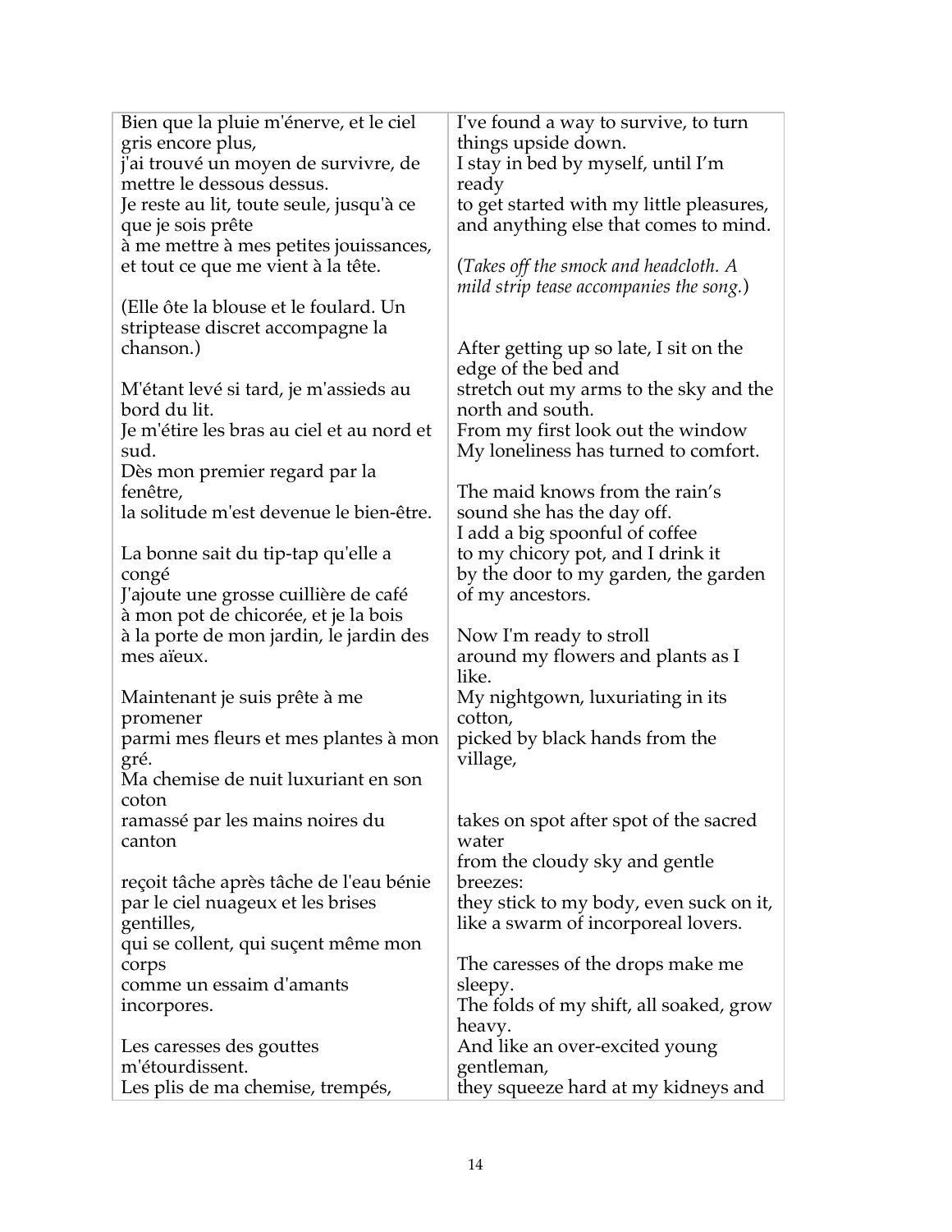| | |
|---|---|
| Bien que la pluie m'énerve, et le ciel gris encore plus,<br>j'ai trouvé un moyen de survivre, de mettre le dessous dessus.<br>Je reste au lit, toute seule, jusqu'à ce que je sois prête<br>à me mettre à mes petites jouissances,<br>et tout ce que me vient à la tête.<br><br>(Elle ôte la blouse et le foulard. Un striptease discret accompagne la chanson.)<br><br>M'étant levé si tard, je m'assieds au bord du lit.<br>Je m'étire les bras au ciel et au nord et sud.<br>Dès mon premier regard par la fenêtre,<br>la solitude m'est devenue le bien-être.<br><br>La bonne sait du tip-tap qu'elle a congé<br>J'ajoute une grosse cuillière de café<br>à mon pot de chicorée, et je la bois<br>à la porte de mon jardin, le jardin des mes aïeux.<br><br>Maintenant je suis prête à me promener<br>parmi mes fleurs et mes plantes à mon gré.<br>Ma chemise de nuit luxuriant en son coton<br>ramassé par les mains noires du canton<br><br>reçoit tâche après tâche de l'eau bénie<br>par le ciel nuageux et les brises gentilles,<br>qui se collent, qui suçent même mon corps<br>comme un essaim d'amants incorpores.<br><br>Les caresses des gouttes m'étourdissent.<br>Les plis de ma chemise, trempés, | I've found a way to survive, to turn things upside down.<br>I stay in bed by myself, until I'm ready<br>to get started with my little pleasures,<br>and anything else that comes to mind.<br><br>(*Takes off the smock and headcloth. A mild strip tease accompanies the song.*)<br><br>After getting up so late, I sit on the edge of the bed and<br>stretch out my arms to the sky and the north and south.<br>From my first look out the window<br>My loneliness has turned to comfort.<br><br>The maid knows from the rain's sound she has the day off.<br>I add a big spoonful of coffee<br>to my chicory pot, and I drink it<br>by the door to my garden, the garden of my ancestors.<br><br>Now I'm ready to stroll<br>around my flowers and plants as I like.<br>My nightgown, luxuriating in its cotton,<br>picked by black hands from the village,<br><br>takes on spot after spot of the sacred water<br>from the cloudy sky and gentle breezes:<br>they stick to my body, even suck on it,<br>like a swarm of incorporeal lovers.<br><br>The caresses of the drops make me sleepy.<br>The folds of my shift, all soaked, grow heavy.<br>And like an over-excited young gentleman,<br>they squeeze hard at my kidneys and |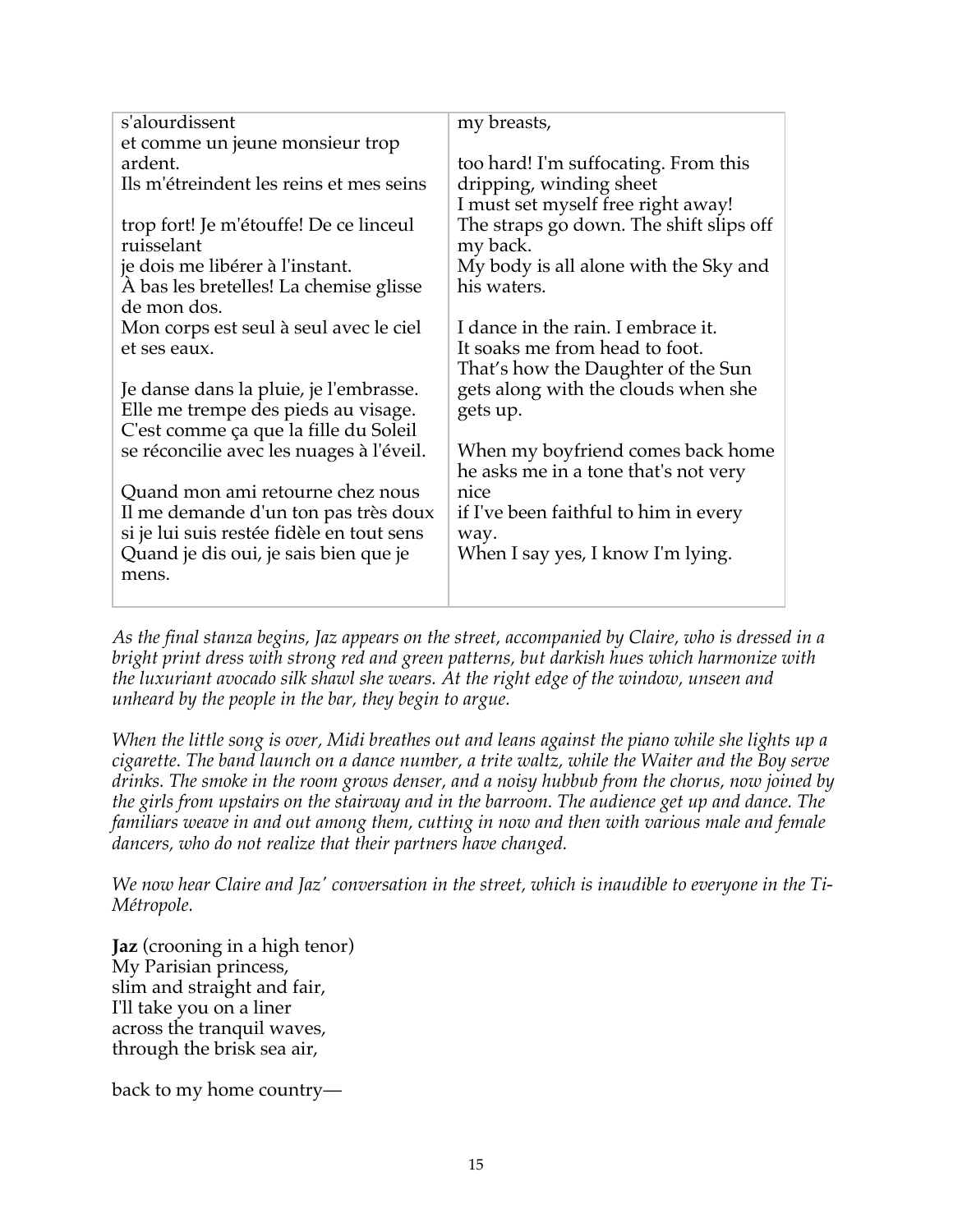| | |
|---|---|
| s'alourdissent<br>et comme un jeune monsieur trop ardent.<br>Ils m'étreindent les reins et mes seins<br><br>trop fort! Je m'étouffe! De ce linceul ruisselant<br>je dois me libérer à l'instant.<br>À bas les bretelles! La chemise glisse de mon dos.<br>Mon corps est seul à seul avec le ciel et ses eaux.<br><br>Je danse dans la pluie, je l'embrasse.<br>Elle me trempe des pieds au visage.<br>C'est comme ça que la fille du Soleil<br>se réconcilie avec les nuages à l'éveil.<br><br>Quand mon ami retourne chez nous<br>Il me demande d'un ton pas très doux<br>si je lui suis restée fidèle en tout sens<br>Quand je dis oui, je sais bien que je mens. | my breasts,<br><br>too hard! I'm suffocating. From this dripping, winding sheet<br>I must set myself free right away!<br>The straps go down. The shift slips off my back.<br>My body is all alone with the Sky and his waters.<br><br>I dance in the rain. I embrace it.<br>It soaks me from head to foot.<br>That's how the Daughter of the Sun gets along with the clouds when she gets up.<br><br>When my boyfriend comes back home he asks me in a tone that's not very nice<br>if I've been faithful to him in every way.<br>When I say yes, I know I'm lying. |

*As the final stanza begins, Jaz appears on the street, accompanied by Claire, who is dressed in a bright print dress with strong red and green patterns, but darkish hues which harmonize with the luxuriant avocado silk shawl she wears. At the right edge of the window, unseen and unheard by the people in the bar, they begin to argue.*

*When the little song is over, Midi breathes out and leans against the piano while she lights up a cigarette. The band launch on a dance number, a trite waltz, while the Waiter and the Boy serve drinks. The smoke in the room grows denser, and a noisy hubbub from the chorus, now joined by the girls from upstairs on the stairway and in the barroom. The audience get up and dance. The familiars weave in and out among them, cutting in now and then with various male and female dancers, who do not realize that their partners have changed.*

*We now hear Claire and Jaz' conversation in the street, which is inaudible to everyone in the Ti-Métropole.*

**Jaz** (crooning in a high tenor)
My Parisian princess,
slim and straight and fair,
I'll take you on a liner
across the tranquil waves,
through the brisk sea air,

back to my home country—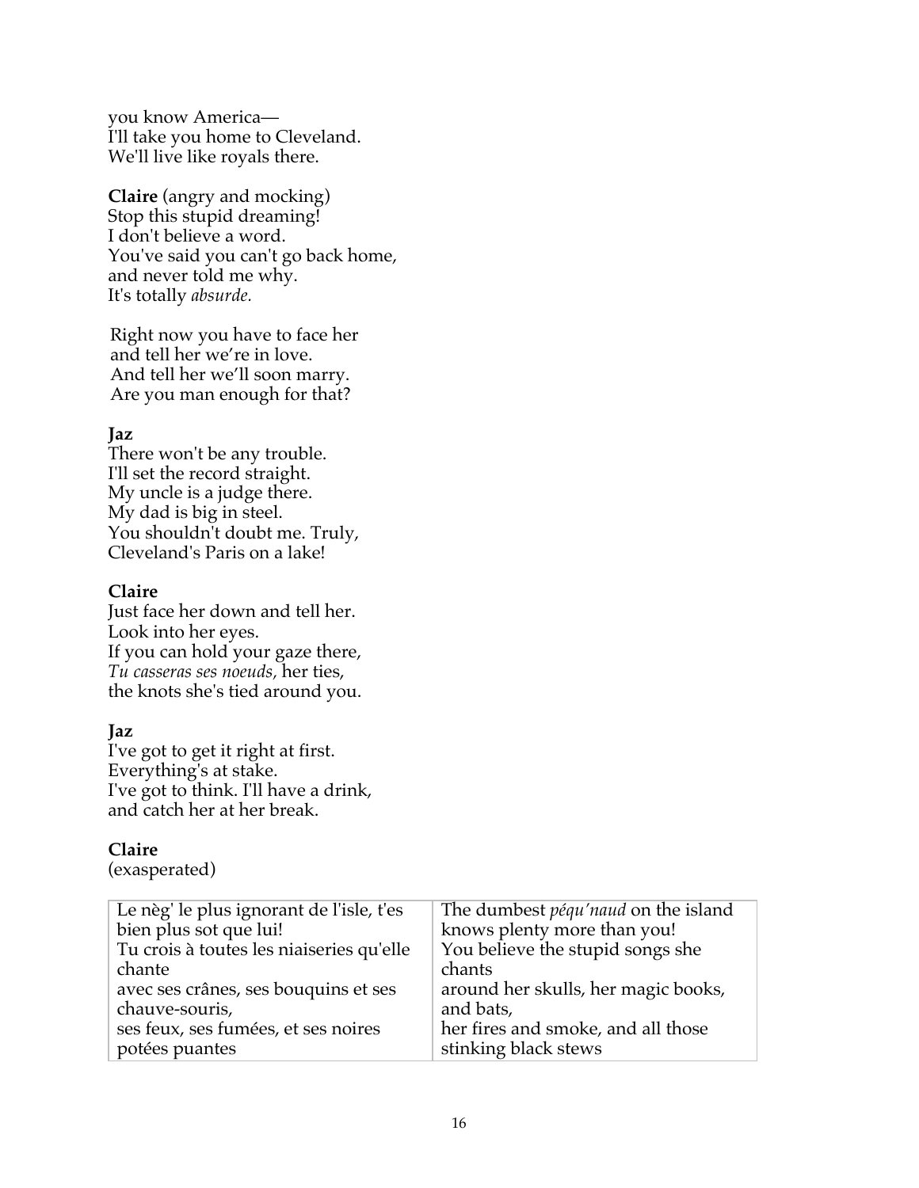you know America—
I'll take you home to Cleveland.
We'll live like royals there.

**Claire** (angry and mocking)
Stop this stupid dreaming!
I don't believe a word.
You've said you can't go back home,
and never told me why.
It's totally *absurde.*

Right now you have to face her
and tell her we're in love.
And tell her we'll soon marry.
Are you man enough for that?

**Jaz**
There won't be any trouble.
I'll set the record straight.
My uncle is a judge there.
My dad is big in steel.
You shouldn't doubt me. Truly,
Cleveland's Paris on a lake!

**Claire**
Just face her down and tell her.
Look into her eyes.
If you can hold your gaze there,
*Tu casseras ses noeuds,* her ties,
the knots she's tied around you.

**Jaz**
I've got to get it right at first.
Everything's at stake.
I've got to think. I'll have a drink,
and catch her at her break.

**Claire**
(exasperated)

| | |
|---|---|
| Le nèg' le plus ignorant de l'isle, t'es bien plus sot que lui!<br>Tu crois à toutes les niaiseries qu'elle chante<br>avec ses crânes, ses bouquins et ses chauve-souris,<br>ses feux, ses fumées, et ses noires potées puantes | The dumbest *péqu'naud* on the island knows plenty more than you!<br>You believe the stupid songs she chants<br>around her skulls, her magic books, and bats,<br>her fires and smoke, and all those stinking black stews |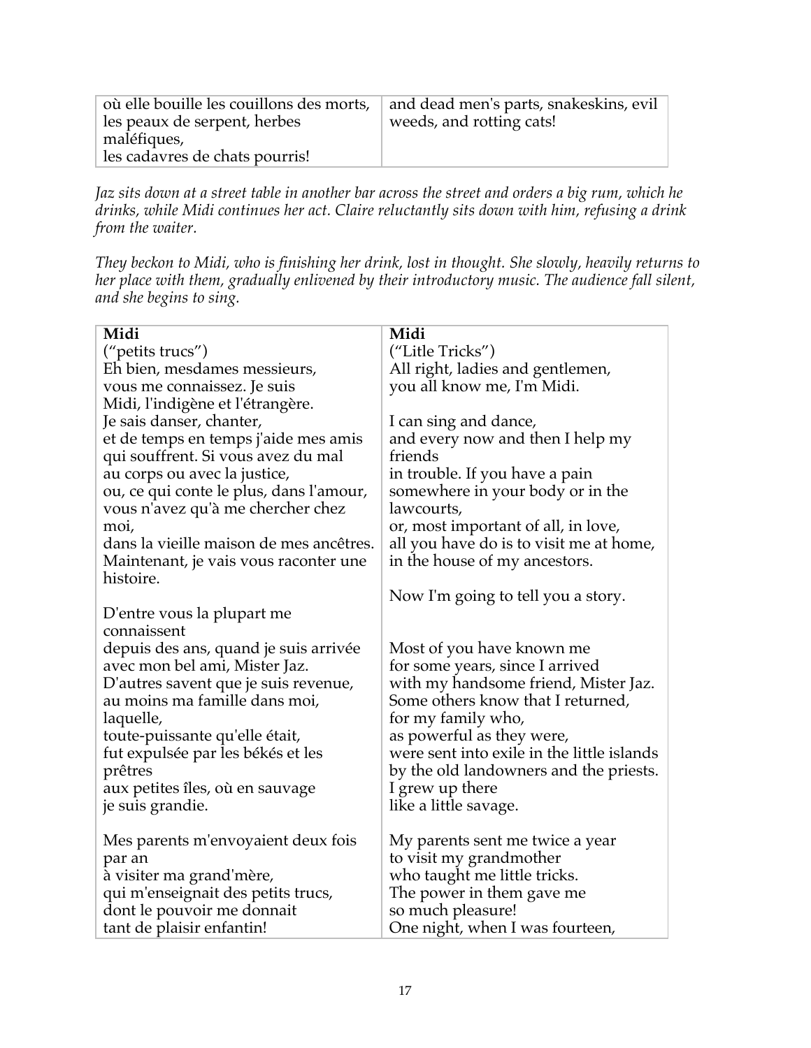| | |
|---|---|
| où elle bouille les couillons des morts,<br>les peaux de serpent, herbes maléfiques,<br>les cadavres de chats pourris! | and dead men's parts, snakeskins, evil weeds, and rotting cats! |

*Jaz sits down at a street table in another bar across the street and orders a big rum, which he drinks, while Midi continues her act. Claire reluctantly sits down with him, refusing a drink from the waiter.*

*They beckon to Midi, who is finishing her drink, lost in thought. She slowly, heavily returns to her place with them, gradually enlivened by their introductory music. The audience fall silent, and she begins to sing.*

| **Midi** | **Midi** |
|---|---|
| ("petits trucs")<br>Eh bien, mesdames messieurs,<br>vous me connaissez. Je suis<br>Midi, l'indigène et l'étrangère.<br>Je sais danser, chanter,<br>et de temps en temps j'aide mes amis<br>qui souffrent. Si vous avez du mal<br>au corps ou avec la justice,<br>ou, ce qui conte le plus, dans l'amour,<br>vous n'avez qu'à me chercher chez moi,<br>dans la vieille maison de mes ancêtres.<br>Maintenant, je vais vous raconter une histoire. | ("Litle Tricks")<br>All right, ladies and gentlemen,<br>you all know me, I'm Midi.<br><br>I can sing and dance,<br>and every now and then I help my friends<br>in trouble. If you have a pain<br>somewhere in your body or in the lawcourts,<br>or, most important of all, in love,<br>all you have do is to visit me at home,<br>in the house of my ancestors.<br><br>Now I'm going to tell you a story. |
| D'entre vous la plupart me connaissent<br>depuis des ans, quand je suis arrivée<br>avec mon bel ami, Mister Jaz.<br>D'autres savent que je suis revenue,<br>au moins ma famille dans moi, laquelle,<br>toute-puissante qu'elle était,<br>fut expulsée par les békés et les prêtres<br>aux petites îles, où en sauvage<br>je suis grandie. | Most of you have known me<br>for some years, since I arrived<br>with my handsome friend, Mister Jaz.<br>Some others know that I returned,<br>for my family who,<br>as powerful as they were,<br>were sent into exile in the little islands<br>by the old landowners and the priests.<br>I grew up there<br>like a little savage. |
| Mes parents m'envoyaient deux fois par an<br>à visiter ma grand'mère,<br>qui m'enseignait des petits trucs,<br>dont le pouvoir me donnait<br>tant de plaisir enfantin! | My parents sent me twice a year<br>to visit my grandmother<br>who taught me little tricks.<br>The power in them gave me<br>so much pleasure!<br>One night, when I was fourteen, |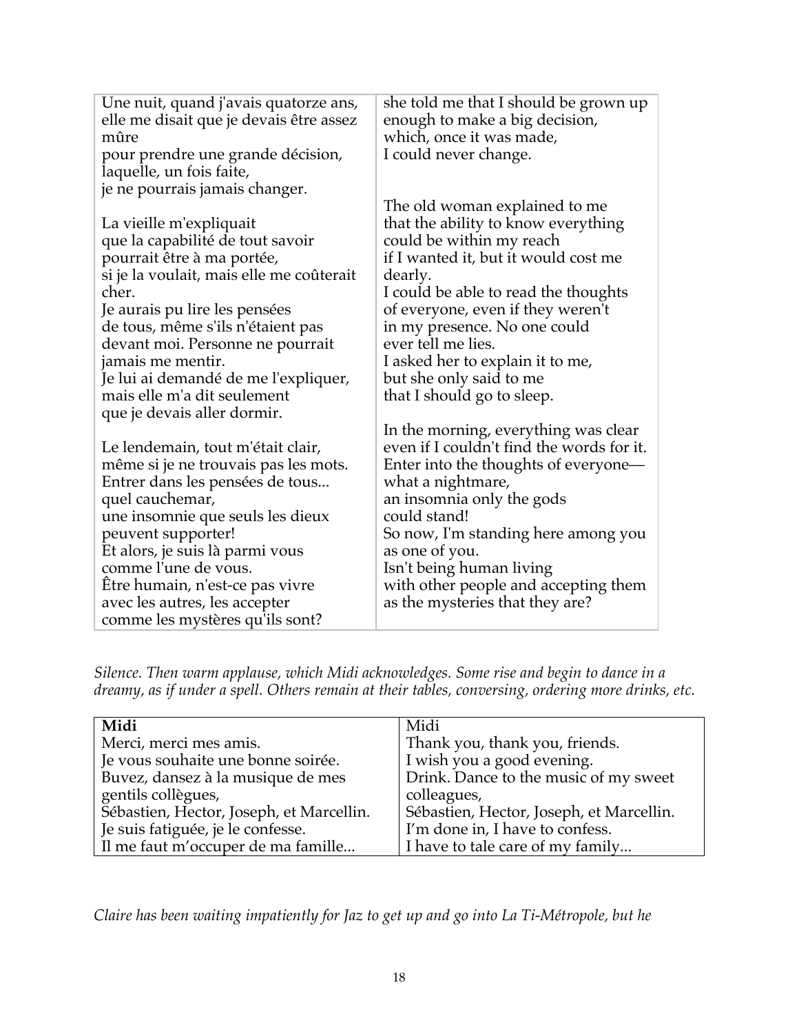| Une nuit, quand j'avais quatorze ans,<br>elle me disait que je devais être assez mûre<br>pour prendre une grande décision,<br>laquelle, un fois faite,<br>je ne pourrais jamais changer.<br><br>La vieille m'expliquait<br>que la capabilité de tout savoir<br>pourrait être à ma portée,<br>si je la voulait, mais elle me coûterait cher.<br>Je aurais pu lire les pensées<br>de tous, même s'ils n'étaient pas<br>devant moi. Personne ne pourrait<br>jamais me mentir.<br>Je lui ai demandé de me l'expliquer,<br>mais elle m'a dit seulement<br>que je devais aller dormir.<br><br>Le lendemain, tout m'était clair,<br>même si je ne trouvais pas les mots.<br>Entrer dans les pensées de tous...<br>quel cauchemar,<br>une insomnie que seuls les dieux<br>peuvent supporter!<br>Et alors, je suis là parmi vous<br>comme l'une de vous.<br>Être humain, n'est-ce pas vivre<br>avec les autres, les accepter<br>comme les mystères qu'ils sont? | she told me that I should be grown up<br>enough to make a big decision,<br>which, once it was made,<br>I could never change.<br><br>The old woman explained to me<br>that the ability to know everything<br>could be within my reach<br>if I wanted it, but it would cost me dearly.<br>I could be able to read the thoughts<br>of everyone, even if they weren't<br>in my presence. No one could<br>ever tell me lies.<br>I asked her to explain it to me,<br>but she only said to me<br>that I should go to sleep.<br><br>In the morning, everything was clear<br>even if I couldn't find the words for it.<br>Enter into the thoughts of everyone—<br>what a nightmare,<br>an insomnia only the gods<br>could stand!<br>So now, I'm standing here among you<br>as one of you.<br>Isn't being human living<br>with other people and accepting them<br>as the mysteries that they are? |
|---|---|

*Silence. Then warm applause, which Midi acknowledges. Some rise and begin to dance in a dreamy, as if under a spell. Others remain at their tables, conversing, ordering more drinks, etc.*

| **Midi** | Midi |
|---|---|
| Merci, merci mes amis.<br>Je vous souhaite une bonne soirée.<br>Buvez, dansez à la musique de mes gentils collègues,<br>Sébastien, Hector, Joseph, et Marcellin.<br>Je suis fatiguée, je le confesse.<br>Il me faut m'occuper de ma famille... | Thank you, thank you, friends.<br>I wish you a good evening.<br>Drink. Dance to the music of my sweet colleagues,<br>Sébastien, Hector, Joseph, et Marcellin.<br>I'm done in, I have to confess.<br>I have to tale care of my family... |

*Claire has been waiting impatiently for Jaz to get up and go into La Ti-Métropole, but he*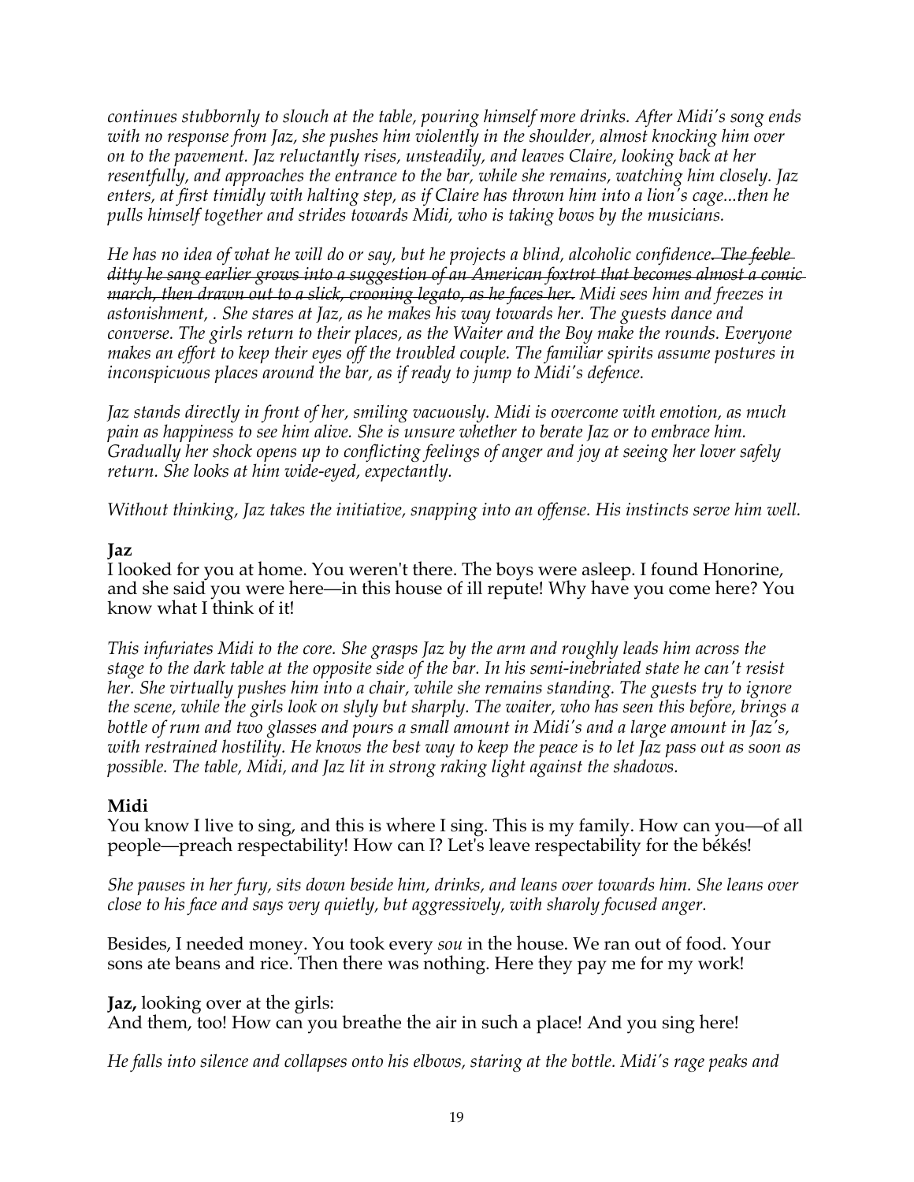*continues stubbornly to slouch at the table, pouring himself more drinks. After Midi's song ends with no response from Jaz, she pushes him violently in the shoulder, almost knocking him over on to the pavement. Jaz reluctantly rises, unsteadily, and leaves Claire, looking back at her resentfully, and approaches the entrance to the bar, while she remains, watching him closely. Jaz enters, at first timidly with halting step, as if Claire has thrown him into a lion's cage...then he pulls himself together and strides towards Midi, who is taking bows by the musicians.*

*He has no idea of what he will do or say, but he projects a blind, alcoholic confidence~~. The feeble ditty he sang earlier grows into a suggestion of an American foxtrot that becomes almost a comic march, then drawn out to a slick, crooning legato, as he faces her.~~ Midi sees him and freezes in astonishment, . She stares at Jaz, as he makes his way towards her. The guests dance and converse. The girls return to their places, as the Waiter and the Boy make the rounds. Everyone makes an effort to keep their eyes off the troubled couple. The familiar spirits assume postures in inconspicuous places around the bar, as if ready to jump to Midi's defence.*

*Jaz stands directly in front of her, smiling vacuously. Midi is overcome with emotion, as much pain as happiness to see him alive. She is unsure whether to berate Jaz or to embrace him. Gradually her shock opens up to conflicting feelings of anger and joy at seeing her lover safely return. She looks at him wide-eyed, expectantly.*

*Without thinking, Jaz takes the initiative, snapping into an offense. His instincts serve him well.*

**Jaz**
I looked for you at home. You weren't there. The boys were asleep. I found Honorine, and she said you were here—in this house of ill repute! Why have you come here? You know what I think of it!

*This infuriates Midi to the core. She grasps Jaz by the arm and roughly leads him across the stage to the dark table at the opposite side of the bar. In his semi-inebriated state he can't resist her. She virtually pushes him into a chair, while she remains standing. The guests try to ignore the scene, while the girls look on slyly but sharply. The waiter, who has seen this before, brings a bottle of rum and two glasses and pours a small amount in Midi's and a large amount in Jaz's, with restrained hostility. He knows the best way to keep the peace is to let Jaz pass out as soon as possible. The table, Midi, and Jaz lit in strong raking light against the shadows.*

**Midi**
You know I live to sing, and this is where I sing. This is my family. How can you—of all people—preach respectability! How can I? Let's leave respectability for the békés!

*She pauses in her fury, sits down beside him, drinks, and leans over towards him. She leans over close to his face and says very quietly, but aggressively, with sharoly focused anger.*

Besides, I needed money. You took every *sou* in the house. We ran out of food. Your sons ate beans and rice. Then there was nothing. Here they pay me for my work!

**Jaz,** looking over at the girls:
And them, too! How can you breathe the air in such a place! And you sing here!

*He falls into silence and collapses onto his elbows, staring at the bottle. Midi's rage peaks and*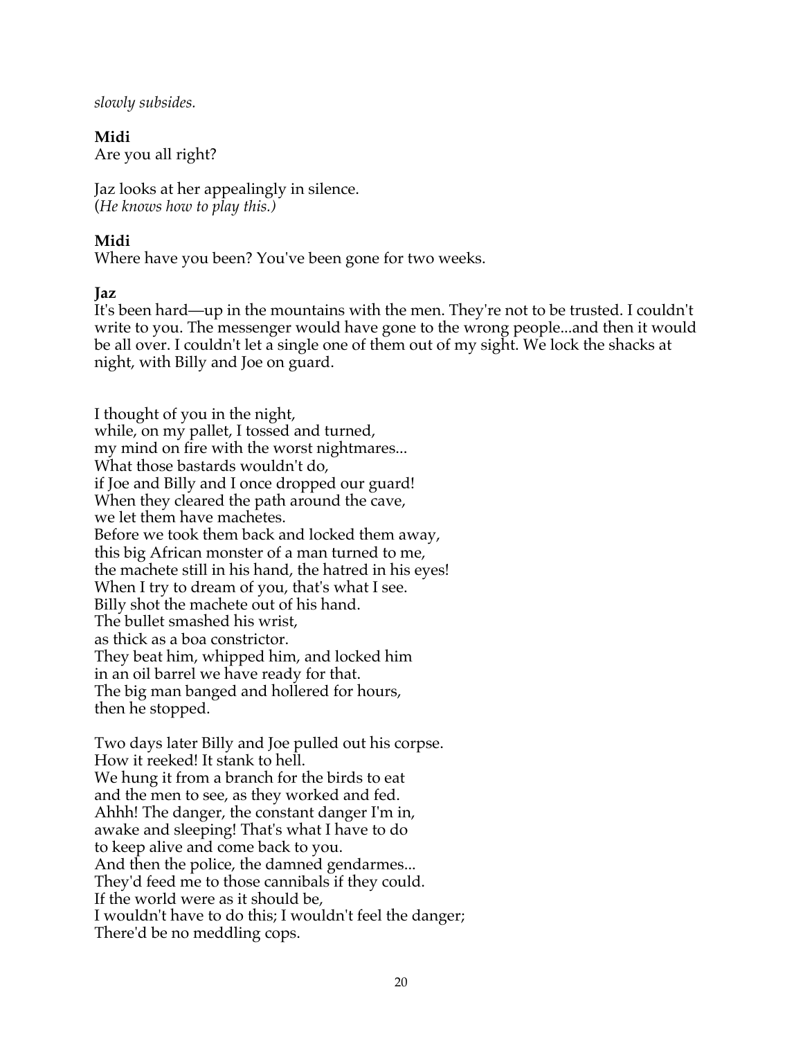*slowly subsides.*

**Midi**
Are you all right?

Jaz looks at her appealingly in silence.
(*He knows how to play this.)*

**Midi**
Where have you been? You've been gone for two weeks.

**Jaz**
It's been hard—up in the mountains with the men. They're not to be trusted. I couldn't write to you. The messenger would have gone to the wrong people...and then it would be all over. I couldn't let a single one of them out of my sight. We lock the shacks at night, with Billy and Joe on guard.

I thought of you in the night,
while, on my pallet, I tossed and turned,
my mind on fire with the worst nightmares...
What those bastards wouldn't do,
if Joe and Billy and I once dropped our guard!
When they cleared the path around the cave,
we let them have machetes.
Before we took them back and locked them away,
this big African monster of a man turned to me,
the machete still in his hand, the hatred in his eyes!
When I try to dream of you, that's what I see.
Billy shot the machete out of his hand.
The bullet smashed his wrist,
as thick as a boa constrictor.
They beat him, whipped him, and locked him
in an oil barrel we have ready for that.
The big man banged and hollered for hours,
then he stopped.

Two days later Billy and Joe pulled out his corpse.
How it reeked! It stank to hell.
We hung it from a branch for the birds to eat
and the men to see, as they worked and fed.
Ahhh! The danger, the constant danger I'm in,
awake and sleeping! That's what I have to do
to keep alive and come back to you.
And then the police, the damned gendarmes...
They'd feed me to those cannibals if they could.
If the world were as it should be,
I wouldn't have to do this; I wouldn't feel the danger;
There'd be no meddling cops.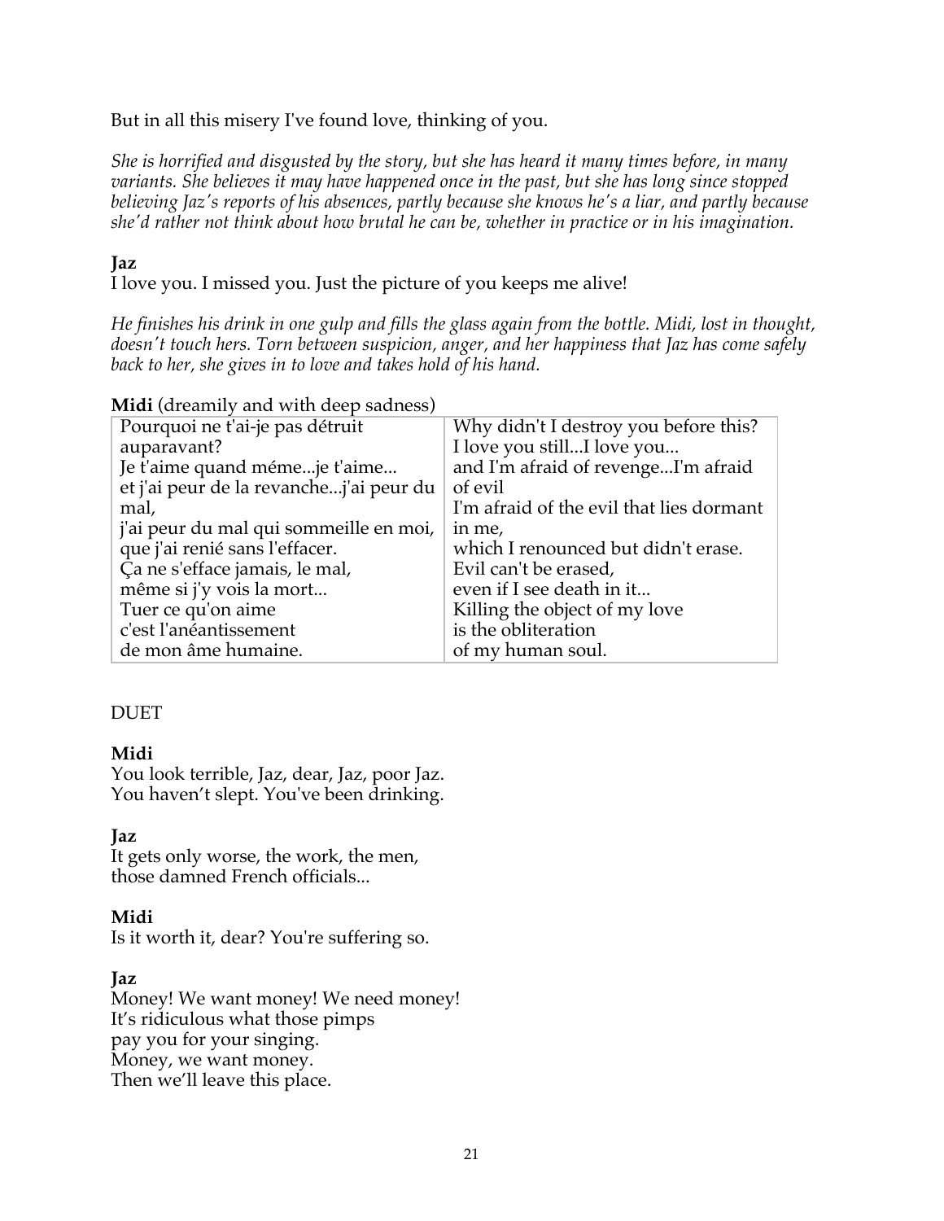But in all this misery I've found love, thinking of you.

*She is horrified and disgusted by the story, but she has heard it many times before, in many variants. She believes it may have happened once in the past, but she has long since stopped believing Jaz's reports of his absences, partly because she knows he's a liar, and partly because she'd rather not think about how brutal he can be, whether in practice or in his imagination.*

**Jaz**
I love you. I missed you. Just the picture of you keeps me alive!

*He finishes his drink in one gulp and fills the glass again from the bottle. Midi, lost in thought, doesn't touch hers. Torn between suspicion, anger, and her happiness that Jaz has come safely back to her, she gives in to love and takes hold of his hand.*

**Midi** (dreamily and with deep sadness)

| | |
|---|---|
| Pourquoi ne t'ai-je pas détruit auparavant?<br>Je t'aime quand méme...je t'aime...<br>et j'ai peur de la revanche...j'ai peur du mal,<br>j'ai peur du mal qui sommeille en moi,<br>que j'ai renié sans l'effacer.<br>Ça ne s'efface jamais, le mal,<br>même si j'y vois la mort...<br>Tuer ce qu'on aime<br>c'est l'anéantissement<br>de mon âme humaine. | Why didn't I destroy you before this?<br>I love you still...I love you...<br>and I'm afraid of revenge...I'm afraid of evil<br>I'm afraid of the evil that lies dormant in me,<br>which I renounced but didn't erase.<br>Evil can't be erased,<br>even if I see death in it...<br>Killing the object of my love<br>is the obliteration<br>of my human soul. |

DUET

**Midi**
You look terrible, Jaz, dear, Jaz, poor Jaz.
You haven't slept. You've been drinking.

**Jaz**
It gets only worse, the work, the men,
those damned French officials...

**Midi**
Is it worth it, dear? You're suffering so.

**Jaz**
Money! We want money! We need money!
It's ridiculous what those pimps
pay you for your singing.
Money, we want money.
Then we'll leave this place.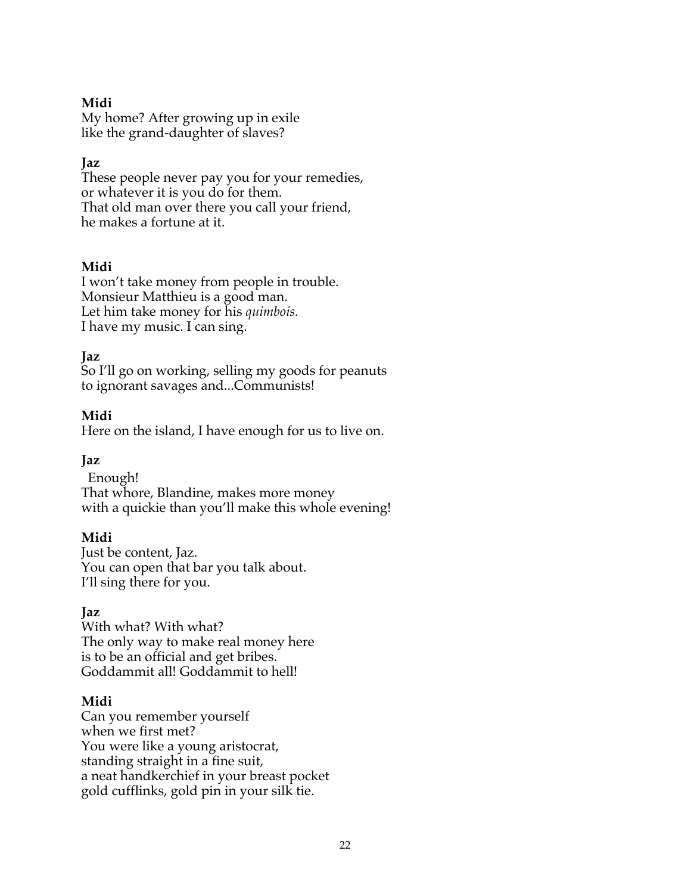**Midi**
My home? After growing up in exile
like the grand-daughter of slaves?

**Jaz**
These people never pay you for your remedies,
or whatever it is you do for them.
That old man over there you call your friend,
he makes a fortune at it.

**Midi**
I won't take money from people in trouble.
Monsieur Matthieu is a good man.
Let him take money for his *quimbois.*
I have my music. I can sing.

**Jaz**
So I'll go on working, selling my goods for peanuts
to ignorant savages and...Communists!

**Midi**
Here on the island, I have enough for us to live on.

**Jaz**
Enough!
That whore, Blandine, makes more money
with a quickie than you'll make this whole evening!

**Midi**
Just be content, Jaz.
You can open that bar you talk about.
I'll sing there for you.

**Jaz**
With what? With what?
The only way to make real money here
is to be an official and get bribes.
Goddammit all! Goddammit to hell!

**Midi**
Can you remember yourself
when we first met?
You were like a young aristocrat,
standing straight in a fine suit,
a neat handkerchief in your breast pocket
gold cufflinks, gold pin in your silk tie.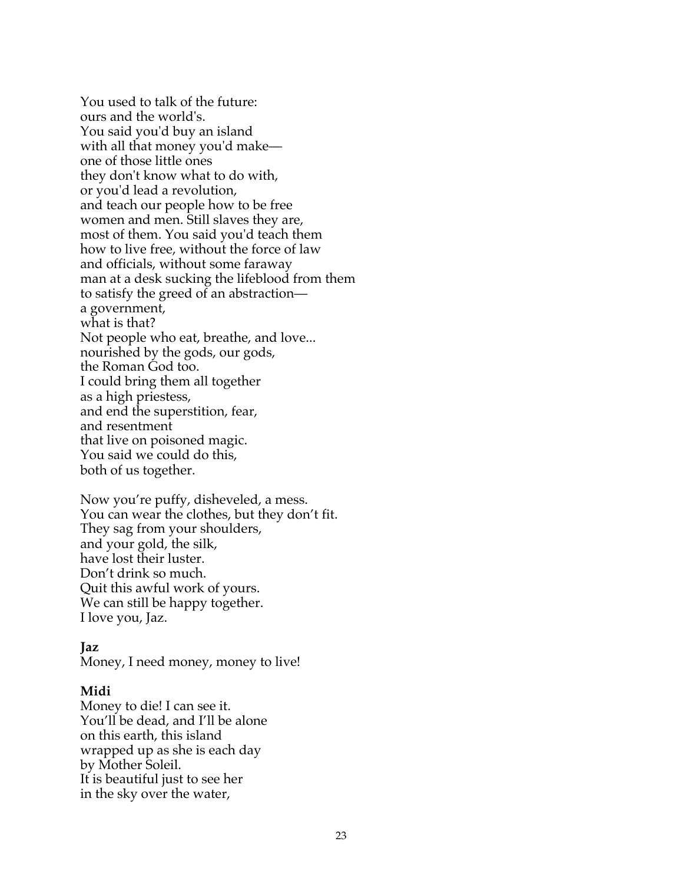You used to talk of the future:
ours and the world's.
You said you'd buy an island
with all that money you'd make—
one of those little ones
they don't know what to do with,
or you'd lead a revolution,
and teach our people how to be free
women and men. Still slaves they are,
most of them. You said you'd teach them
how to live free, without the force of law
and officials, without some faraway
man at a desk sucking the lifeblood from them
to satisfy the greed of an abstraction—
a government,
what is that?
Not people who eat, breathe, and love...
nourished by the gods, our gods,
the Roman God too.
I could bring them all together
as a high priestess,
and end the superstition, fear,
and resentment
that live on poisoned magic.
You said we could do this,
both of us together.

Now you're puffy, disheveled, a mess.
You can wear the clothes, but they don't fit.
They sag from your shoulders,
and your gold, the silk,
have lost their luster.
Don't drink so much.
Quit this awful work of yours.
We can still be happy together.
I love you, Jaz.

**Jaz**
Money, I need money, money to live!

**Midi**
Money to die! I can see it.
You'll be dead, and I'll be alone
on this earth, this island
wrapped up as she is each day
by Mother Soleil.
It is beautiful just to see her
in the sky over the water,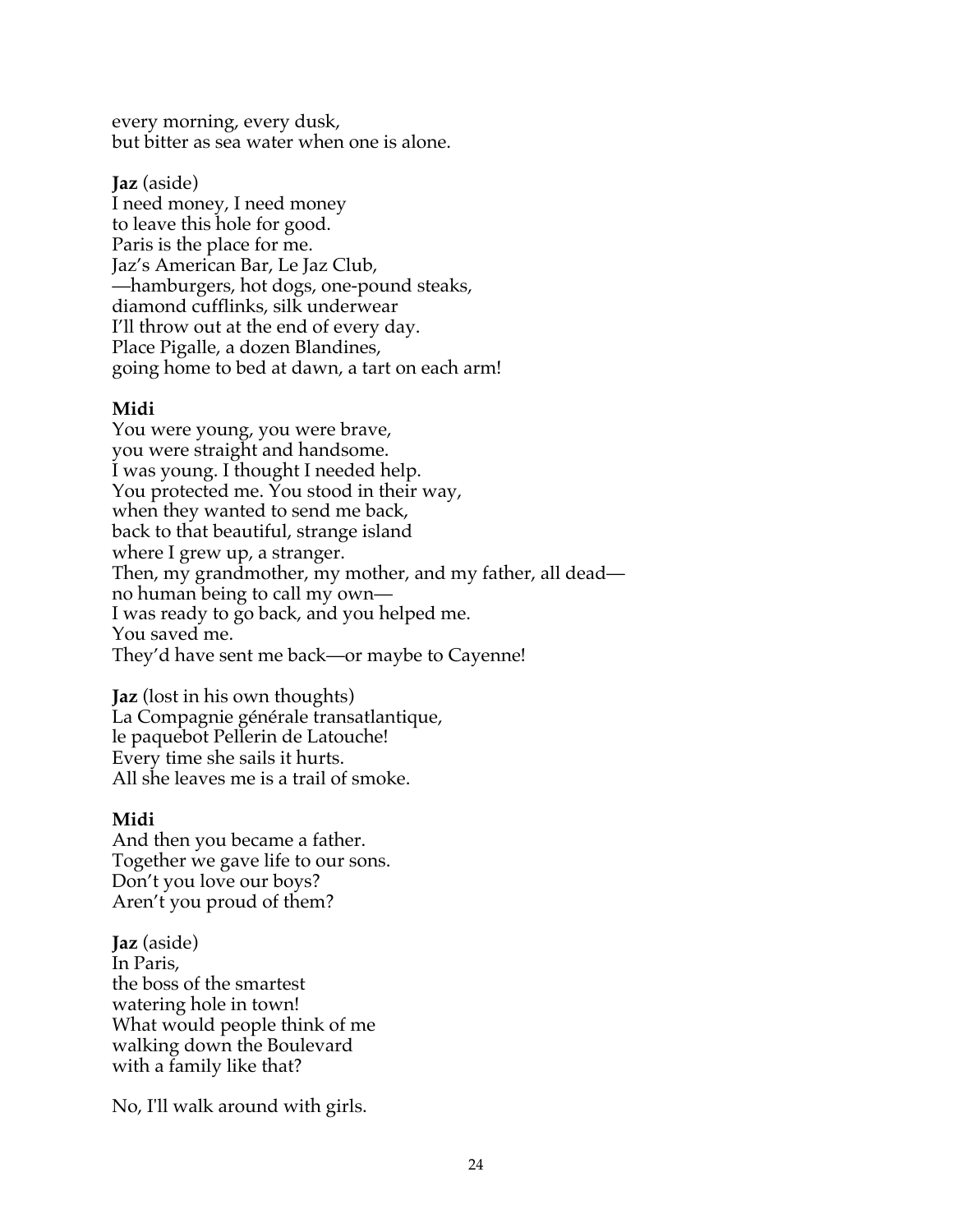every morning, every dusk,
but bitter as sea water when one is alone.

**Jaz** (aside)
I need money, I need money
to leave this hole for good.
Paris is the place for me.
Jaz's American Bar, Le Jaz Club,
—hamburgers, hot dogs, one-pound steaks,
diamond cufflinks, silk underwear
I'll throw out at the end of every day.
Place Pigalle, a dozen Blandines,
going home to bed at dawn, a tart on each arm!

**Midi**
You were young, you were brave,
you were straight and handsome.
I was young. I thought I needed help.
You protected me. You stood in their way,
when they wanted to send me back,
back to that beautiful, strange island
where I grew up, a stranger.
Then, my grandmother, my mother, and my father, all dead—
no human being to call my own—
I was ready to go back, and you helped me.
You saved me.
They'd have sent me back—or maybe to Cayenne!

**Jaz** (lost in his own thoughts)
La Compagnie générale transatlantique,
le paquebot Pellerin de Latouche!
Every time she sails it hurts.
All she leaves me is a trail of smoke.

**Midi**
And then you became a father.
Together we gave life to our sons.
Don't you love our boys?
Aren't you proud of them?

**Jaz** (aside)
In Paris,
the boss of the smartest
watering hole in town!
What would people think of me
walking down the Boulevard
with a family like that?

No, I'll walk around with girls.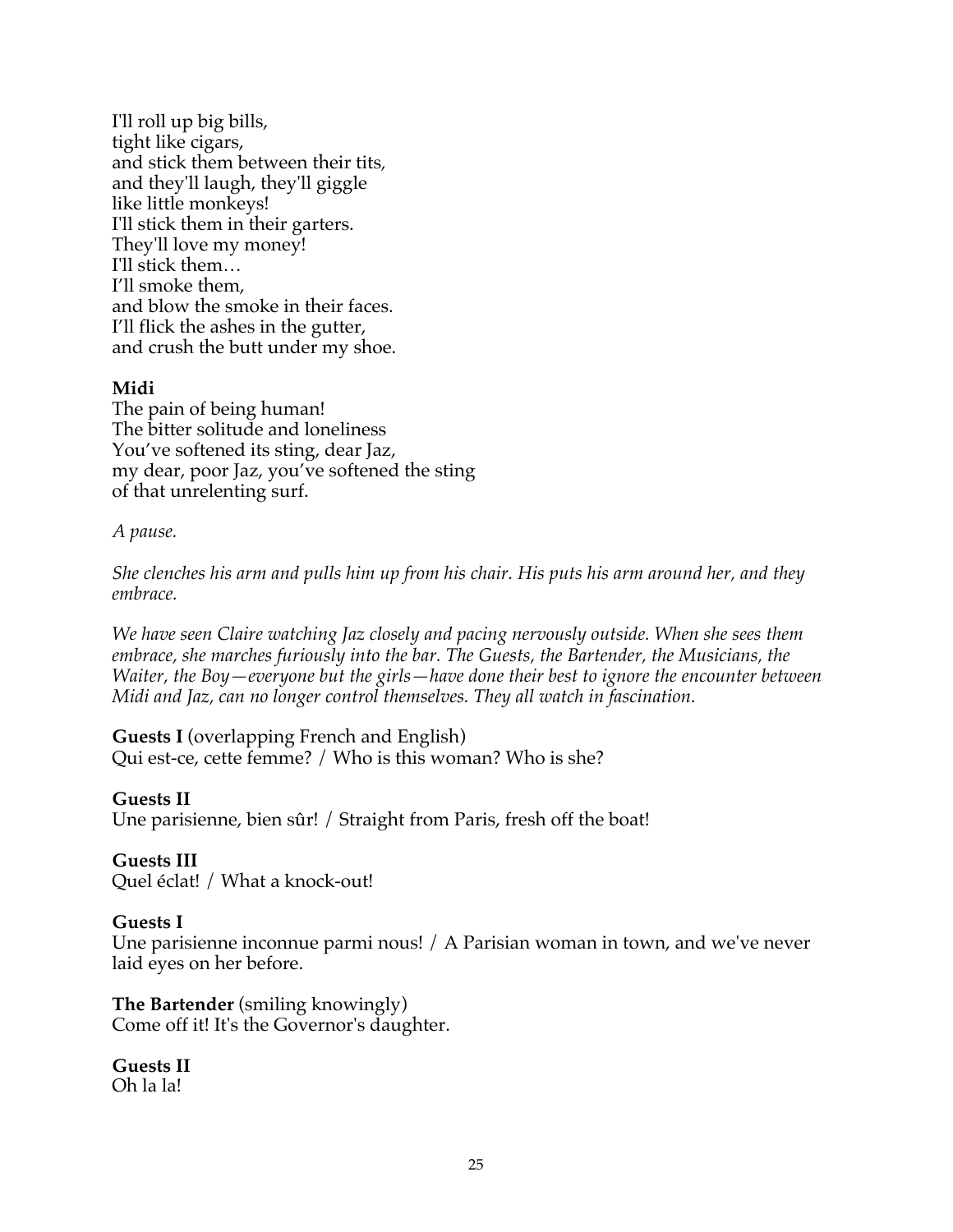I'll roll up big bills,
tight like cigars,
and stick them between their tits,
and they'll laugh, they'll giggle
like little monkeys!
I'll stick them in their garters.
They'll love my money!
I'll stick them…
I'll smoke them,
and blow the smoke in their faces.
I'll flick the ashes in the gutter,
and crush the butt under my shoe.

**Midi**
The pain of being human!
The bitter solitude and loneliness
You've softened its sting, dear Jaz,
my dear, poor Jaz, you've softened the sting
of that unrelenting surf.

*A pause.*

*She clenches his arm and pulls him up from his chair. His puts his arm around her, and they embrace.*

*We have seen Claire watching Jaz closely and pacing nervously outside. When she sees them embrace, she marches furiously into the bar. The Guests, the Bartender, the Musicians, the Waiter, the Boy—everyone but the girls—have done their best to ignore the encounter between Midi and Jaz, can no longer control themselves. They all watch in fascination.*

**Guests I** (overlapping French and English)
Qui est-ce, cette femme? / Who is this woman? Who is she?

**Guests II**
Une parisienne, bien sûr! / Straight from Paris, fresh off the boat!

**Guests III**
Quel éclat! / What a knock-out!

**Guests I**
Une parisienne inconnue parmi nous! / A Parisian woman in town, and we've never laid eyes on her before.

**The Bartender** (smiling knowingly)
Come off it! It's the Governor's daughter.

**Guests II**
Oh la la!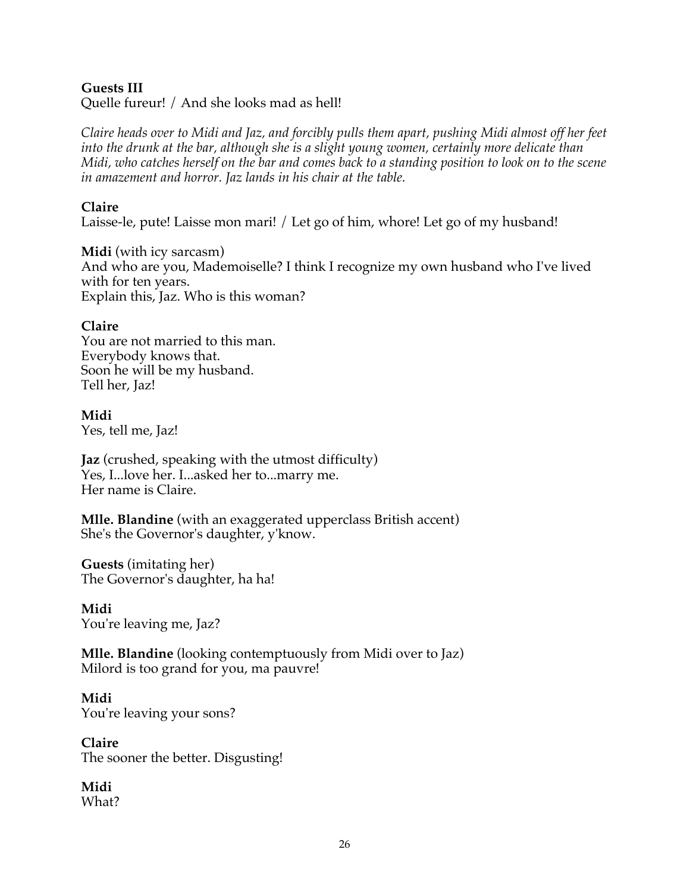**Guests III**
Quelle fureur! / And she looks mad as hell!

*Claire heads over to Midi and Jaz, and forcibly pulls them apart, pushing Midi almost off her feet into the drunk at the bar, although she is a slight young women, certainly more delicate than Midi, who catches herself on the bar and comes back to a standing position to look on to the scene in amazement and horror. Jaz lands in his chair at the table.*

**Claire**
Laisse-le, pute! Laisse mon mari! / Let go of him, whore! Let go of my husband!

**Midi** (with icy sarcasm)
And who are you, Mademoiselle? I think I recognize my own husband who I've lived with for ten years.
Explain this, Jaz. Who is this woman?

**Claire**
You are not married to this man.
Everybody knows that.
Soon he will be my husband.
Tell her, Jaz!

**Midi**
Yes, tell me, Jaz!

**Jaz** (crushed, speaking with the utmost difficulty)
Yes, I...love her. I...asked her to...marry me.
Her name is Claire.

**Mlle. Blandine** (with an exaggerated upperclass British accent)
She's the Governor's daughter, y'know.

**Guests** (imitating her)
The Governor's daughter, ha ha!

**Midi**
You're leaving me, Jaz?

**Mlle. Blandine** (looking contemptuously from Midi over to Jaz)
Milord is too grand for you, ma pauvre!

**Midi**
You're leaving your sons?

**Claire**
The sooner the better. Disgusting!

**Midi**
What?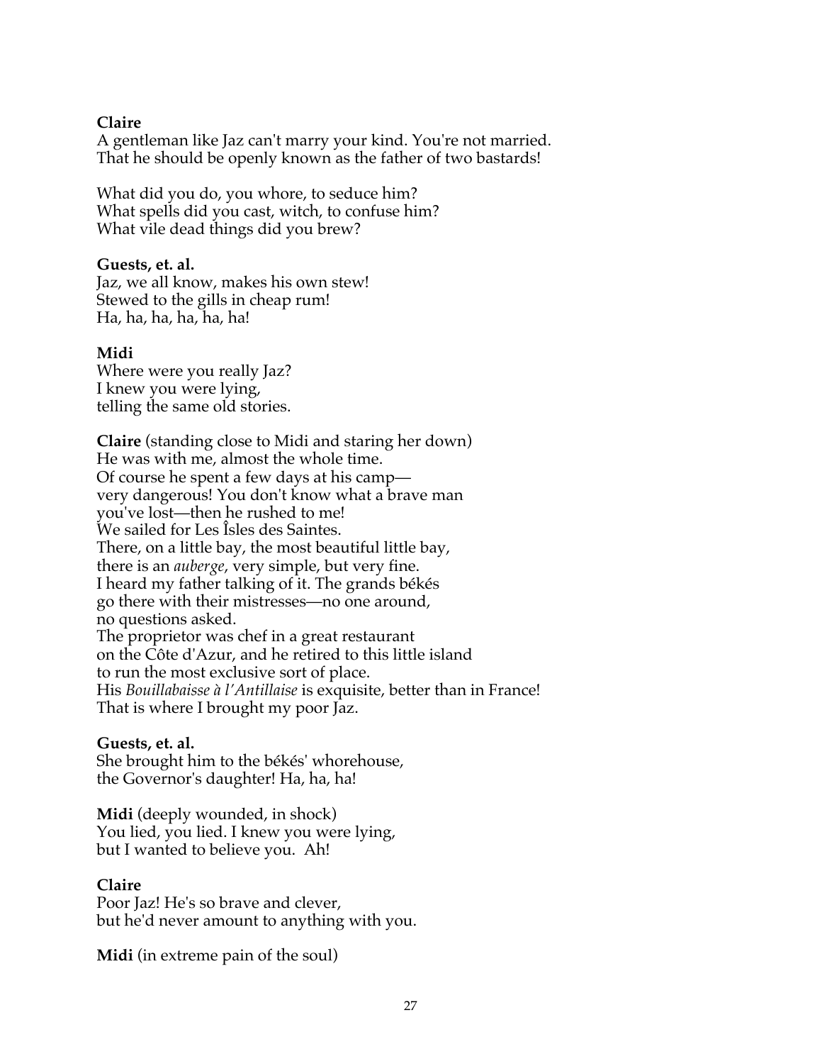**Claire**
A gentleman like Jaz can't marry your kind. You're not married.
That he should be openly known as the father of two bastards!

What did you do, you whore, to seduce him?
What spells did you cast, witch, to confuse him?
What vile dead things did you brew?

**Guests, et. al.**
Jaz, we all know, makes his own stew!
Stewed to the gills in cheap rum!
Ha, ha, ha, ha, ha, ha!

**Midi**
Where were you really Jaz?
I knew you were lying,
telling the same old stories.

**Claire** (standing close to Midi and staring her down)
He was with me, almost the whole time.
Of course he spent a few days at his camp—
very dangerous! You don't know what a brave man
you've lost—then he rushed to me!
We sailed for Les Îsles des Saintes.
There, on a little bay, the most beautiful little bay,
there is an *auberge*, very simple, but very fine.
I heard my father talking of it. The grands békés
go there with their mistresses—no one around,
no questions asked.
The proprietor was chef in a great restaurant
on the Côte d'Azur, and he retired to this little island
to run the most exclusive sort of place.
His *Bouillabaisse à l'Antillaise* is exquisite, better than in France!
That is where I brought my poor Jaz.

**Guests, et. al.**
She brought him to the békés' whorehouse,
the Governor's daughter! Ha, ha, ha!

**Midi** (deeply wounded, in shock)
You lied, you lied. I knew you were lying,
but I wanted to believe you. Ah!

**Claire**
Poor Jaz! He's so brave and clever,
but he'd never amount to anything with you.

**Midi** (in extreme pain of the soul)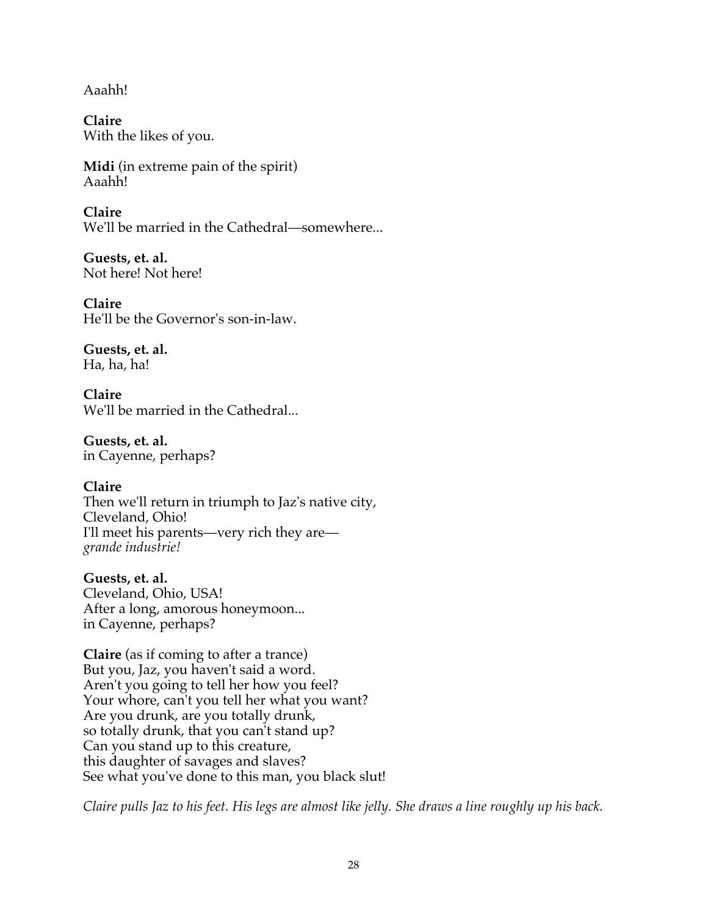Aaahh!

**Claire**
With the likes of you.

**Midi** (in extreme pain of the spirit)
Aaahh!

**Claire**
We'll be married in the Cathedral—somewhere...

**Guests, et. al.**
Not here! Not here!

**Claire**
He'll be the Governor's son-in-law.

**Guests, et. al.**
Ha, ha, ha!

**Claire**
We'll be married in the Cathedral...

**Guests, et. al.**
in Cayenne, perhaps?

**Claire**
Then we'll return in triumph to Jaz's native city,
Cleveland, Ohio!
I'll meet his parents—very rich they are—
*grande industrie!*

**Guests, et. al.**
Cleveland, Ohio, USA!
After a long, amorous honeymoon...
in Cayenne, perhaps?

**Claire** (as if coming to after a trance)
But you, Jaz, you haven't said a word.
Aren't you going to tell her how you feel?
Your whore, can't you tell her what you want?
Are you drunk, are you totally drunk,
so totally drunk, that you can't stand up?
Can you stand up to this creature,
this daughter of savages and slaves?
See what you've done to this man, you black slut!

*Claire pulls Jaz to his feet. His legs are almost like jelly. She draws a line roughly up his back.*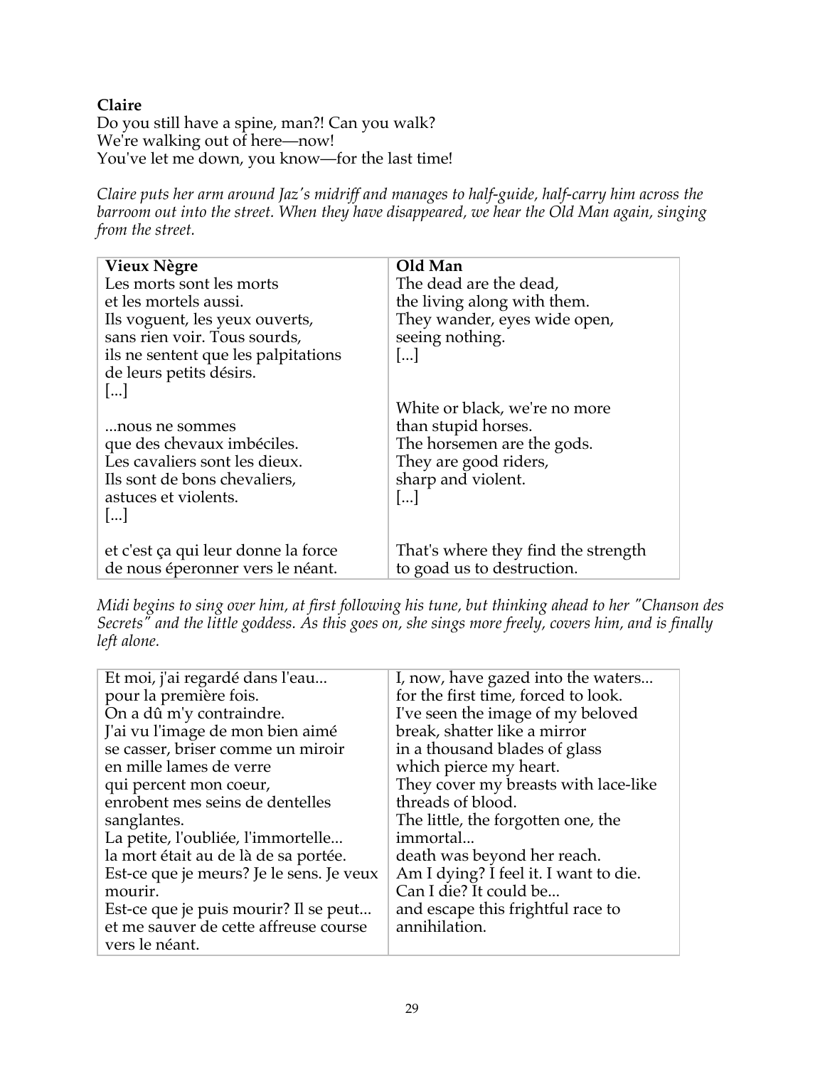**Claire**
Do you still have a spine, man?! Can you walk?
We're walking out of here—now!
You've let me down, you know—for the last time!

*Claire puts her arm around Jaz's midriff and manages to half-guide, half-carry him across the barroom out into the street. When they have disappeared, we hear the Old Man again, singing from the street.*

| **Vieux Nègre** | **Old Man** |
|---|---|
| Les morts sont les morts<br>et les mortels aussi.<br>Ils voguent, les yeux ouverts,<br>sans rien voir. Tous sourds,<br>ils ne sentent que les palpitations<br>de leurs petits désirs.<br>[...] | The dead are the dead,<br>the living along with them.<br>They wander, eyes wide open,<br>seeing nothing.<br>[...] |
| ...nous ne sommes<br>que des chevaux imbéciles.<br>Les cavaliers sont les dieux.<br>Ils sont de bons chevaliers,<br>astuces et violents.<br>[...] | White or black, we're no more<br>than stupid horses.<br>The horsemen are the gods.<br>They are good riders,<br>sharp and violent.<br>[...] |
| et c'est ça qui leur donne la force<br>de nous éperonner vers le néant. | That's where they find the strength<br>to goad us to destruction. |

*Midi begins to sing over him, at first following his tune, but thinking ahead to her "Chanson des Secrets" and the little goddess. As this goes on, she sings more freely, covers him, and is finally left alone.*

| | |
|---|---|
| Et moi, j'ai regardé dans l'eau...<br>pour la première fois.<br>On a dû m'y contraindre.<br>J'ai vu l'image de mon bien aimé<br>se casser, briser comme un miroir<br>en mille lames de verre<br>qui percent mon coeur,<br>enrobent mes seins de dentelles sanglantes.<br>La petite, l'oubliée, l'immortelle...<br>la mort était au de là de sa portée.<br>Est-ce que je meurs? Je le sens. Je veux mourir.<br>Est-ce que je puis mourir? Il se peut...<br>et me sauver de cette affreuse course vers le néant. | I, now, have gazed into the waters...<br>for the first time, forced to look.<br>I've seen the image of my beloved<br>break, shatter like a mirror<br>in a thousand blades of glass<br>which pierce my heart.<br>They cover my breasts with lace-like threads of blood.<br>The little, the forgotten one, the immortal...<br>death was beyond her reach.<br>Am I dying? I feel it. I want to die.<br>Can I die? It could be...<br>and escape this frightful race to annihilation. |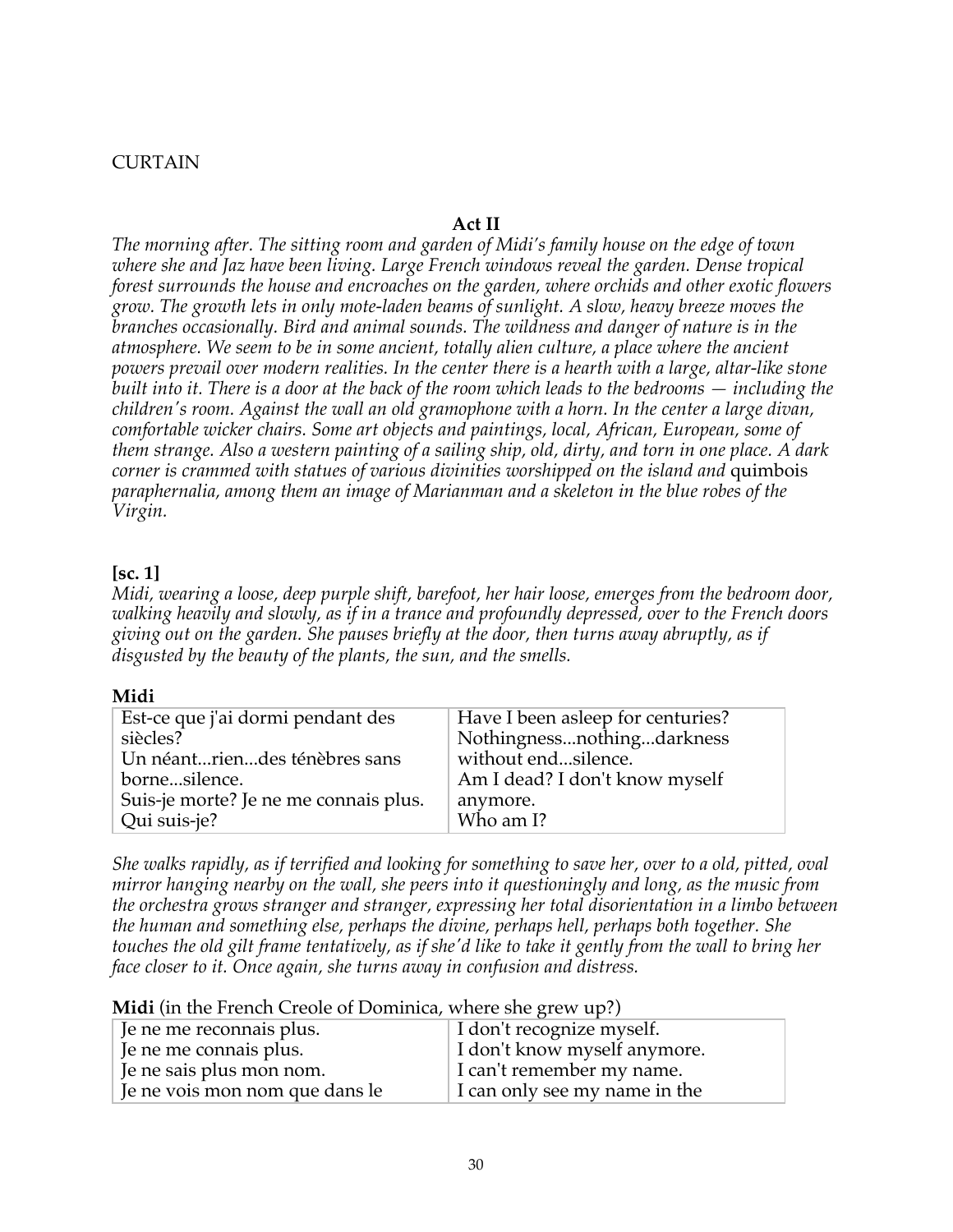CURTAIN

**Act II**

*The morning after. The sitting room and garden of Midi's family house on the edge of town where she and Jaz have been living. Large French windows reveal the garden. Dense tropical forest surrounds the house and encroaches on the garden, where orchids and other exotic flowers grow. The growth lets in only mote-laden beams of sunlight. A slow, heavy breeze moves the branches occasionally. Bird and animal sounds. The wildness and danger of nature is in the atmosphere. We seem to be in some ancient, totally alien culture, a place where the ancient powers prevail over modern realities. In the center there is a hearth with a large, altar-like stone built into it. There is a door at the back of the room which leads to the bedrooms — including the children's room. Against the wall an old gramophone with a horn. In the center a large divan, comfortable wicker chairs. Some art objects and paintings, local, African, European, some of them strange. Also a western painting of a sailing ship, old, dirty, and torn in one place. A dark corner is crammed with statues of various divinities worshipped on the island and* quimbois *paraphernalia, among them an image of Marianman and a skeleton in the blue robes of the Virgin.*

**[sc. 1]**

*Midi, wearing a loose, deep purple shift, barefoot, her hair loose, emerges from the bedroom door, walking heavily and slowly, as if in a trance and profoundly depressed, over to the French doors giving out on the garden. She pauses briefly at the door, then turns away abruptly, as if disgusted by the beauty of the plants, the sun, and the smells.*

**Midi**

| | |
|---|---|
| Est-ce que j'ai dormi pendant des siècles?<br>Un néant...rien...des ténèbres sans borne...silence.<br>Suis-je morte? Je ne me connais plus.<br>Qui suis-je? | Have I been asleep for centuries?<br>Nothingness...nothing...darkness without end...silence.<br>Am I dead? I don't know myself anymore.<br>Who am I? |

*She walks rapidly, as if terrified and looking for something to save her, over to a old, pitted, oval mirror hanging nearby on the wall, she peers into it questioningly and long, as the music from the orchestra grows stranger and stranger, expressing her total disorientation in a limbo between the human and something else, perhaps the divine, perhaps hell, perhaps both together. She touches the old gilt frame tentatively, as if she'd like to take it gently from the wall to bring her face closer to it. Once again, she turns away in confusion and distress.*

**Midi** (in the French Creole of Dominica, where she grew up?)

| | |
|---|---|
| Je ne me reconnais plus.<br>Je ne me connais plus.<br>Je ne sais plus mon nom.<br>Je ne vois mon nom que dans le | I don't recognize myself.<br>I don't know myself anymore.<br>I can't remember my name.<br>I can only see my name in the |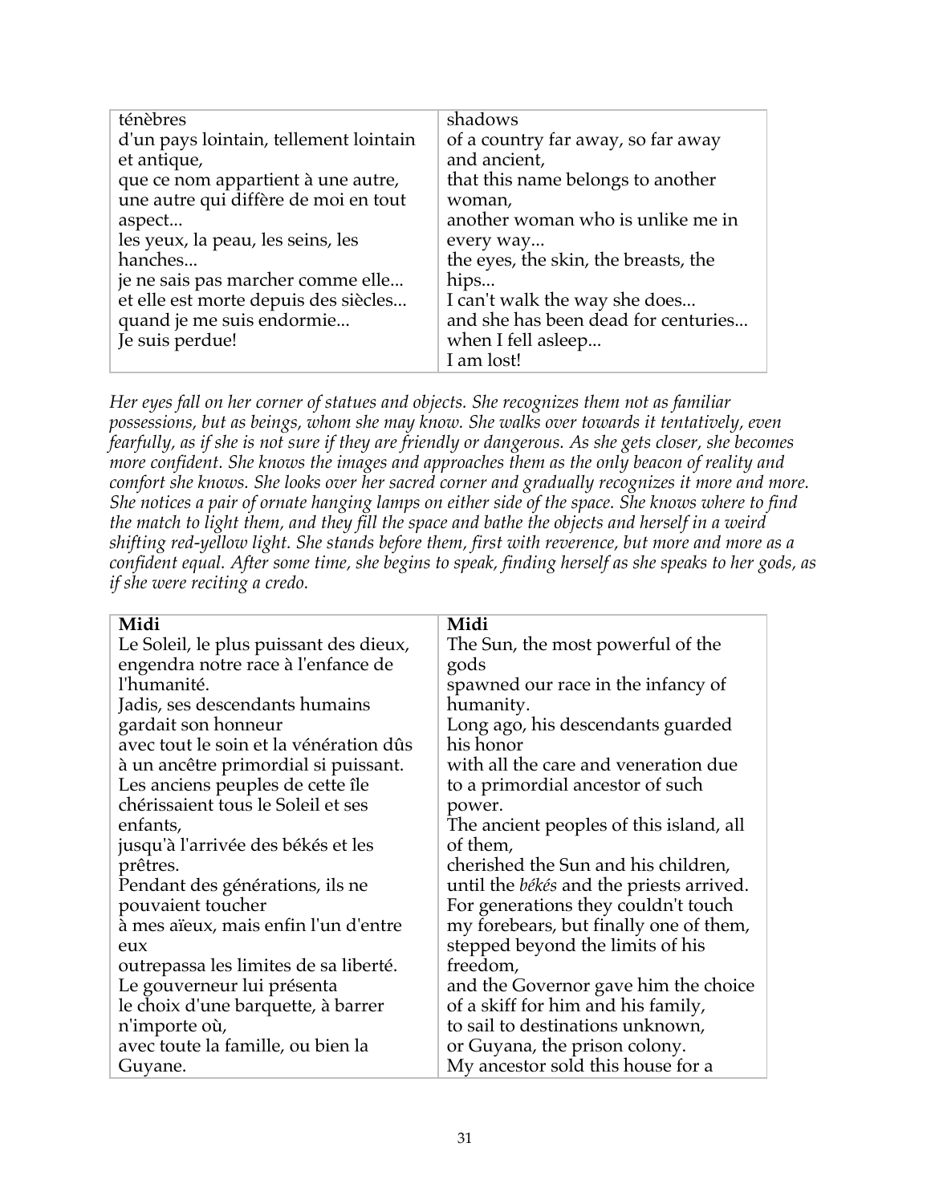| ténèbres<br>d'un pays lointain, tellement lointain et antique,<br>que ce nom appartient à une autre,<br>une autre qui diffère de moi en tout aspect...<br>les yeux, la peau, les seins, les hanches...<br>je ne sais pas marcher comme elle...<br>et elle est morte depuis des siècles...<br>quand je me suis endormie...<br>Je suis perdue! | shadows<br>of a country far away, so far away and ancient,<br>that this name belongs to another woman,<br>another woman who is unlike me in every way...<br>the eyes, the skin, the breasts, the hips...<br>I can't walk the way she does...<br>and she has been dead for centuries...<br>when I fell asleep...<br>I am lost! |
|---|---|

*Her eyes fall on her corner of statues and objects. She recognizes them not as familiar possessions, but as beings, whom she may know. She walks over towards it tentatively, even fearfully, as if she is not sure if they are friendly or dangerous. As she gets closer, she becomes more confident. She knows the images and approaches them as the only beacon of reality and comfort she knows. She looks over her sacred corner and gradually recognizes it more and more. She notices a pair of ornate hanging lamps on either side of the space. She knows where to find the match to light them, and they fill the space and bathe the objects and herself in a weird shifting red-yellow light. She stands before them, first with reverence, but more and more as a confident equal. After some time, she begins to speak, finding herself as she speaks to her gods, as if she were reciting a credo.*

| **Midi** | **Midi** |
|---|---|
| Le Soleil, le plus puissant des dieux,<br>engendra notre race à l'enfance de l'humanité.<br>Jadis, ses descendants humains gardait son honneur<br>avec tout le soin et la vénération dûs à un ancêtre primordial si puissant.<br>Les anciens peuples de cette île chérissaient tous le Soleil et ses enfants,<br>jusqu'à l'arrivée des békés et les prêtres.<br>Pendant des générations, ils ne pouvaient toucher<br>à mes aïeux, mais enfin l'un d'entre eux<br>outrepassa les limites de sa liberté.<br>Le gouverneur lui présenta<br>le choix d'une barquette, à barrer n'importe où,<br>avec toute la famille, ou bien la Guyane. | The Sun, the most powerful of the gods<br>spawned our race in the infancy of humanity.<br>Long ago, his descendants guarded his honor<br>with all the care and veneration due to a primordial ancestor of such power.<br>The ancient peoples of this island, all of them,<br>cherished the Sun and his children,<br>until the *békés* and the priests arrived.<br>For generations they couldn't touch<br>my forebears, but finally one of them,<br>stepped beyond the limits of his freedom,<br>and the Governor gave him the choice<br>of a skiff for him and his family,<br>to sail to destinations unknown,<br>or Guyana, the prison colony.<br>My ancestor sold this house for a |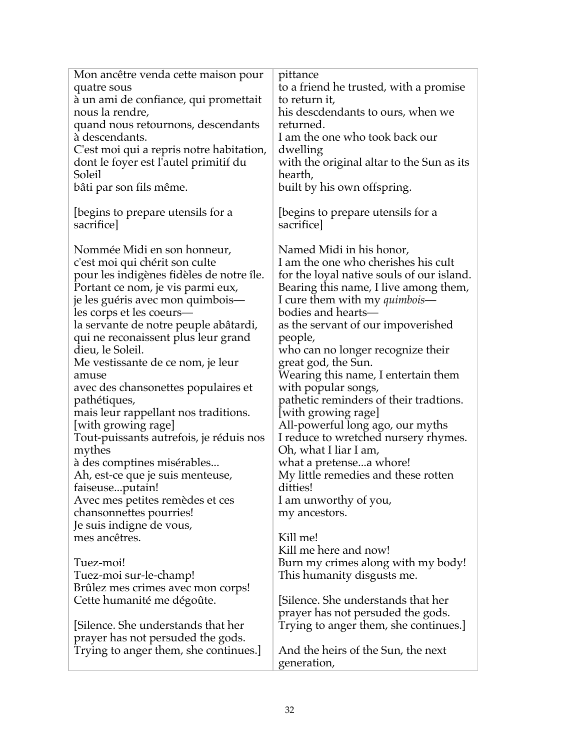| | |
|---|---|
| Mon ancêtre venda cette maison pour quatre sous<br>à un ami de confiance, qui promettait nous la rendre,<br>quand nous retournons, descendants à descendants.<br>C'est moi qui a repris notre habitation,<br>dont le foyer est l'autel primitif du Soleil<br>bâti par son fils même.<br><br>[begins to prepare utensils for a sacrifice]<br><br>Nommée Midi en son honneur,<br>c'est moi qui chérit son culte<br>pour les indigènes fidèles de notre île.<br>Portant ce nom, je vis parmi eux,<br>je les guéris avec mon quimbois—<br>les corps et les coeurs—<br>la servante de notre peuple abâtardi,<br>qui ne reconaissent plus leur grand dieu, le Soleil.<br>Me vestissante de ce nom, je leur amuse<br>avec des chansonettes populaires et pathétiques,<br>mais leur rappellant nos traditions.<br>[with growing rage]<br>Tout-puissants autrefois, je réduis nos mythes<br>à des comptines misérables...<br>Ah, est-ce que je suis menteuse, faiseuse...putain!<br>Avec mes petites remèdes et ces chansonnettes pourries!<br>Je suis indigne de vous,<br>mes ancêtres.<br><br>Tuez-moi!<br>Tuez-moi sur-le-champ!<br>Brûlez mes crimes avec mon corps!<br>Cette humanité me dégoûte.<br><br>[Silence. She understands that her prayer has not persuded the gods. Trying to anger them, she continues.] | pittance<br>to a friend he trusted, with a promise to return it,<br>his descdendants to ours, when we returned.<br>I am the one who took back our dwelling<br>with the original altar to the Sun as its hearth,<br>built by his own offspring.<br><br>[begins to prepare utensils for a sacrifice]<br><br>Named Midi in his honor,<br>I am the one who cherishes his cult<br>for the loyal native souls of our island.<br>Bearing this name, I live among them,<br>I cure them with my *quimbois*—<br>bodies and hearts—<br>as the servant of our impoverished people,<br>who can no longer recognize their great god, the Sun.<br>Wearing this name, I entertain them<br>with popular songs,<br>pathetic reminders of their tradtions.<br>[with growing rage]<br>All-powerful long ago, our myths<br>I reduce to wretched nursery rhymes.<br>Oh, what I liar I am,<br>what a pretense...a whore!<br>My little remedies and these rotten ditties!<br>I am unworthy of you,<br>my ancestors.<br><br>Kill me!<br>Kill me here and now!<br>Burn my crimes along with my body!<br>This humanity disgusts me.<br><br>[Silence. She understands that her prayer has not persuded the gods. Trying to anger them, she continues.]<br><br>And the heirs of the Sun, the next generation, |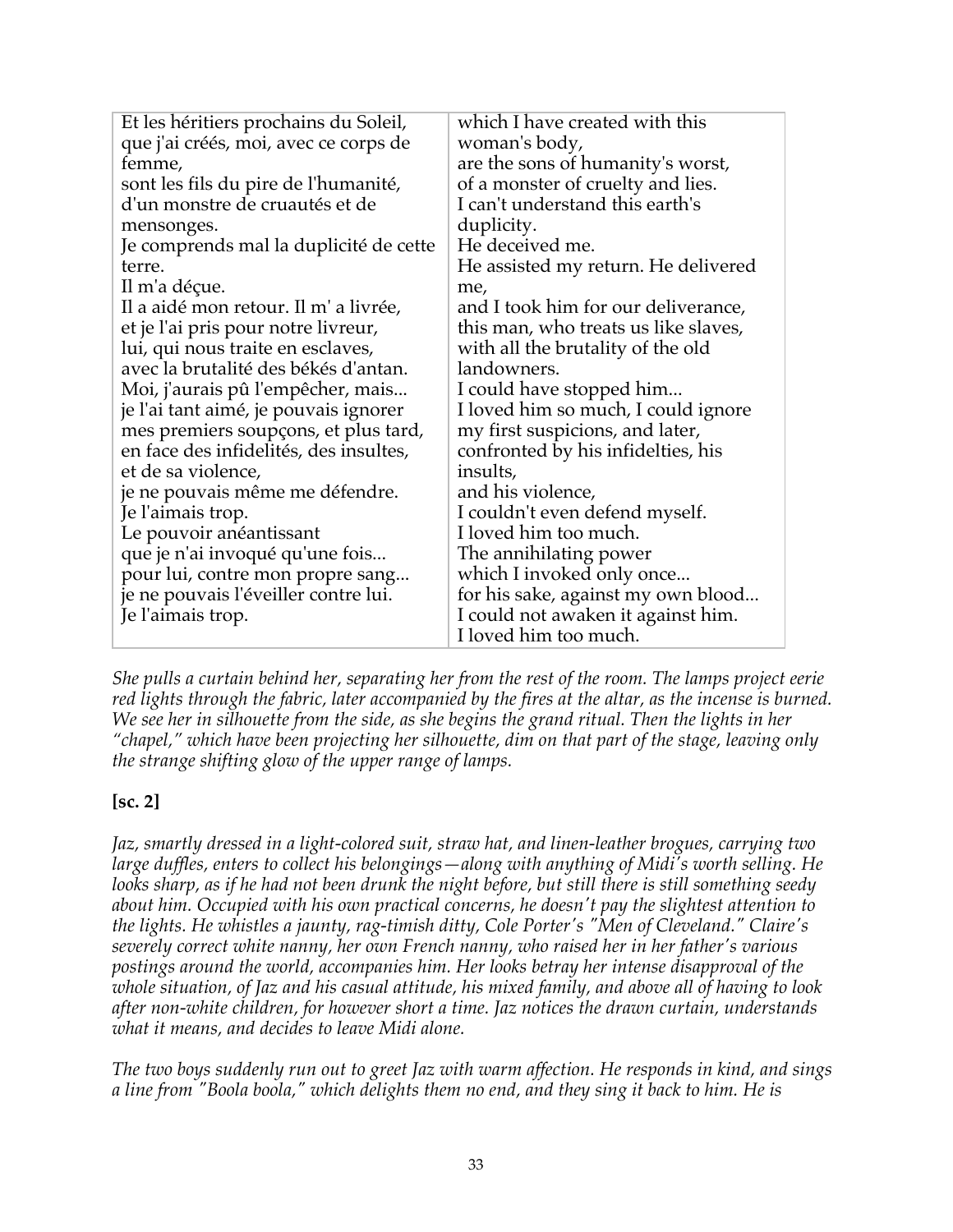| | |
|---|---|
| Et les héritiers prochains du Soleil,<br>que j'ai créés, moi, avec ce corps de femme,<br>sont les fils du pire de l'humanité,<br>d'un monstre de cruautés et de mensonges.<br>Je comprends mal la duplicité de cette terre.<br>Il m'a déçue.<br>Il a aidé mon retour. Il m' a livrée,<br>et je l'ai pris pour notre livreur,<br>lui, qui nous traite en esclaves,<br>avec la brutalité des békés d'antan.<br>Moi, j'aurais pû l'empêcher, mais...<br>je l'ai tant aimé, je pouvais ignorer<br>mes premiers soupçons, et plus tard,<br>en face des infidelités, des insultes,<br>et de sa violence,<br>je ne pouvais même me défendre.<br>Je l'aimais trop.<br>Le pouvoir anéantissant<br>que je n'ai invoqué qu'une fois...<br>pour lui, contre mon propre sang...<br>je ne pouvais l'éveiller contre lui.<br>Je l'aimais trop. | which I have created with this woman's body,<br>are the sons of humanity's worst,<br>of a monster of cruelty and lies.<br>I can't understand this earth's duplicity.<br>He deceived me.<br>He assisted my return. He delivered me,<br>and I took him for our deliverance,<br>this man, who treats us like slaves,<br>with all the brutality of the old landowners.<br>I could have stopped him...<br>I loved him so much, I could ignore<br>my first suspicions, and later,<br>confronted by his infidelties, his insults,<br>and his violence,<br>I couldn't even defend myself.<br>I loved him too much.<br>The annihilating power<br>which I invoked only once...<br>for his sake, against my own blood...<br>I could not awaken it against him.<br>I loved him too much. |

*She pulls a curtain behind her, separating her from the rest of the room. The lamps project eerie red lights through the fabric, later accompanied by the fires at the altar, as the incense is burned. We see her in silhouette from the side, as she begins the grand ritual. Then the lights in her "chapel," which have been projecting her silhouette, dim on that part of the stage, leaving only the strange shifting glow of the upper range of lamps.*

**[sc. 2]**

*Jaz, smartly dressed in a light-colored suit, straw hat, and linen-leather brogues, carrying two large duffles, enters to collect his belongings—along with anything of Midi's worth selling. He looks sharp, as if he had not been drunk the night before, but still there is still something seedy about him. Occupied with his own practical concerns, he doesn't pay the slightest attention to the lights. He whistles a jaunty, rag-timish ditty, Cole Porter's "Men of Cleveland." Claire's severely correct white nanny, her own French nanny, who raised her in her father's various postings around the world, accompanies him. Her looks betray her intense disapproval of the whole situation, of Jaz and his casual attitude, his mixed family, and above all of having to look after non-white children, for however short a time. Jaz notices the drawn curtain, understands what it means, and decides to leave Midi alone.*

*The two boys suddenly run out to greet Jaz with warm affection. He responds in kind, and sings a line from "Boola boola," which delights them no end, and they sing it back to him. He is*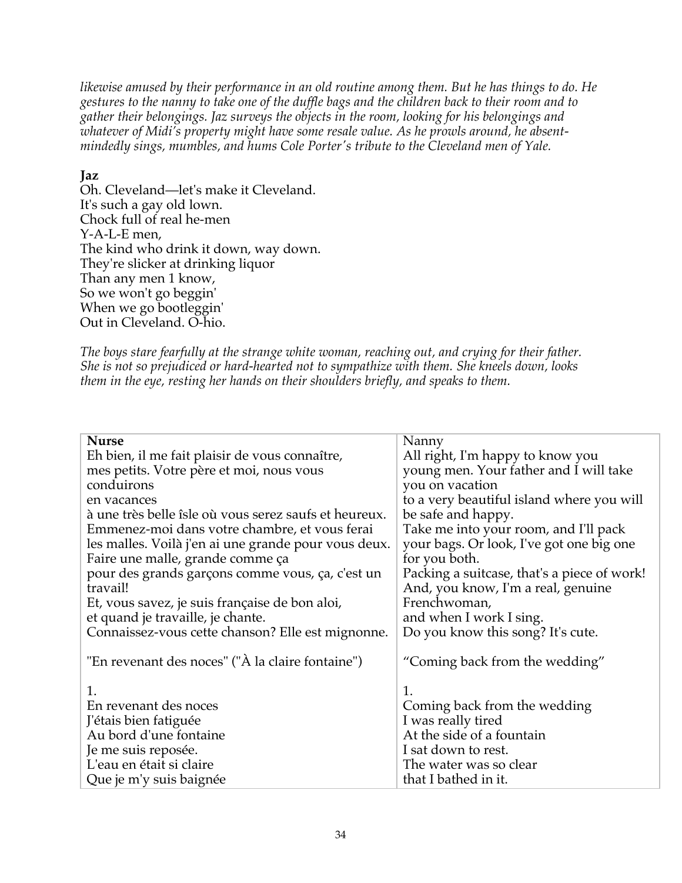*likewise amused by their performance in an old routine among them. But he has things to do. He gestures to the nanny to take one of the duffle bags and the children back to their room and to gather their belongings. Jaz surveys the objects in the room, looking for his belongings and whatever of Midi's property might have some resale value. As he prowls around, he absent-mindedly sings, mumbles, and hums Cole Porter's tribute to the Cleveland men of Yale.*

**Jaz**
Oh. Cleveland—let's make it Cleveland.
It's such a gay old lown.
Chock full of real he-men
Y-A-L-E men,
The kind who drink it down, way down.
They're slicker at drinking liquor
Than any men 1 know,
So we won't go beggin'
When we go bootleggin'
Out in Cleveland. O-hio.

*The boys stare fearfully at the strange white woman, reaching out, and crying for their father. She is not so prejudiced or hard-hearted not to sympathize with them. She kneels down, looks them in the eye, resting her hands on their shoulders briefly, and speaks to them.*

| **Nurse** | Nanny |
|---|---|
| Eh bien, il me fait plaisir de vous connaître, mes petits. Votre père et moi, nous vous conduirons en vacances à une très belle îsle où vous serez saufs et heureux. Emmenez-moi dans votre chambre, et vous ferai les malles. Voilà j'en ai une grande pour vous deux. Faire une malle, grande comme ça pour des grands garçons comme vous, ça, c'est un travail! Et, vous savez, je suis française de bon aloi, et quand je travaille, je chante. Connaissez-vous cette chanson? Elle est mignonne. | All right, I'm happy to know you young men. Your father and I will take you on vacation to a very beautiful island where you will be safe and happy. Take me into your room, and I'll pack your bags. Or look, I've got one big one for you both. Packing a suitcase, that's a piece of work! And, you know, I'm a real, genuine Frenchwoman, and when I work I sing. Do you know this song? It's cute. |
| "En revenant des noces" ("À la claire fontaine") | "Coming back from the wedding" |
| 1.<br>En revenant des noces<br>J'étais bien fatiguée<br>Au bord d'une fontaine<br>Je me suis reposée.<br>L'eau en était si claire<br>Que je m'y suis baignée | 1.<br>Coming back from the wedding<br>I was really tired<br>At the side of a fountain<br>I sat down to rest.<br>The water was so clear<br>that I bathed in it. |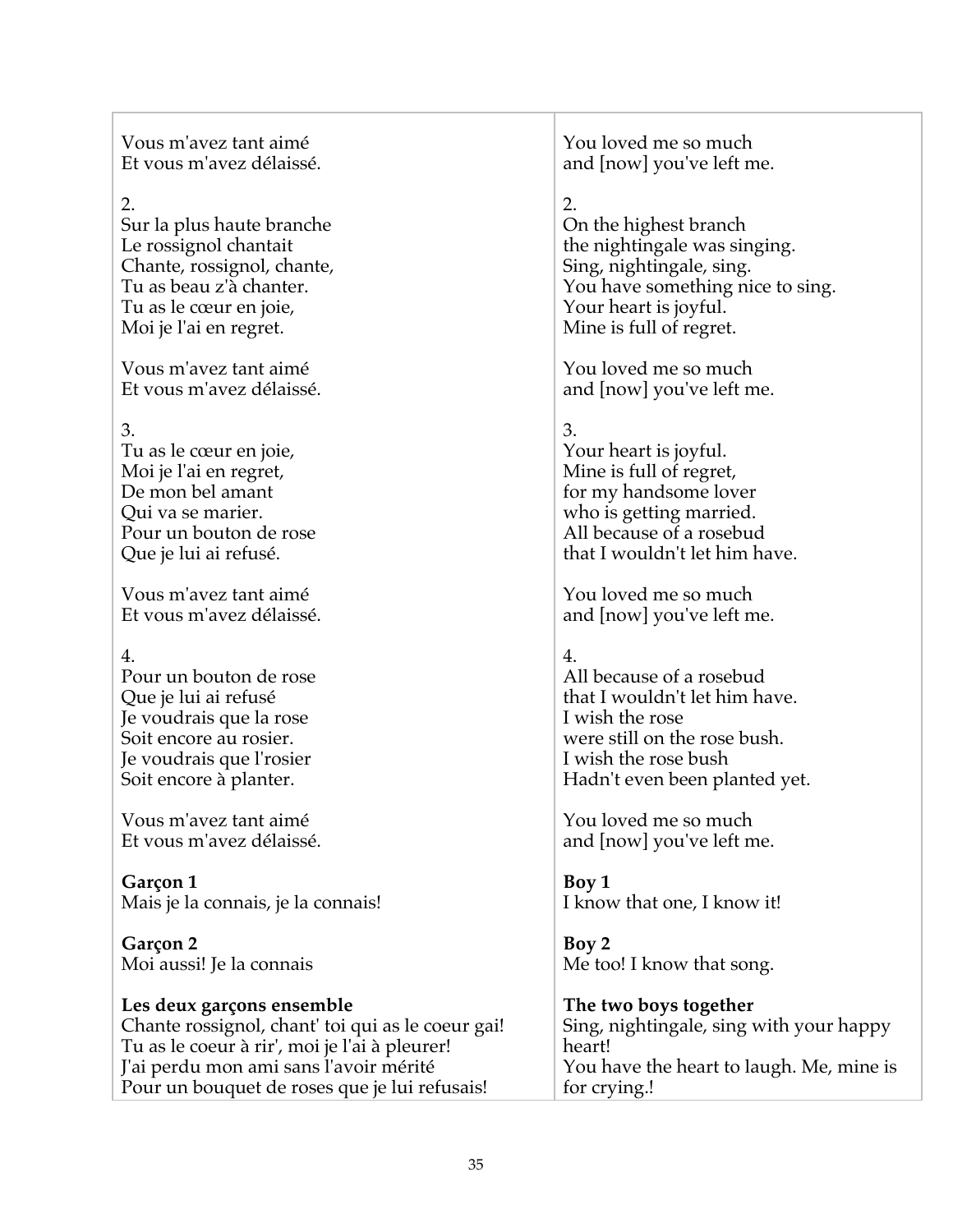| | |
|---|---|
| Vous m'avez tant aimé<br>Et vous m'avez délaissé. | You loved me so much<br>and [now] you've left me. |
| 2.<br>Sur la plus haute branche<br>Le rossignol chantait<br>Chante, rossignol, chante,<br>Tu as beau z'à chanter.<br>Tu as le cœur en joie,<br>Moi je l'ai en regret. | 2.<br>On the highest branch<br>the nightingale was singing.<br>Sing, nightingale, sing.<br>You have something nice to sing.<br>Your heart is joyful.<br>Mine is full of regret. |
| Vous m'avez tant aimé<br>Et vous m'avez délaissé. | You loved me so much<br>and [now] you've left me. |
| 3.<br>Tu as le cœur en joie,<br>Moi je l'ai en regret,<br>De mon bel amant<br>Qui va se marier.<br>Pour un bouton de rose<br>Que je lui ai refusé. | 3.<br>Your heart is joyful.<br>Mine is full of regret,<br>for my handsome lover<br>who is getting married.<br>All because of a rosebud<br>that I wouldn't let him have. |
| Vous m'avez tant aimé<br>Et vous m'avez délaissé. | You loved me so much<br>and [now] you've left me. |
| 4.<br>Pour un bouton de rose<br>Que je lui ai refusé<br>Je voudrais que la rose<br>Soit encore au rosier.<br>Je voudrais que l'rosier<br>Soit encore à planter. | 4.<br>All because of a rosebud<br>that I wouldn't let him have.<br>I wish the rose<br>were still on the rose bush.<br>I wish the rose bush<br>Hadn't even been planted yet. |
| Vous m'avez tant aimé<br>Et vous m'avez délaissé. | You loved me so much<br>and [now] you've left me. |
| **Garçon 1**<br>Mais je la connais, je la connais! | **Boy 1**<br>I know that one, I know it! |
| **Garçon 2**<br>Moi aussi! Je la connais | **Boy 2**<br>Me too! I know that song. |
| **Les deux garçons ensemble**<br>Chante rossignol, chant' toi qui as le coeur gai!<br>Tu as le coeur à rir', moi je l'ai à pleurer!<br>J'ai perdu mon ami sans l'avoir mérité<br>Pour un bouquet de roses que je lui refusais! | **The two boys together**<br>Sing, nightingale, sing with your happy heart!<br>You have the heart to laugh. Me, mine is for crying.! |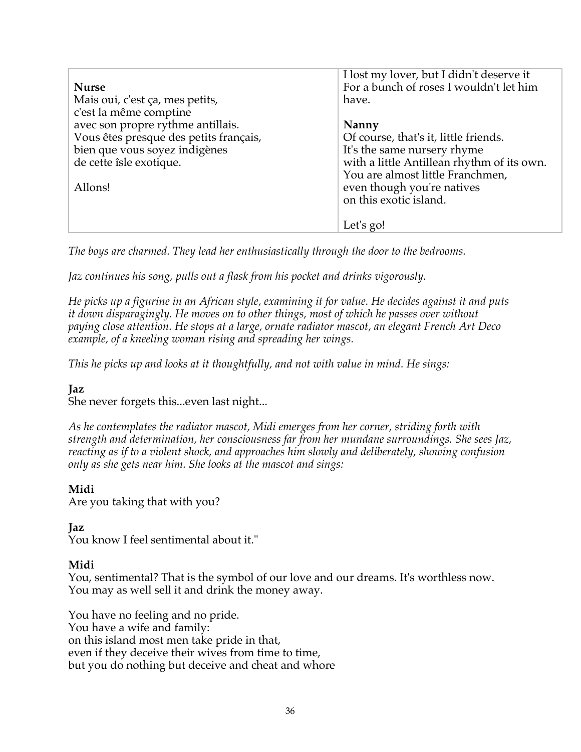| | |
|---|---|
| **Nurse**<br>Mais oui, c'est ça, mes petits,<br>c'est la même comptine<br>avec son propre rythme antillais.<br>Vous êtes presque des petits français,<br>bien que vous soyez indigènes<br>de cette îsle exotique.<br><br>Allons! | I lost my lover, but I didn't deserve it<br>For a bunch of roses I wouldn't let him have.<br><br>**Nanny**<br>Of course, that's it, little friends.<br>It's the same nursery rhyme<br>with a little Antillean rhythm of its own.<br>You are almost little Franchmen,<br>even though you're natives<br>on this exotic island.<br><br>Let's go! |

*The boys are charmed. They lead her enthusiastically through the door to the bedrooms.*

*Jaz continues his song, pulls out a flask from his pocket and drinks vigorously.*

*He picks up a figurine in an African style, examining it for value. He decides against it and puts it down disparagingly. He moves on to other things, most of which he passes over without paying close attention. He stops at a large, ornate radiator mascot, an elegant French Art Deco example, of a kneeling woman rising and spreading her wings.*

*This he picks up and looks at it thoughtfully, and not with value in mind. He sings:*

**Jaz**
She never forgets this...even last night...

*As he contemplates the radiator mascot, Midi emerges from her corner, striding forth with strength and determination, her consciousness far from her mundane surroundings. She sees Jaz, reacting as if to a violent shock, and approaches him slowly and deliberately, showing confusion only as she gets near him. She looks at the mascot and sings:*

**Midi**
Are you taking that with you?

**Jaz**
You know I feel sentimental about it."

**Midi**
You, sentimental? That is the symbol of our love and our dreams. It's worthless now.
You may as well sell it and drink the money away.

You have no feeling and no pride.
You have a wife and family:
on this island most men take pride in that,
even if they deceive their wives from time to time,
but you do nothing but deceive and cheat and whore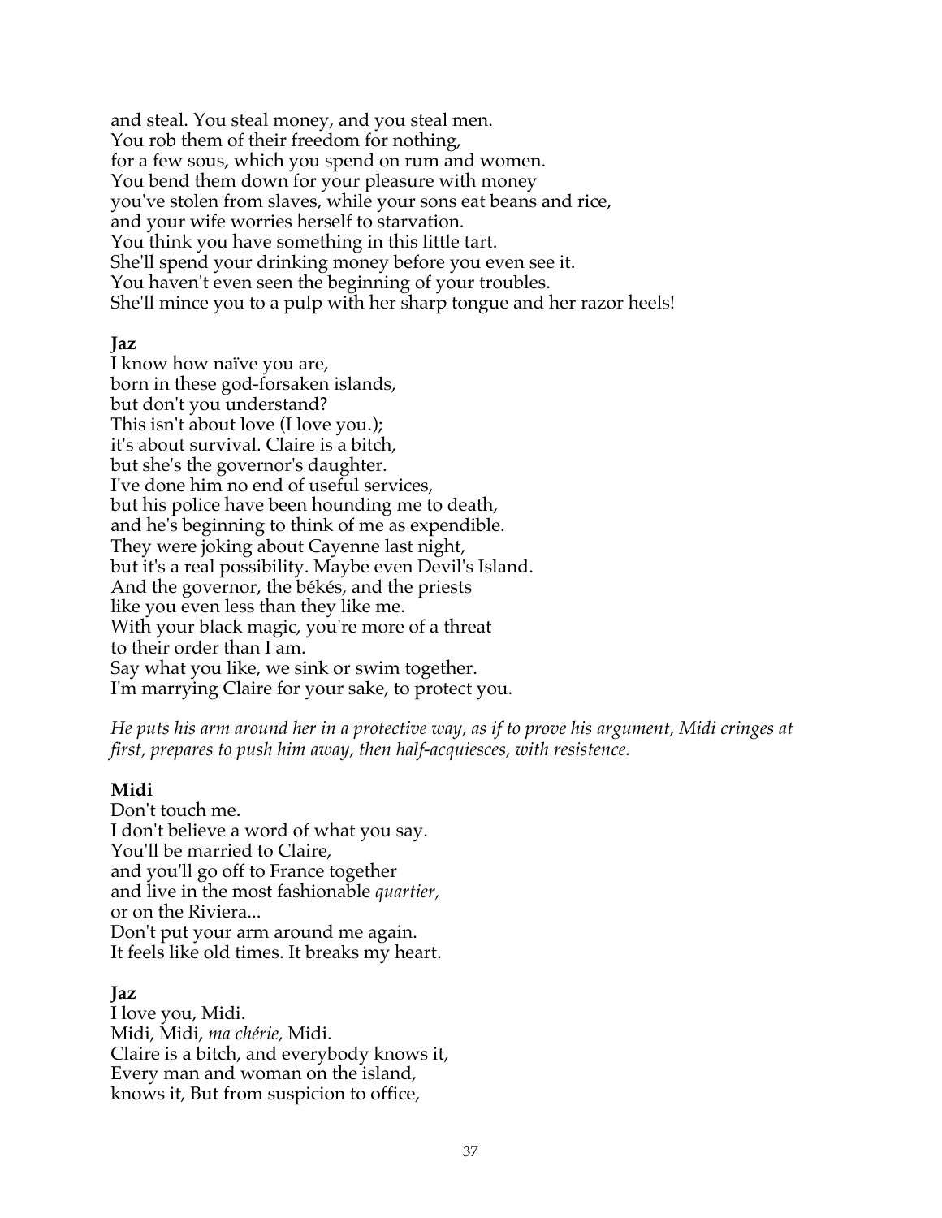and steal. You steal money, and you steal men.
You rob them of their freedom for nothing,
for a few sous, which you spend on rum and women.
You bend them down for your pleasure with money
you've stolen from slaves, while your sons eat beans and rice,
and your wife worries herself to starvation.
You think you have something in this little tart.
She'll spend your drinking money before you even see it.
You haven't even seen the beginning of your troubles.
She'll mince you to a pulp with her sharp tongue and her razor heels!

**Jaz**
I know how naïve you are,
born in these god-forsaken islands,
but don't you understand?
This isn't about love (I love you.);
it's about survival. Claire is a bitch,
but she's the governor's daughter.
I've done him no end of useful services,
but his police have been hounding me to death,
and he's beginning to think of me as expendible.
They were joking about Cayenne last night,
but it's a real possibility. Maybe even Devil's Island.
And the governor, the békés, and the priests
like you even less than they like me.
With your black magic, you're more of a threat
to their order than I am.
Say what you like, we sink or swim together.
I'm marrying Claire for your sake, to protect you.

*He puts his arm around her in a protective way, as if to prove his argument, Midi cringes at first, prepares to push him away, then half-acquiesces, with resistence.*

**Midi**
Don't touch me.
I don't believe a word of what you say.
You'll be married to Claire,
and you'll go off to France together
and live in the most fashionable *quartier,*
or on the Riviera...
Don't put your arm around me again.
It feels like old times. It breaks my heart.

**Jaz**
I love you, Midi.
Midi, Midi, *ma chérie,* Midi.
Claire is a bitch, and everybody knows it,
Every man and woman on the island,
knows it, But from suspicion to office,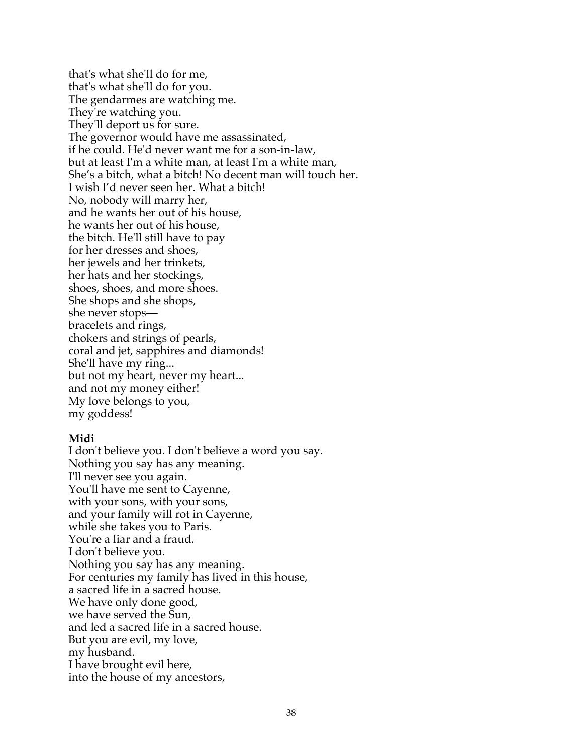that's what she'll do for me,
that's what she'll do for you.
The gendarmes are watching me.
They're watching you.
They'll deport us for sure.
The governor would have me assassinated,
if he could. He'd never want me for a son-in-law,
but at least I'm a white man, at least I'm a white man,
She's a bitch, what a bitch! No decent man will touch her.
I wish I'd never seen her. What a bitch!
No, nobody will marry her,
and he wants her out of his house,
he wants her out of his house,
the bitch. He'll still have to pay
for her dresses and shoes,
her jewels and her trinkets,
her hats and her stockings,
shoes, shoes, and more shoes.
She shops and she shops,
she never stops—
bracelets and rings,
chokers and strings of pearls,
coral and jet, sapphires and diamonds!
She'll have my ring...
but not my heart, never my heart...
and not my money either!
My love belongs to you,
my goddess!

**Midi**
I don't believe you. I don't believe a word you say.
Nothing you say has any meaning.
I'll never see you again.
You'll have me sent to Cayenne,
with your sons, with your sons,
and your family will rot in Cayenne,
while she takes you to Paris.
You're a liar and a fraud.
I don't believe you.
Nothing you say has any meaning.
For centuries my family has lived in this house,
a sacred life in a sacred house.
We have only done good,
we have served the Sun,
and led a sacred life in a sacred house.
But you are evil, my love,
my husband.
I have brought evil here,
into the house of my ancestors,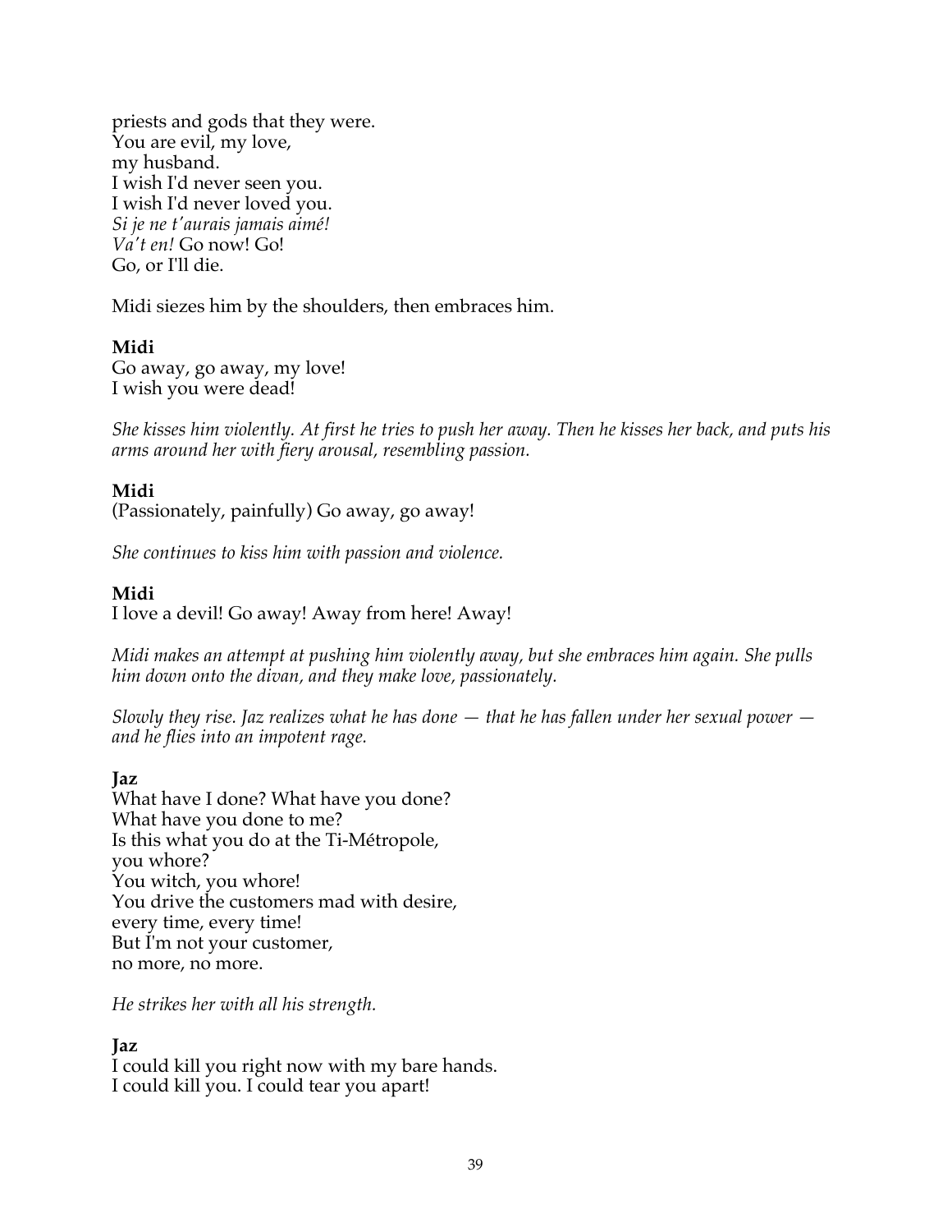priests and gods that they were.
You are evil, my love,
my husband.
I wish I'd never seen you.
I wish I'd never loved you.
*Si je ne t'aurais jamais aimé!*
*Va't en!* Go now! Go!
Go, or I'll die.

Midi siezes him by the shoulders, then embraces him.

**Midi**
Go away, go away, my love!
I wish you were dead!

*She kisses him violently. At first he tries to push her away. Then he kisses her back, and puts his arms around her with fiery arousal, resembling passion.*

**Midi**
(Passionately, painfully) Go away, go away!

*She continues to kiss him with passion and violence.*

**Midi**
I love a devil! Go away! Away from here! Away!

*Midi makes an attempt at pushing him violently away, but she embraces him again. She pulls him down onto the divan, and they make love, passionately.*

*Slowly they rise. Jaz realizes what he has done — that he has fallen under her sexual power — and he flies into an impotent rage.*

**Jaz**
What have I done? What have you done?
What have you done to me?
Is this what you do at the Ti-Métropole,
you whore?
You witch, you whore!
You drive the customers mad with desire,
every time, every time!
But I'm not your customer,
no more, no more.

*He strikes her with all his strength.*

**Jaz**
I could kill you right now with my bare hands.
I could kill you. I could tear you apart!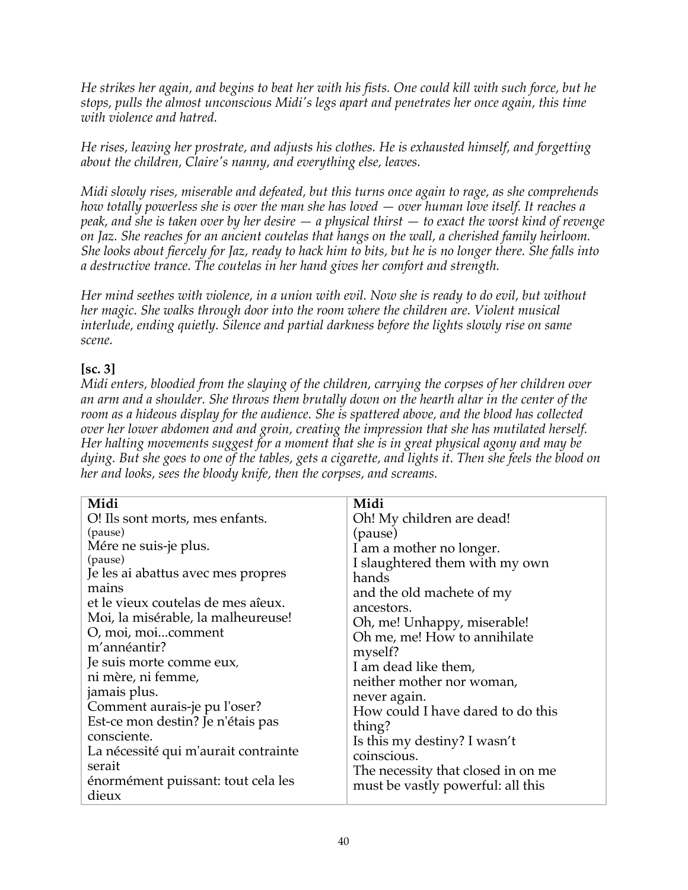*He strikes her again, and begins to beat her with his fists. One could kill with such force, but he stops, pulls the almost unconscious Midi's legs apart and penetrates her once again, this time with violence and hatred.*

*He rises, leaving her prostrate, and adjusts his clothes. He is exhausted himself, and forgetting about the children, Claire's nanny, and everything else, leaves.*

*Midi slowly rises, miserable and defeated, but this turns once again to rage, as she comprehends how totally powerless she is over the man she has loved — over human love itself. It reaches a peak, and she is taken over by her desire — a physical thirst — to exact the worst kind of revenge on Jaz. She reaches for an ancient coutelas that hangs on the wall, a cherished family heirloom. She looks about fiercely for Jaz, ready to hack him to bits, but he is no longer there. She falls into a destructive trance. The coutelas in her hand gives her comfort and strength.*

*Her mind seethes with violence, in a union with evil. Now she is ready to do evil, but without her magic. She walks through door into the room where the children are. Violent musical interlude, ending quietly. Silence and partial darkness before the lights slowly rise on same scene.*

**[sc. 3]**

*Midi enters, bloodied from the slaying of the children, carrying the corpses of her children over an arm and a shoulder. She throws them brutally down on the hearth altar in the center of the room as a hideous display for the audience. She is spattered above, and the blood has collected over her lower abdomen and and groin, creating the impression that she has mutilated herself. Her halting movements suggest for a moment that she is in great physical agony and may be dying. But she goes to one of the tables, gets a cigarette, and lights it. Then she feels the blood on her and looks, sees the bloody knife, then the corpses, and screams.*

| **Midi** | **Midi** |
|---|---|
| O! Ils sont morts, mes enfants.<br>(pause)<br>Mére ne suis-je plus.<br>(pause)<br>Je les ai abattus avec mes propres mains<br>et le vieux coutelas de mes aîeux.<br>Moi, la misérable, la malheureuse!<br>O, moi, moi...comment m'annéantir?<br>Je suis morte comme eux,<br>ni mère, ni femme,<br>jamais plus.<br>Comment aurais-je pu l'oser?<br>Est-ce mon destin? Je n'étais pas consciente.<br>La nécessité qui m'aurait contrainte serait<br>énormément puissant: tout cela les dieux | Oh! My children are dead!<br>(pause)<br>I am a mother no longer.<br>I slaughtered them with my own hands<br>and the old machete of my ancestors.<br>Oh, me! Unhappy, miserable!<br>Oh me, me! How to annihilate myself?<br>I am dead like them,<br>neither mother nor woman,<br>never again.<br>How could I have dared to do this thing?<br>Is this my destiny? I wasn't coinscious.<br>The necessity that closed in on me<br>must be vastly powerful: all this |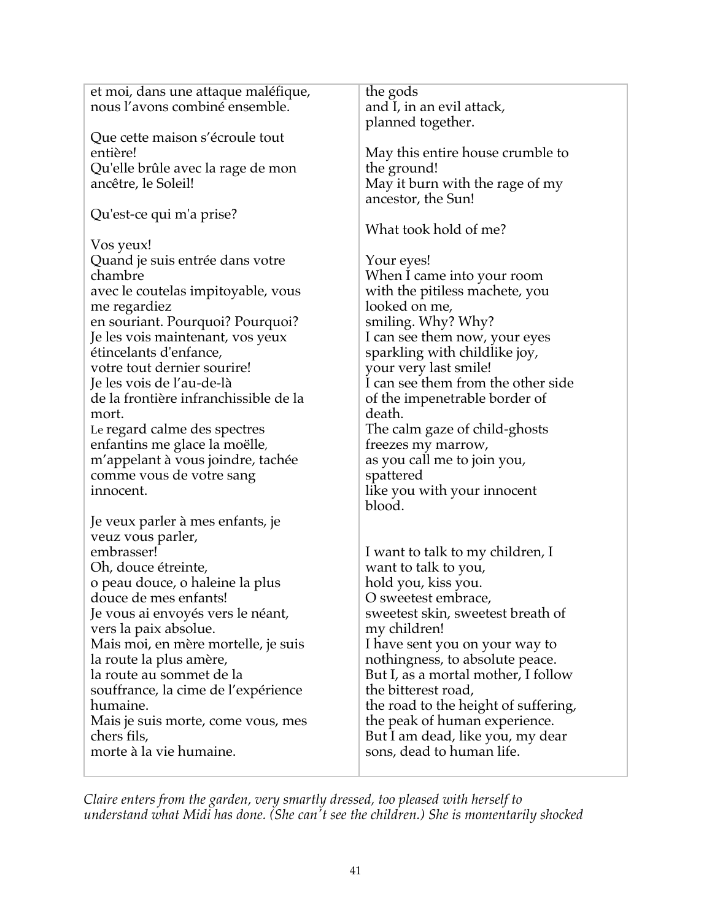| | |
|---|---|
| et moi, dans une attaque maléfique,<br>nous l’avons combiné ensemble. | the gods<br>and I, in an evil attack,<br>planned together. |
| Que cette maison s’écroule tout entière!<br>Qu'elle brûle avec la rage de mon ancêtre, le Soleil! | May this entire house crumble to the ground!<br>May it burn with the rage of my ancestor, the Sun! |
| Qu'est-ce qui m'a prise? | What took hold of me? |
| Vos yeux!<br>Quand je suis entrée dans votre chambre<br>avec le coutelas impitoyable, vous me regardiez<br>en souriant. Pourquoi? Pourquoi?<br>Je les vois maintenant, vos yeux étincelants d'enfance,<br>votre tout dernier sourire!<br>Je les vois de l’au-de-là<br>de la frontière infranchissible de la mort.<br>Le regard calme des spectres enfantins me glace la moëlle,<br>m’appelant à vous joindre, tachée comme vous de votre sang innocent. | Your eyes!<br>When I came into your room<br>with the pitiless machete, you looked on me,<br>smiling. Why? Why?<br>I can see them now, your eyes<br>sparkling with childlike joy,<br>your very last smile!<br>I can see them from the other side<br>of the impenetrable border of death.<br>The calm gaze of child-ghosts freezes my marrow,<br>as you call me to join you, spattered<br>like you with your innocent blood. |
| Je veux parler à mes enfants, je veux vous parler,<br>embrasser!<br>Oh, douce étreinte,<br>o peau douce, o haleine la plus douce de mes enfants!<br>Je vous ai envoyés vers le néant,<br>vers la paix absolue.<br>Mais moi, en mère mortelle, je suis la route la plus amère,<br>la route au sommet de la souffrance, la cime de l’expérience humaine.<br>Mais je suis morte, come vous, mes chers fils,<br>morte à la vie humaine. | I want to talk to my children, I want to talk to you,<br>hold you, kiss you.<br>O sweetest embrace,<br>sweetest skin, sweetest breath of my children!<br>I have sent you on your way to nothingness, to absolute peace.<br>But I, as a mortal mother, I follow the bitterest road,<br>the road to the height of suffering,<br>the peak of human experience.<br>But I am dead, like you, my dear sons, dead to human life. |

*Claire enters from the garden, very smartly dressed, too pleased with herself to understand what Midi has done. (She can’t see the children.) She is momentarily shocked*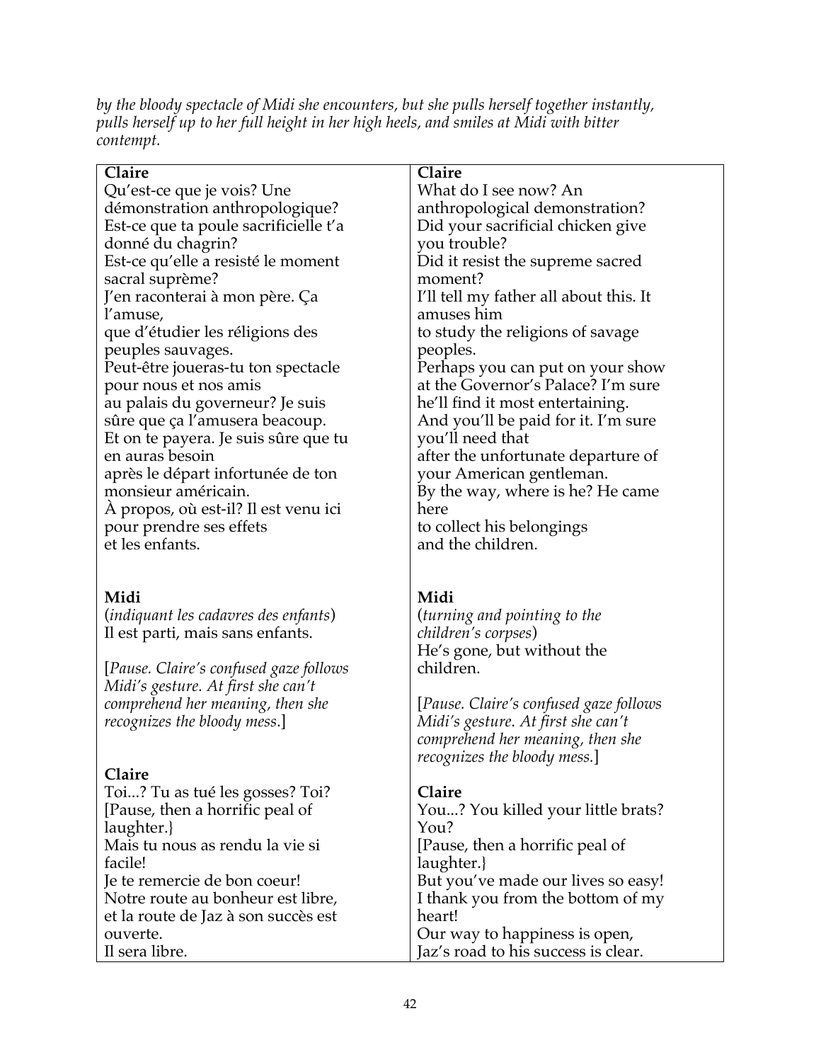*by the bloody spectacle of Midi she encounters, but she pulls herself together instantly, pulls herself up to her full height in her high heels, and smiles at Midi with bitter contempt.*

| **Claire**<br>Qu'est-ce que je vois? Une démonstration anthropologique?<br>Est-ce que ta poule sacrificielle t'a donné du chagrin?<br>Est-ce qu'elle a resisté le moment sacral suprème?<br>J'en raconterai à mon père. Ça l'amuse,<br>que d'étudier les réligions des peuples sauvages.<br>Peut-être joueras-tu ton spectacle pour nous et nos amis<br>au palais du governeur? Je suis sûre que ça l'amusera beacoup.<br>Et on te payera. Je suis sûre que tu en auras besoin<br>après le départ infortunée de ton monsieur américain.<br>À propos, où est-il? Il est venu ici pour prendre ses effets<br>et les enfants. | **Claire**<br>What do I see now? An anthropological demonstration?<br>Did your sacrificial chicken give you trouble?<br>Did it resist the supreme sacred moment?<br>I'll tell my father all about this. It amuses him<br>to study the religions of savage peoples.<br>Perhaps you can put on your show at the Governor's Palace? I'm sure he'll find it most entertaining.<br>And you'll be paid for it. I'm sure you'll need that<br>after the unfortunate departure of your American gentleman.<br>By the way, where is he? He came here<br>to collect his belongings<br>and the children. |
|---|---|
| **Midi**<br>(*indiquant les cadavres des enfants*)<br>Il est parti, mais sans enfants.<br><br>[*Pause. Claire's confused gaze follows Midi's gesture. At first she can't comprehend her meaning, then she recognizes the bloody mess.*] | **Midi**<br>(*turning and pointing to the children's corpses*)<br>He's gone, but without the children.<br><br>[*Pause. Claire's confused gaze follows Midi's gesture. At first she can't comprehend her meaning, then she recognizes the bloody mess.*] |
| **Claire**<br>Toi...? Tu as tué les gosses? Toi?<br>[Pause, then a horrific peal of laughter.}<br>Mais tu nous as rendu la vie si facile!<br>Je te remercie de bon coeur!<br>Notre route au bonheur est libre,<br>et la route de Jaz à son succès est ouverte.<br>Il sera libre. | **Claire**<br>You...? You killed your little brats? You?<br>[Pause, then a horrific peal of laughter.}<br>But you've made our lives so easy!<br>I thank you from the bottom of my heart!<br>Our way to happiness is open,<br>Jaz's road to his success is clear. |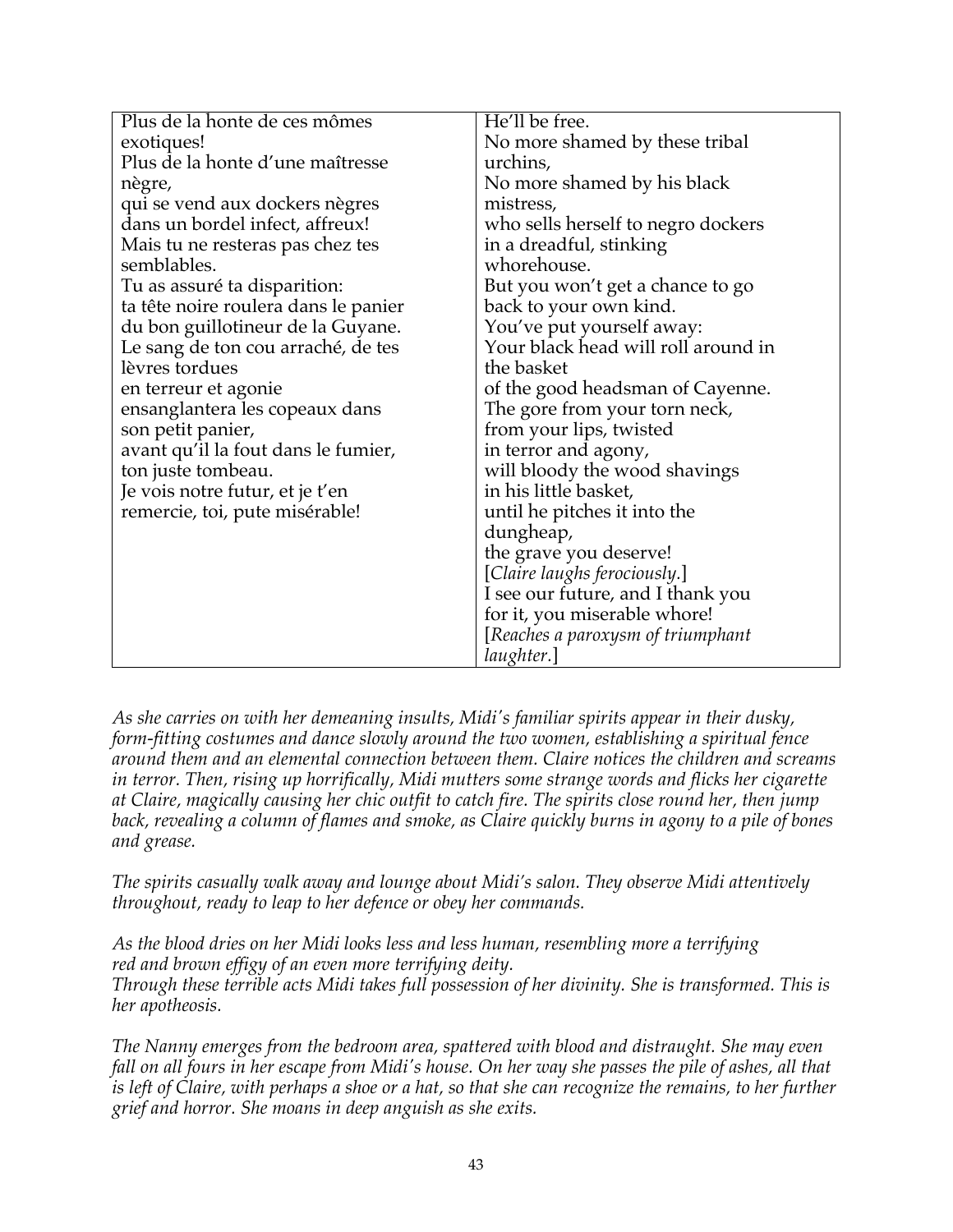| | |
|---|---|
| Plus de la honte de ces mômes exotiques!<br>Plus de la honte d'une maîtresse nègre,<br>qui se vend aux dockers nègres<br>dans un bordel infect, affreux!<br>Mais tu ne resteras pas chez tes semblables.<br>Tu as assuré ta disparition:<br>ta tête noire roulera dans le panier<br>du bon guillotineur de la Guyane.<br>Le sang de ton cou arraché, de tes lèvres tordues<br>en terreur et agonie<br>ensanglantera les copeaux dans son petit panier,<br>avant qu'il la fout dans le fumier,<br>ton juste tombeau.<br>Je vois notre futur, et je t'en remercie, toi, pute misérable! | He'll be free.<br>No more shamed by these tribal urchins,<br>No more shamed by his black mistress,<br>who sells herself to negro dockers<br>in a dreadful, stinking whorehouse.<br>But you won't get a chance to go back to your own kind.<br>You've put yourself away:<br>Your black head will roll around in the basket<br>of the good headsman of Cayenne.<br>The gore from your torn neck,<br>from your lips, twisted<br>in terror and agony,<br>will bloody the wood shavings<br>in his little basket,<br>until he pitches it into the dungheap,<br>the grave you deserve!<br>[*Claire laughs ferociously.*]<br>I see our future, and I thank you for it, you miserable whore!<br>[*Reaches a paroxysm of triumphant laughter.*] |

*As she carries on with her demeaning insults, Midi's familiar spirits appear in their dusky, form-fitting costumes and dance slowly around the two women, establishing a spiritual fence around them and an elemental connection between them. Claire notices the children and screams in terror. Then, rising up horrifically, Midi mutters some strange words and flicks her cigarette at Claire, magically causing her chic outfit to catch fire. The spirits close round her, then jump back, revealing a column of flames and smoke, as Claire quickly burns in agony to a pile of bones and grease.*

*The spirits casually walk away and lounge about Midi's salon. They observe Midi attentively throughout, ready to leap to her defence or obey her commands.*

*As the blood dries on her Midi looks less and less human, resembling more a terrifying red and brown effigy of an even more terrifying deity.*
*Through these terrible acts Midi takes full possession of her divinity. She is transformed. This is her apotheosis.*

*The Nanny emerges from the bedroom area, spattered with blood and distraught. She may even fall on all fours in her escape from Midi's house. On her way she passes the pile of ashes, all that is left of Claire, with perhaps a shoe or a hat, so that she can recognize the remains, to her further grief and horror. She moans in deep anguish as she exits.*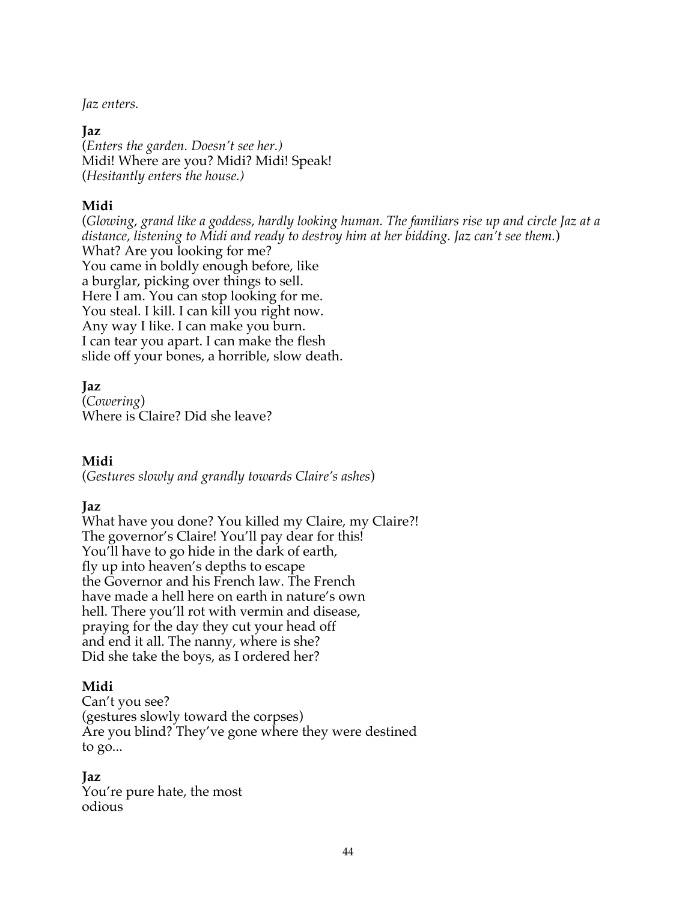*Jaz enters.*

**Jaz**
(*Enters the garden. Doesn't see her.)*
Midi! Where are you? Midi? Midi! Speak!
(*Hesitantly enters the house.)*

**Midi**
(*Glowing, grand like a goddess, hardly looking human. The familiars rise up and circle Jaz at a distance, listening to Midi and ready to destroy him at her bidding. Jaz can't see them.*)
What? Are you looking for me?
You came in boldly enough before, like
a burglar, picking over things to sell.
Here I am. You can stop looking for me.
You steal. I kill. I can kill you right now.
Any way I like. I can make you burn.
I can tear you apart. I can make the flesh
slide off your bones, a horrible, slow death.

**Jaz**
(*Cowering*)
Where is Claire? Did she leave?

**Midi**
(*Gestures slowly and grandly towards Claire's ashes*)

**Jaz**
What have you done? You killed my Claire, my Claire?!
The governor's Claire! You'll pay dear for this!
You'll have to go hide in the dark of earth,
fly up into heaven's depths to escape
the Governor and his French law. The French
have made a hell here on earth in nature's own
hell. There you'll rot with vermin and disease,
praying for the day they cut your head off
and end it all. The nanny, where is she?
Did she take the boys, as I ordered her?

**Midi**
Can't you see?
(gestures slowly toward the corpses)
Are you blind? They've gone where they were destined
to go...

**Jaz**
You're pure hate, the most
odious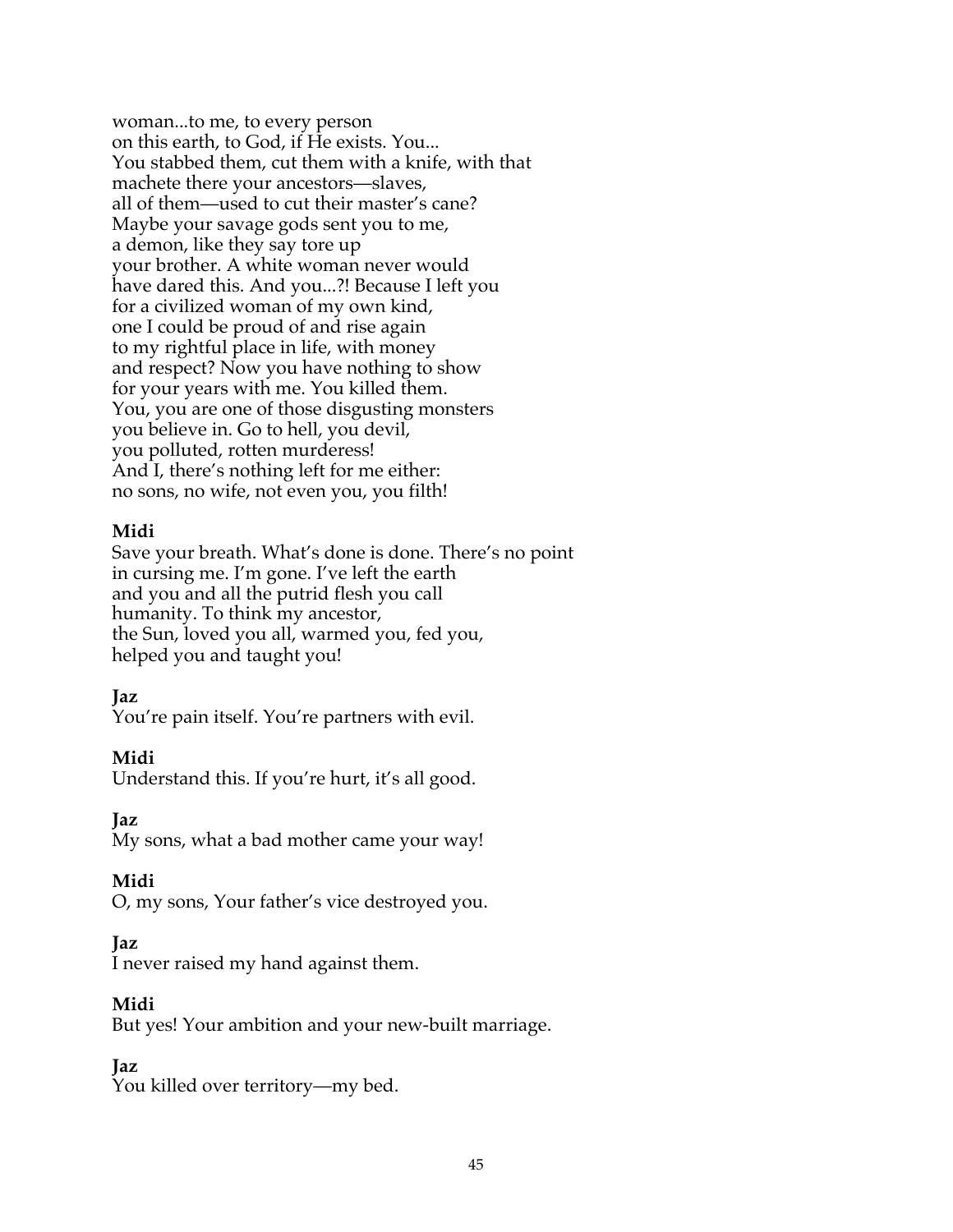woman...to me, to every person
on this earth, to God, if He exists. You...
You stabbed them, cut them with a knife, with that
machete there your ancestors—slaves,
all of them—used to cut their master's cane?
Maybe your savage gods sent you to me,
a demon, like they say tore up
your brother. A white woman never would
have dared this. And you...?! Because I left you
for a civilized woman of my own kind,
one I could be proud of and rise again
to my rightful place in life, with money
and respect? Now you have nothing to show
for your years with me. You killed them.
You, you are one of those disgusting monsters
you believe in. Go to hell, you devil,
you polluted, rotten murderess!
And I, there's nothing left for me either:
no sons, no wife, not even you, you filth!

**Midi**
Save your breath. What's done is done. There's no point
in cursing me. I'm gone. I've left the earth
and you and all the putrid flesh you call
humanity. To think my ancestor,
the Sun, loved you all, warmed you, fed you,
helped you and taught you!

**Jaz**
You're pain itself. You're partners with evil.

**Midi**
Understand this. If you're hurt, it's all good.

**Jaz**
My sons, what a bad mother came your way!

**Midi**
O, my sons, Your father's vice destroyed you.

**Jaz**
I never raised my hand against them.

**Midi**
But yes! Your ambition and your new-built marriage.

**Jaz**
You killed over territory—my bed.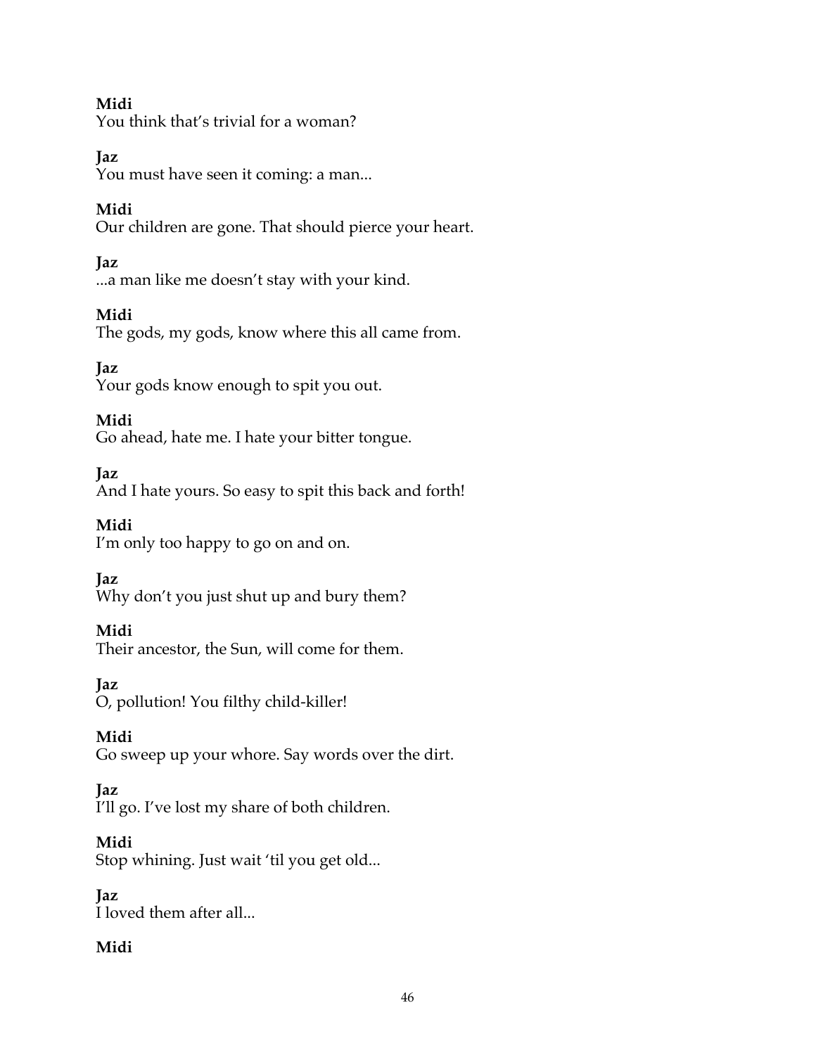**Midi**
You think that's trivial for a woman?

**Jaz**
You must have seen it coming: a man...

**Midi**
Our children are gone. That should pierce your heart.

**Jaz**
...a man like me doesn't stay with your kind.

**Midi**
The gods, my gods, know where this all came from.

**Jaz**
Your gods know enough to spit you out.

**Midi**
Go ahead, hate me. I hate your bitter tongue.

**Jaz**
And I hate yours. So easy to spit this back and forth!

**Midi**
I'm only too happy to go on and on.

**Jaz**
Why don't you just shut up and bury them?

**Midi**
Their ancestor, the Sun, will come for them.

**Jaz**
O, pollution! You filthy child-killer!

**Midi**
Go sweep up your whore. Say words over the dirt.

**Jaz**
I'll go. I've lost my share of both children.

**Midi**
Stop whining. Just wait 'til you get old...

**Jaz**
I loved them after all...

**Midi**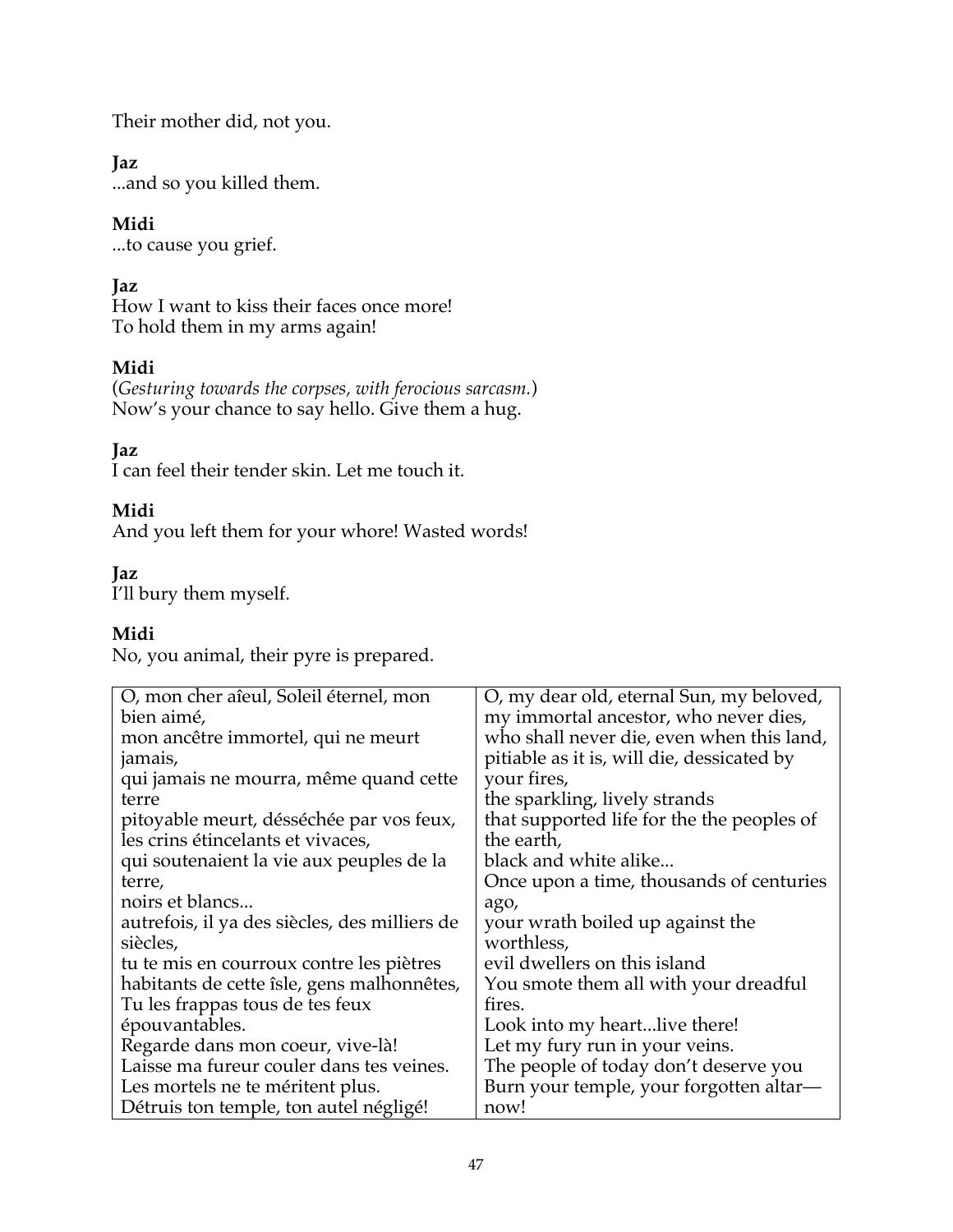Their mother did, not you.

**Jaz**
...and so you killed them.

**Midi**
...to cause you grief.

**Jaz**
How I want to kiss their faces once more!
To hold them in my arms again!

**Midi**
(*Gesturing towards the corpses, with ferocious sarcasm.*)
Now's your chance to say hello. Give them a hug.

**Jaz**
I can feel their tender skin. Let me touch it.

**Midi**
And you left them for your whore! Wasted words!

**Jaz**
I'll bury them myself.

**Midi**
No, you animal, their pyre is prepared.

| | |
|---|---|
| O, mon cher aîeul, Soleil éternel, mon bien aimé,<br>mon ancêtre immortel, qui ne meurt jamais,<br>qui jamais ne mourra, même quand cette terre<br>pitoyable meurt, désséchée par vos feux,<br>les crins étincelants et vivaces,<br>qui soutenaient la vie aux peuples de la terre,<br>noirs et blancs...<br>autrefois, il ya des siècles, des milliers de siècles,<br>tu te mis en courroux contre les piètres habitants de cette îsle, gens malhonnêtes,<br>Tu les frappas tous de tes feux épouvantables.<br>Regarde dans mon coeur, vive-là!<br>Laisse ma fureur couler dans tes veines.<br>Les mortels ne te méritent plus.<br>Détruis ton temple, ton autel négligé! | O, my dear old, eternal Sun, my beloved,<br>my immortal ancestor, who never dies,<br>who shall never die, even when this land,<br>pitiable as it is, will die, dessicated by your fires,<br>the sparkling, lively strands<br>that supported life for the the peoples of the earth,<br>black and white alike...<br>Once upon a time, thousands of centuries ago,<br>your wrath boiled up against the worthless,<br>evil dwellers on this island<br>You smote them all with your dreadful fires.<br>Look into my heart...live there!<br>Let my fury run in your veins.<br>The people of today don't deserve you<br>Burn your temple, your forgotten altar—now! |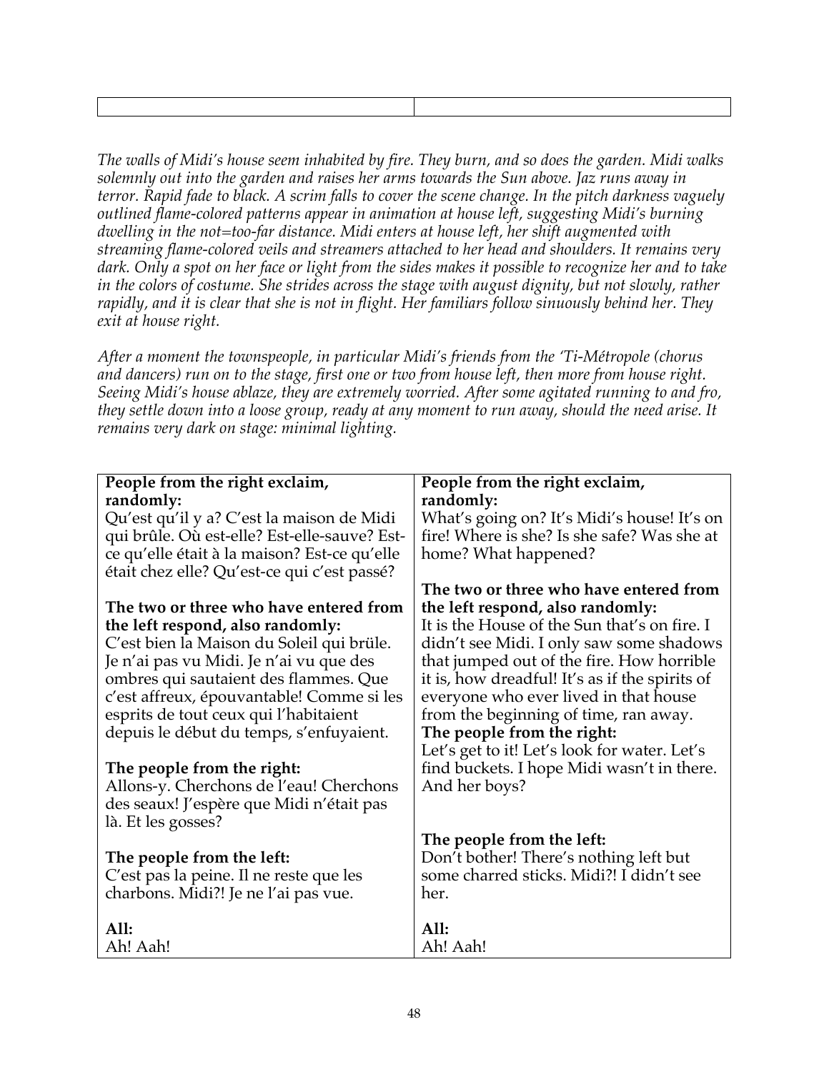| | |
|---|---|

*The walls of Midi's house seem inhabited by fire. They burn, and so does the garden. Midi walks solemnly out into the garden and raises her arms towards the Sun above. Jaz runs away in terror. Rapid fade to black. A scrim falls to cover the scene change. In the pitch darkness vaguely outlined flame-colored patterns appear in animation at house left, suggesting Midi's burning dwelling in the not=too-far distance. Midi enters at house left, her shift augmented with streaming flame-colored veils and streamers attached to her head and shoulders. It remains very dark. Only a spot on her face or light from the sides makes it possible to recognize her and to take in the colors of costume. She strides across the stage with august dignity, but not slowly, rather rapidly, and it is clear that she is not in flight. Her familiars follow sinuously behind her. They exit at house right.*

*After a moment the townspeople, in particular Midi's friends from the 'Ti-Métropole (chorus and dancers) run on to the stage, first one or two from house left, then more from house right. Seeing Midi's house ablaze, they are extremely worried. After some agitated running to and fro, they settle down into a loose group, ready at any moment to run away, should the need arise. It remains very dark on stage: minimal lighting.*

| | |
|---|---|
| **People from the right exclaim, randomly:**<br>Qu'est qu'il y a? C'est la maison de Midi qui brûle. Où est-elle? Est-elle-sauve? Est-ce qu'elle était à la maison? Est-ce qu'elle était chez elle? Qu'est-ce qui c'est passé?<br><br>**The two or three who have entered from the left respond, also randomly:**<br>C'est bien la Maison du Soleil qui brüle. Je n'ai pas vu Midi. Je n'ai vu que des ombres qui sautaient des flammes. Que c'est affreux, épouvantable! Comme si les esprits de tout ceux qui l'habitaient depuis le début du temps, s'enfuyaient.<br><br>**The people from the right:**<br>Allons-y. Cherchons de l'eau! Cherchons des seaux! J'espère que Midi n'était pas là. Et les gosses?<br><br>**The people from the left:**<br>C'est pas la peine. Il ne reste que les charbons. Midi?! Je ne l'ai pas vue.<br><br>**All:**<br>Ah! Aah! | **People from the right exclaim, randomly:**<br>What's going on? It's Midi's house! It's on fire! Where is she? Is she safe? Was she at home? What happened?<br><br>**The two or three who have entered from the left respond, also randomly:**<br>It is the House of the Sun that's on fire. I didn't see Midi. I only saw some shadows that jumped out of the fire. How horrible it is, how dreadful! It's as if the spirits of everyone who ever lived in that house from the beginning of time, ran away.<br>**The people from the right:**<br>Let's get to it! Let's look for water. Let's find buckets. I hope Midi wasn't in there. And her boys?<br><br>**The people from the left:**<br>Don't bother! There's nothing left but some charred sticks. Midi?! I didn't see her.<br><br>**All:**<br>Ah! Aah! |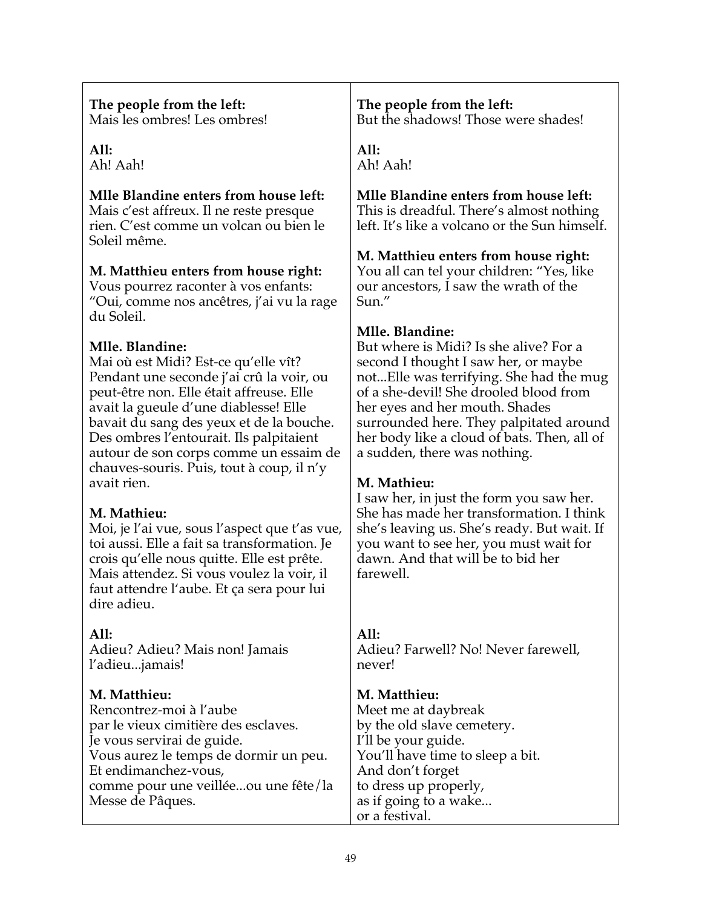| **The people from the left:**<br>Mais les ombres! Les ombres! | **The people from the left:**<br>But the shadows! Those were shades! |
|---|---|
| **All:**<br>Ah! Aah! | **All:**<br>Ah! Aah! |
| **Mlle Blandine enters from house left:**<br>Mais c'est affreux. Il ne reste presque rien. C'est comme un volcan ou bien le Soleil même. | **Mlle Blandine enters from house left:**<br>This is dreadful. There's almost nothing left. It's like a volcano or the Sun himself. |
| **M. Matthieu enters from house right:**<br>Vous pourrez raconter à vos enfants: "Oui, comme nos ancêtres, j'ai vu la rage du Soleil. | **M. Matthieu enters from house right:**<br>You all can tel your children: "Yes, like our ancestors, I saw the wrath of the Sun." |
| **Mlle. Blandine:**<br>Mai où est Midi? Est-ce qu'elle vît? Pendant une seconde j'ai crû la voir, ou peut-être non. Elle était affreuse. Elle avait la gueule d'une diablesse! Elle bavait du sang des yeux et de la bouche. Des ombres l'entourait. Ils palpitaient autour de son corps comme un essaim de chauves-souris. Puis, tout à coup, il n'y avait rien. | **Mlle. Blandine:**<br>But where is Midi? Is she alive? For a second I thought I saw her, or maybe not...Elle was terrifying. She had the mug of a she-devil! She drooled blood from her eyes and her mouth. Shades surrounded here. They palpitated around her body like a cloud of bats. Then, all of a sudden, there was nothing. |
| **M. Mathieu:**<br>Moi, je l'ai vue, sous l'aspect que t'as vue, toi aussi. Elle a fait sa transformation. Je crois qu'elle nous quitte. Elle est prête. Mais attendez. Si vous voulez la voir, il faut attendre l'aube. Et ça sera pour lui dire adieu. | **M. Mathieu:**<br>I saw her, in just the form you saw her. She has made her transformation. I think she's leaving us. She's ready. But wait. If you want to see her, you must wait for dawn. And that will be to bid her farewell. |
| **All:**<br>Adieu? Adieu? Mais non! Jamais l'adieu...jamais! | **All:**<br>Adieu? Farwell? No! Never farewell, never! |
| **M. Matthieu:**<br>Rencontrez-moi à l'aube<br>par le vieux cimitière des esclaves.<br>Je vous servirai de guide.<br>Vous aurez le temps de dormir un peu.<br>Et endimanchez-vous,<br>comme pour une veillée...ou une fête/la Messe de Pâques. | **M. Matthieu:**<br>Meet me at daybreak<br>by the old slave cemetery.<br>I'll be your guide.<br>You'll have time to sleep a bit.<br>And don't forget<br>to dress up properly,<br>as if going to a wake...<br>or a festival. |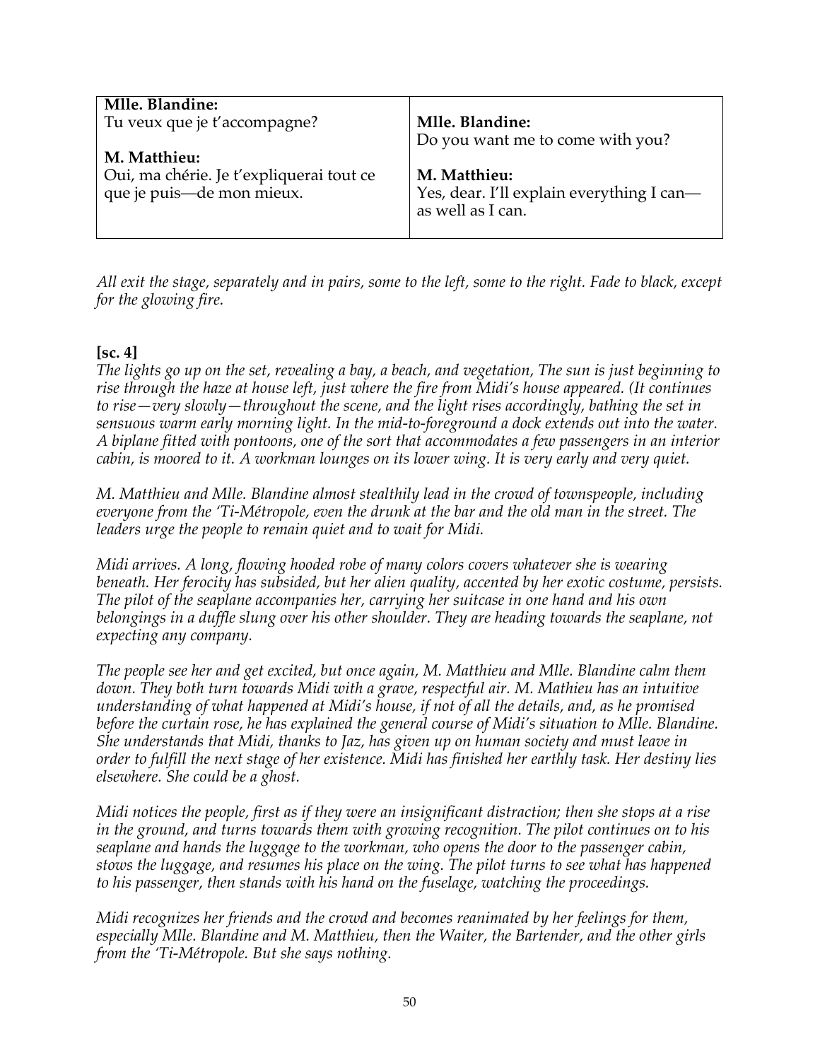| **Mlle. Blandine:**<br>Tu veux que je t'accompagne?<br><br>**M. Matthieu:**<br>Oui, ma chérie. Je t'expliquerai tout ce que je puis—de mon mieux. | **Mlle. Blandine:**<br>Do you want me to come with you?<br><br>**M. Matthieu:**<br>Yes, dear. I'll explain everything I can—as well as I can. |
|---|---|

*All exit the stage, separately and in pairs, some to the left, some to the right. Fade to black, except for the glowing fire.*

**[sc. 4]**

*The lights go up on the set, revealing a bay, a beach, and vegetation, The sun is just beginning to rise through the haze at house left, just where the fire from Midi's house appeared. (It continues to rise—very slowly—throughout the scene, and the light rises accordingly, bathing the set in sensuous warm early morning light. In the mid-to-foreground a dock extends out into the water. A biplane fitted with pontoons, one of the sort that accommodates a few passengers in an interior cabin, is moored to it. A workman lounges on its lower wing. It is very early and very quiet.*

*M. Matthieu and Mlle. Blandine almost stealthily lead in the crowd of townspeople, including everyone from the 'Ti-Métropole, even the drunk at the bar and the old man in the street. The leaders urge the people to remain quiet and to wait for Midi.*

*Midi arrives. A long, flowing hooded robe of many colors covers whatever she is wearing beneath. Her ferocity has subsided, but her alien quality, accented by her exotic costume, persists. The pilot of the seaplane accompanies her, carrying her suitcase in one hand and his own belongings in a duffle slung over his other shoulder. They are heading towards the seaplane, not expecting any company.*

*The people see her and get excited, but once again, M. Matthieu and Mlle. Blandine calm them down. They both turn towards Midi with a grave, respectful air. M. Mathieu has an intuitive understanding of what happened at Midi's house, if not of all the details, and, as he promised before the curtain rose, he has explained the general course of Midi's situation to Mlle. Blandine. She understands that Midi, thanks to Jaz, has given up on human society and must leave in order to fulfill the next stage of her existence. Midi has finished her earthly task. Her destiny lies elsewhere. She could be a ghost.*

*Midi notices the people, first as if they were an insignificant distraction; then she stops at a rise in the ground, and turns towards them with growing recognition. The pilot continues on to his seaplane and hands the luggage to the workman, who opens the door to the passenger cabin, stows the luggage, and resumes his place on the wing. The pilot turns to see what has happened to his passenger, then stands with his hand on the fuselage, watching the proceedings.*

*Midi recognizes her friends and the crowd and becomes reanimated by her feelings for them, especially Mlle. Blandine and M. Matthieu, then the Waiter, the Bartender, and the other girls from the 'Ti-Métropole. But she says nothing.*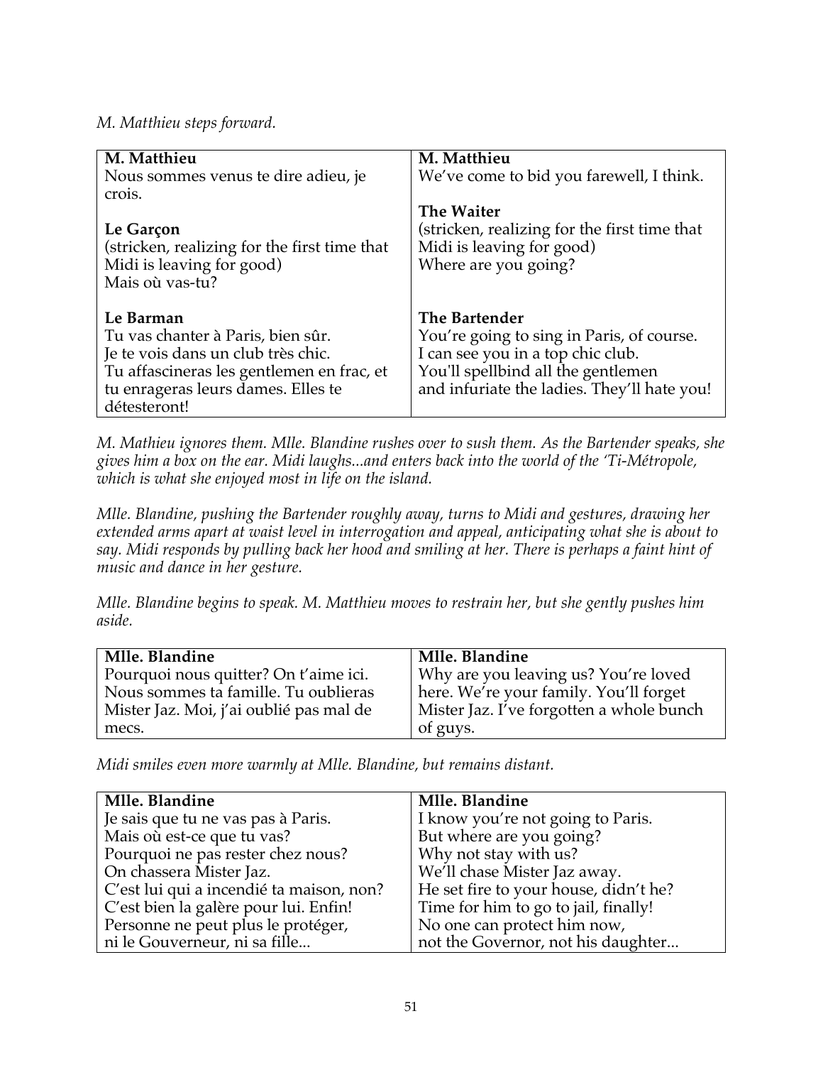*M. Matthieu steps forward.*

| M. Matthieu | M. Matthieu |
|---|---|
| Nous sommes venus te dire adieu, je crois. | We've come to bid you farewell, I think. |
| **Le Garçon** | **The Waiter** |
| (stricken, realizing for the first time that Midi is leaving for good) | (stricken, realizing for the first time that Midi is leaving for good) |
| Mais où vas-tu? | Where are you going? |
| **Le Barman** | **The Bartender** |
| Tu vas chanter à Paris, bien sûr.<br>Je te vois dans un club très chic.<br>Tu affascineras les gentlemen en frac, et tu enrageras leurs dames. Elles te détesteront! | You're going to sing in Paris, of course.<br>I can see you in a top chic club.<br>You'll spellbind all the gentlemen<br>and infuriate the ladies. They'll hate you! |

*M. Mathieu ignores them. Mlle. Blandine rushes over to sush them. As the Bartender speaks, she gives him a box on the ear. Midi laughs...and enters back into the world of the 'Ti-Métropole, which is what she enjoyed most in life on the island.*

*Mlle. Blandine, pushing the Bartender roughly away, turns to Midi and gestures, drawing her extended arms apart at waist level in interrogation and appeal, anticipating what she is about to say. Midi responds by pulling back her hood and smiling at her. There is perhaps a faint hint of music and dance in her gesture.*

*Mlle. Blandine begins to speak. M. Matthieu moves to restrain her, but she gently pushes him aside.*

| Mlle. Blandine | Mlle. Blandine |
|---|---|
| Pourquoi nous quitter? On t'aime ici.<br>Nous sommes ta famille. Tu oublieras<br>Mister Jaz. Moi, j'ai oublié pas mal de mecs. | Why are you leaving us? You're loved<br>here. We're your family. You'll forget<br>Mister Jaz. I've forgotten a whole bunch of guys. |

*Midi smiles even more warmly at Mlle. Blandine, but remains distant.*

| Mlle. Blandine | Mlle. Blandine |
|---|---|
| Je sais que tu ne vas pas à Paris.<br>Mais où est-ce que tu vas?<br>Pourquoi ne pas rester chez nous?<br>On chassera Mister Jaz.<br>C'est lui qui a incendié ta maison, non?<br>C'est bien la galère pour lui. Enfin!<br>Personne ne peut plus le protéger,<br>ni le Gouverneur, ni sa fille... | I know you're not going to Paris.<br>But where are you going?<br>Why not stay with us?<br>We'll chase Mister Jaz away.<br>He set fire to your house, didn't he?<br>Time for him to go to jail, finally!<br>No one can protect him now,<br>not the Governor, not his daughter... |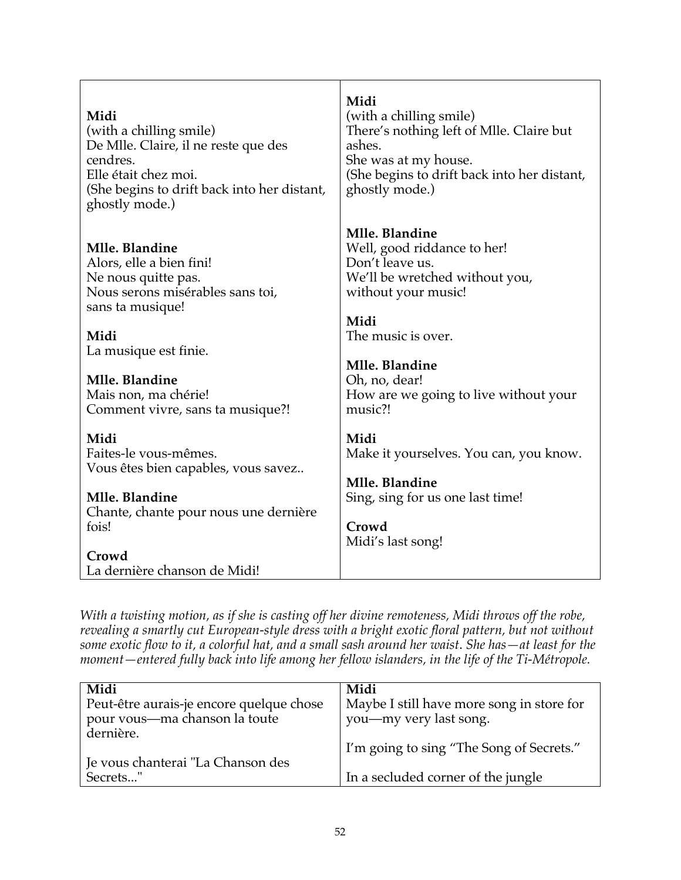| | |
|---|---|
| **Midi**<br>(with a chilling smile)<br>De Mlle. Claire, il ne reste que des cendres.<br>Elle était chez moi.<br>(She begins to drift back into her distant, ghostly mode.)<br><br>**Mlle. Blandine**<br>Alors, elle a bien fini!<br>Ne nous quitte pas.<br>Nous serons misérables sans toi,<br>sans ta musique!<br><br>**Midi**<br>La musique est finie.<br><br>**Mlle. Blandine**<br>Mais non, ma chérie!<br>Comment vivre, sans ta musique?!<br><br>**Midi**<br>Faites-le vous-mêmes.<br>Vous êtes bien capables, vous savez..<br><br>**Mlle. Blandine**<br>Chante, chante pour nous une dernière fois!<br><br>**Crowd**<br>La dernière chanson de Midi! | **Midi**<br>(with a chilling smile)<br>There's nothing left of Mlle. Claire but ashes.<br>She was at my house.<br>(She begins to drift back into her distant, ghostly mode.)<br><br>**Mlle. Blandine**<br>Well, good riddance to her!<br>Don't leave us.<br>We'll be wretched without you,<br>without your music!<br><br>**Midi**<br>The music is over.<br><br>**Mlle. Blandine**<br>Oh, no, dear!<br>How are we going to live without your music?!<br><br>**Midi**<br>Make it yourselves. You can, you know.<br><br>**Mlle. Blandine**<br>Sing, sing for us one last time!<br><br>**Crowd**<br>Midi's last song! |

*With a twisting motion, as if she is casting off her divine remoteness, Midi throws off the robe, revealing a smartly cut European-style dress with a bright exotic floral pattern, but not without some exotic flow to it, a colorful hat, and a small sash around her waist. She has—at least for the moment—entered fully back into life among her fellow islanders, in the life of the Ti-Métropole.*

| | |
|---|---|
| **Midi**<br>Peut-être aurais-je encore quelque chose pour vous—ma chanson la toute dernière.<br><br>Je vous chanterai "La Chanson des Secrets..." | **Midi**<br>Maybe I still have more song in store for you—my very last song.<br><br>I'm going to sing "The Song of Secrets."<br><br>In a secluded corner of the jungle |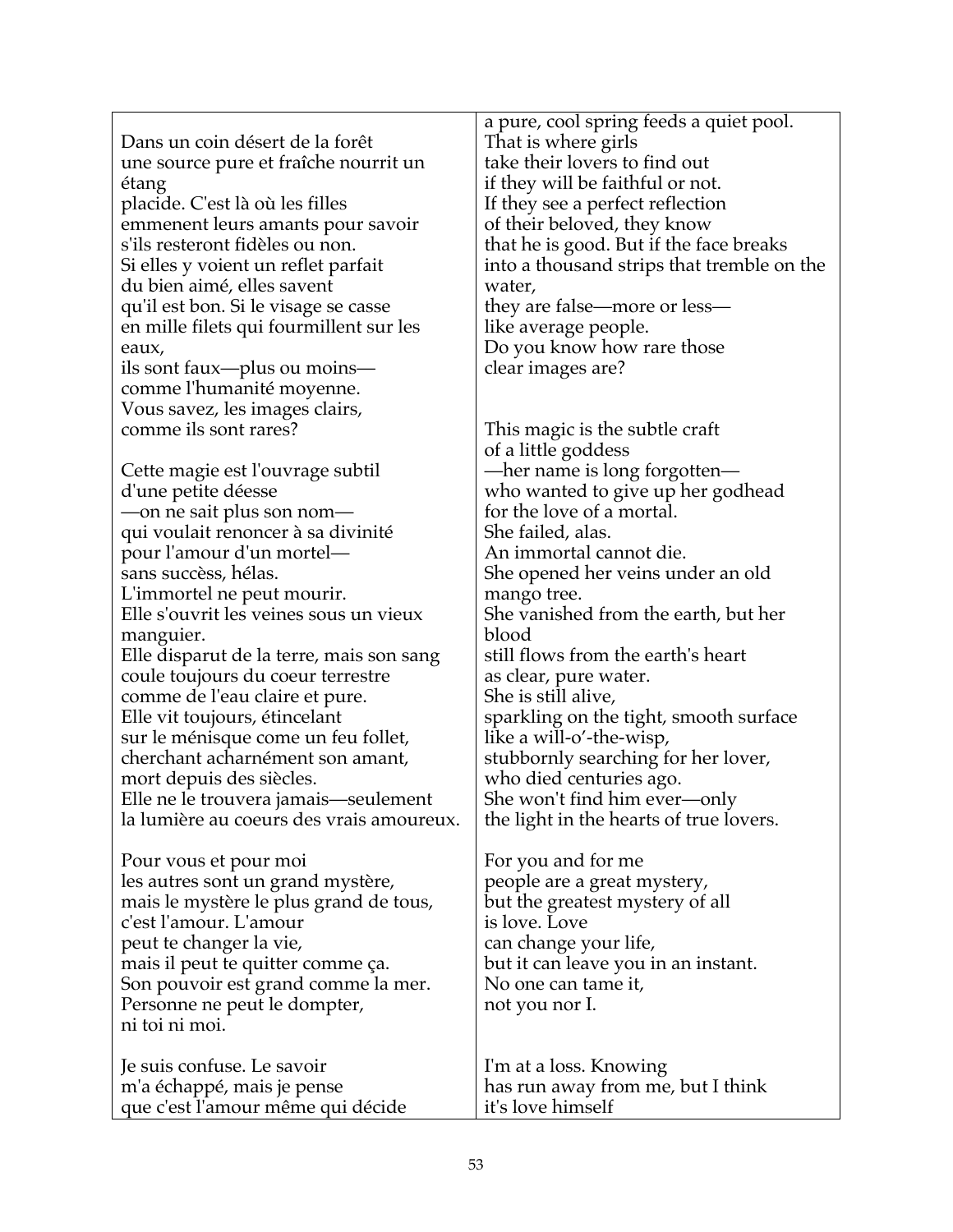| | |
|---|---|
| Dans un coin désert de la forêt<br>une source pure et fraîche nourrit un étang<br>placide. C'est là où les filles<br>emmenent leurs amants pour savoir<br>s'ils resteront fidèles ou non.<br>Si elles y voient un reflet parfait<br>du bien aimé, elles savent<br>qu'il est bon. Si le visage se casse<br>en mille filets qui fourmillent sur les eaux,<br>ils sont faux—plus ou moins—<br>comme l'humanité moyenne.<br>Vous savez, les images clairs,<br>comme ils sont rares? | a pure, cool spring feeds a quiet pool.<br>That is where girls<br>take their lovers to find out<br>if they will be faithful or not.<br>If they see a perfect reflection<br>of their beloved, they know<br>that he is good. But if the face breaks<br>into a thousand strips that tremble on the water,<br>they are false—more or less—<br>like average people.<br>Do you know how rare those<br>clear images are? |
| Cette magie est l'ouvrage subtil<br>d'une petite déesse<br>—on ne sait plus son nom—<br>qui voulait renoncer à sa divinité<br>pour l'amour d'un mortel—<br>sans succèss, hélas.<br>L'immortel ne peut mourir.<br>Elle s'ouvrit les veines sous un vieux manguier.<br>Elle disparut de la terre, mais son sang<br>coule toujours du coeur terrestre<br>comme de l'eau claire et pure.<br>Elle vit toujours, étincelant<br>sur le ménisque come un feu follet,<br>cherchant acharnément son amant,<br>mort depuis des siècles.<br>Elle ne le trouvera jamais—seulement<br>la lumière au coeurs des vrais amoureux. | This magic is the subtle craft<br>of a little goddess<br>—her name is long forgotten—<br>who wanted to give up her godhead<br>for the love of a mortal.<br>She failed, alas.<br>An immortal cannot die.<br>She opened her veins under an old mango tree.<br>She vanished from the earth, but her blood<br>still flows from the earth's heart<br>as clear, pure water.<br>She is still alive,<br>sparkling on the tight, smooth surface<br>like a will-o'-the-wisp,<br>stubbornly searching for her lover,<br>who died centuries ago.<br>She won't find him ever—only<br>the light in the hearts of true lovers. |
| Pour vous et pour moi<br>les autres sont un grand mystère,<br>mais le mystère le plus grand de tous,<br>c'est l'amour. L'amour<br>peut te changer la vie,<br>mais il peut te quitter comme ça.<br>Son pouvoir est grand comme la mer.<br>Personne ne peut le dompter,<br>ni toi ni moi. | For you and for me<br>people are a great mystery,<br>but the greatest mystery of all<br>is love. Love<br>can change your life,<br>but it can leave you in an instant.<br>No one can tame it,<br>not you nor I. |
| Je suis confuse. Le savoir<br>m'a échappé, mais je pense<br>que c'est l'amour même qui décide | I'm at a loss. Knowing<br>has run away from me, but I think<br>it's love himself |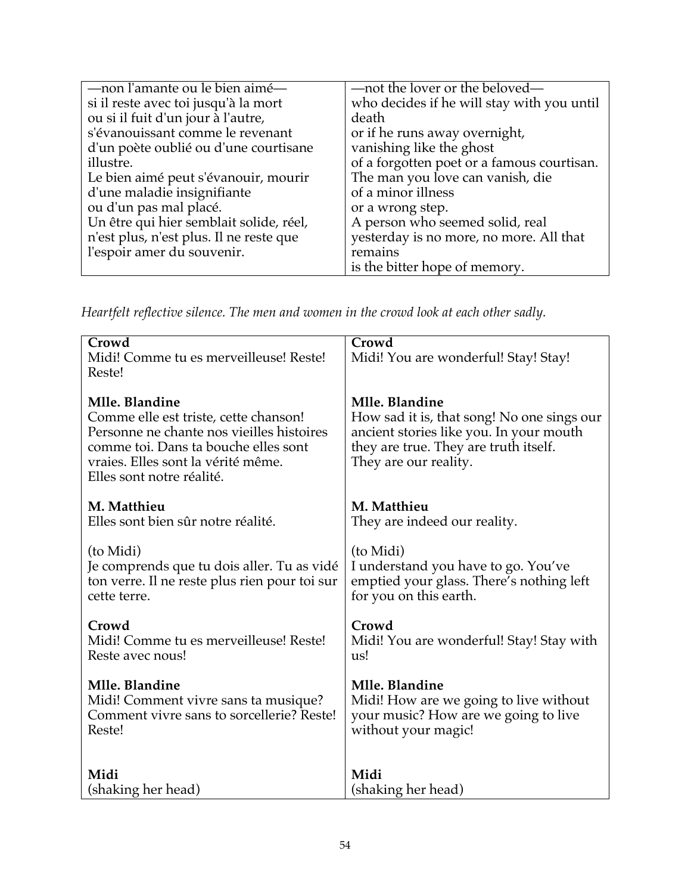| —non l'amante ou le bien aimé—<br>si il reste avec toi jusqu'à la mort<br>ou si il fuit d'un jour à l'autre,<br>s'évanouissant comme le revenant<br>d'un poète oublié ou d'une courtisane<br>illustre.<br>Le bien aimé peut s'évanouir, mourir<br>d'une maladie insignifiante<br>ou d'un pas mal placé.<br>Un être qui hier semblait solide, réel,<br>n'est plus, n'est plus. Il ne reste que<br>l'espoir amer du souvenir. | —not the lover or the beloved—<br>who decides if he will stay with you until<br>death<br>or if he runs away overnight,<br>vanishing like the ghost<br>of a forgotten poet or a famous courtisan.<br>The man you love can vanish, die<br>of a minor illness<br>or a wrong step.<br>A person who seemed solid, real<br>yesterday is no more, no more. All that<br>remains<br>is the bitter hope of memory. |
|---|---|

*Heartfelt reflective silence. The men and women in the crowd look at each other sadly.*

| **Crowd**<br>Midi! Comme tu es merveilleuse! Reste!<br>Reste! | **Crowd**<br>Midi! You are wonderful! Stay! Stay! |
|---|---|
| **Mlle. Blandine**<br>Comme elle est triste, cette chanson!<br>Personne ne chante nos vieilles histoires<br>comme toi. Dans ta bouche elles sont<br>vraies. Elles sont la vérité même.<br>Elles sont notre réalité. | **Mlle. Blandine**<br>How sad it is, that song! No one sings our<br>ancient stories like you. In your mouth<br>they are true. They are truth itself.<br>They are our reality. |
| **M. Matthieu**<br>Elles sont bien sûr notre réalité. | **M. Matthieu**<br>They are indeed our reality. |
| (to Midi)<br>Je comprends que tu dois aller. Tu as vidé<br>ton verre. Il ne reste plus rien pour toi sur<br>cette terre. | (to Midi)<br>I understand you have to go. You've<br>emptied your glass. There's nothing left<br>for you on this earth. |
| **Crowd**<br>Midi! Comme tu es merveilleuse! Reste!<br>Reste avec nous! | **Crowd**<br>Midi! You are wonderful! Stay! Stay with<br>us! |
| **Mlle. Blandine**<br>Midi! Comment vivre sans ta musique?<br>Comment vivre sans to sorcellerie? Reste!<br>Reste! | **Mlle. Blandine**<br>Midi! How are we going to live without<br>your music? How are we going to live<br>without your magic! |
| **Midi**<br>(shaking her head) | **Midi**<br>(shaking her head) |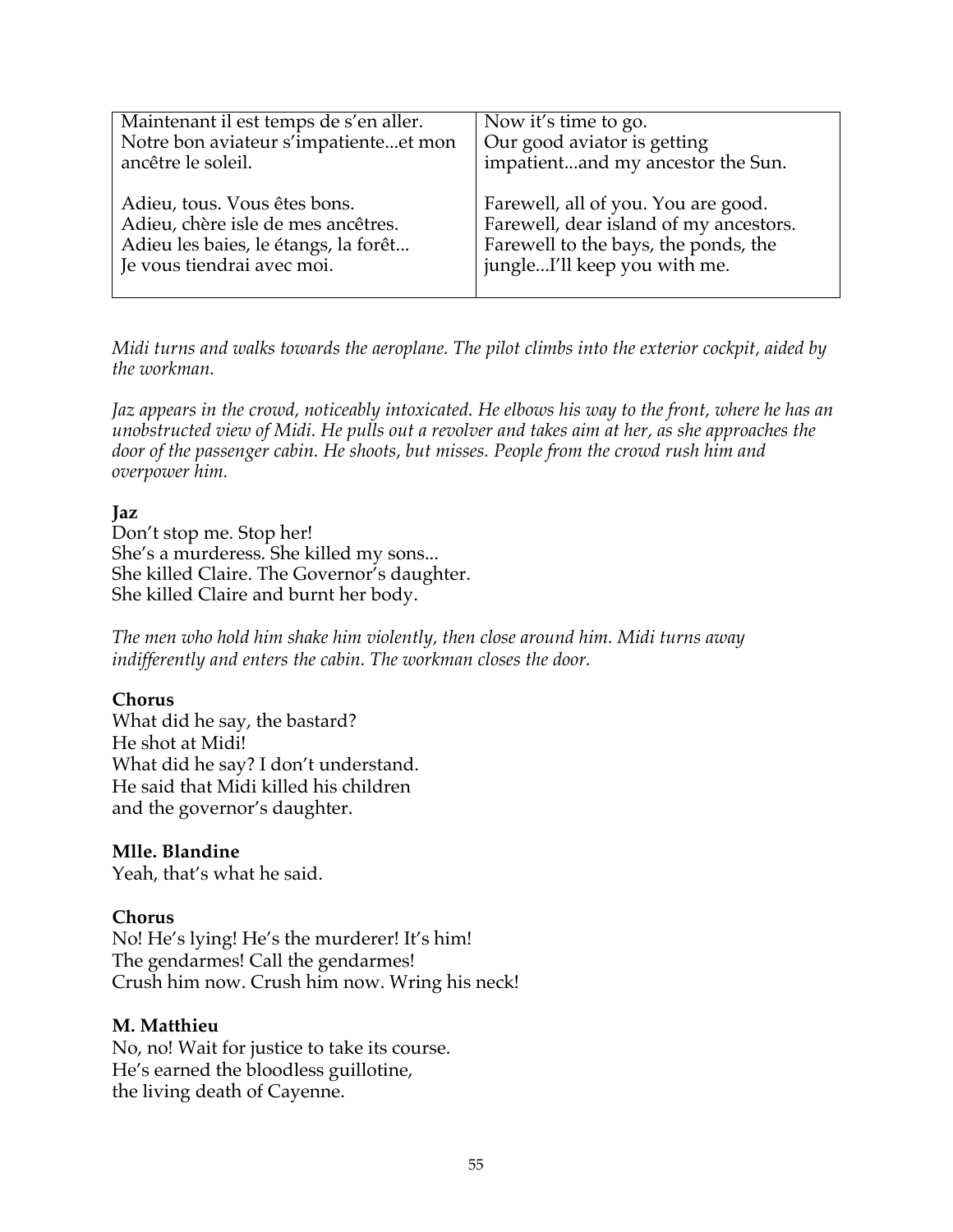| Maintenant il est temps de s'en aller.<br>Notre bon aviateur s'impatiente...et mon ancêtre le soleil.<br><br>Adieu, tous. Vous êtes bons.<br>Adieu, chère isle de mes ancêtres.<br>Adieu les baies, le étangs, la forêt...<br>Je vous tiendrai avec moi. | Now it's time to go.<br>Our good aviator is getting impatient...and my ancestor the Sun.<br><br>Farewell, all of you. You are good.<br>Farewell, dear island of my ancestors.<br>Farewell to the bays, the ponds, the jungle...I'll keep you with me. |
|---|---|

*Midi turns and walks towards the aeroplane. The pilot climbs into the exterior cockpit, aided by the workman.*

*Jaz appears in the crowd, noticeably intoxicated. He elbows his way to the front, where he has an unobstructed view of Midi. He pulls out a revolver and takes aim at her, as she approaches the door of the passenger cabin. He shoots, but misses. People from the crowd rush him and overpower him.*

**Jaz**
Don't stop me. Stop her!
She's a murderess. She killed my sons...
She killed Claire. The Governor's daughter.
She killed Claire and burnt her body.

*The men who hold him shake him violently, then close around him. Midi turns away indifferently and enters the cabin. The workman closes the door.*

**Chorus**
What did he say, the bastard?
He shot at Midi!
What did he say? I don't understand.
He said that Midi killed his children
and the governor's daughter.

**Mlle. Blandine**
Yeah, that's what he said.

**Chorus**
No! He's lying! He's the murderer! It's him!
The gendarmes! Call the gendarmes!
Crush him now. Crush him now. Wring his neck!

**M. Matthieu**
No, no! Wait for justice to take its course.
He's earned the bloodless guillotine,
the living death of Cayenne.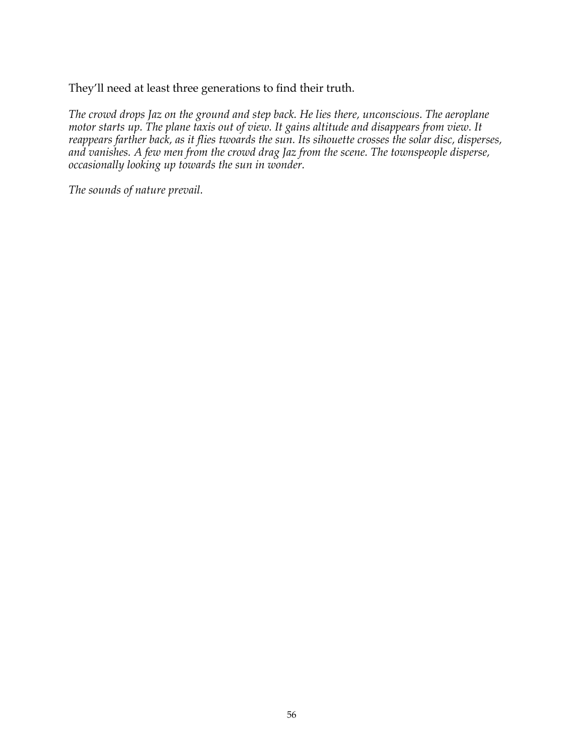They'll need at least three generations to find their truth.

*The crowd drops Jaz on the ground and step back. He lies there, unconscious. The aeroplane motor starts up. The plane taxis out of view. It gains altitude and disappears from view. It reappears farther back, as it flies twoards the sun. Its sihouette crosses the solar disc, disperses, and vanishes. A few men from the crowd drag Jaz from the scene. The townspeople disperse, occasionally looking up towards the sun in wonder.*

*The sounds of nature prevail.*